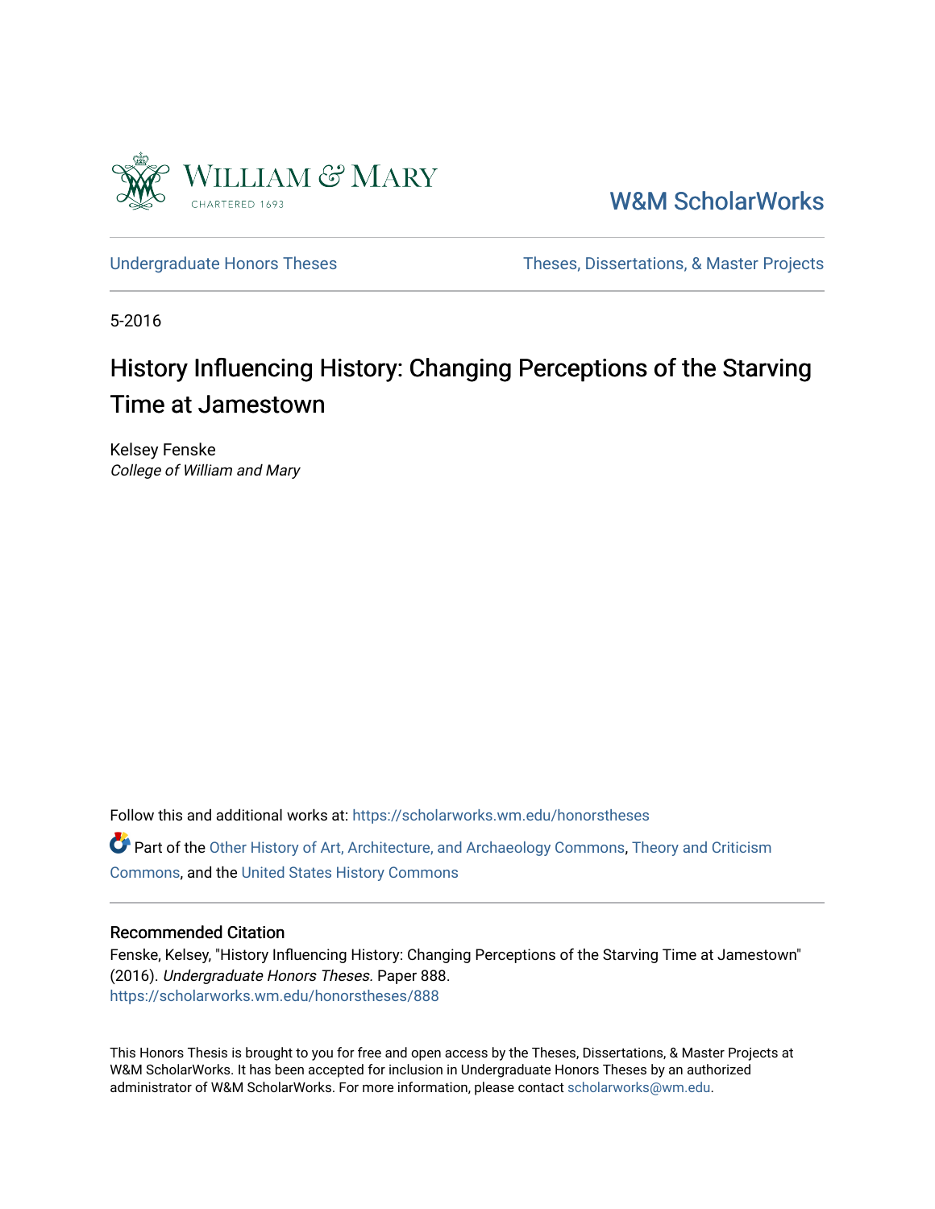William & Mary
CHARTERED 1693

W&M ScholarWorks

Undergraduate Honors Theses

Theses, Dissertations, & Master Projects

5-2016

# History Influencing History: Changing Perceptions of the Starving Time at Jamestown

Kelsey Fenske
*College of William and Mary*

Follow this and additional works at: https://scholarworks.wm.edu/honorstheses

Part of the Other History of Art, Architecture, and Archaeology Commons, Theory and Criticism Commons, and the United States History Commons

## Recommended Citation

Fenske, Kelsey, "History Influencing History: Changing Perceptions of the Starving Time at Jamestown" (2016). *Undergraduate Honors Theses.* Paper 888.
https://scholarworks.wm.edu/honorstheses/888

This Honors Thesis is brought to you for free and open access by the Theses, Dissertations, & Master Projects at W&M ScholarWorks. It has been accepted for inclusion in Undergraduate Honors Theses by an authorized administrator of W&M ScholarWorks. For more information, please contact scholarworks@wm.edu.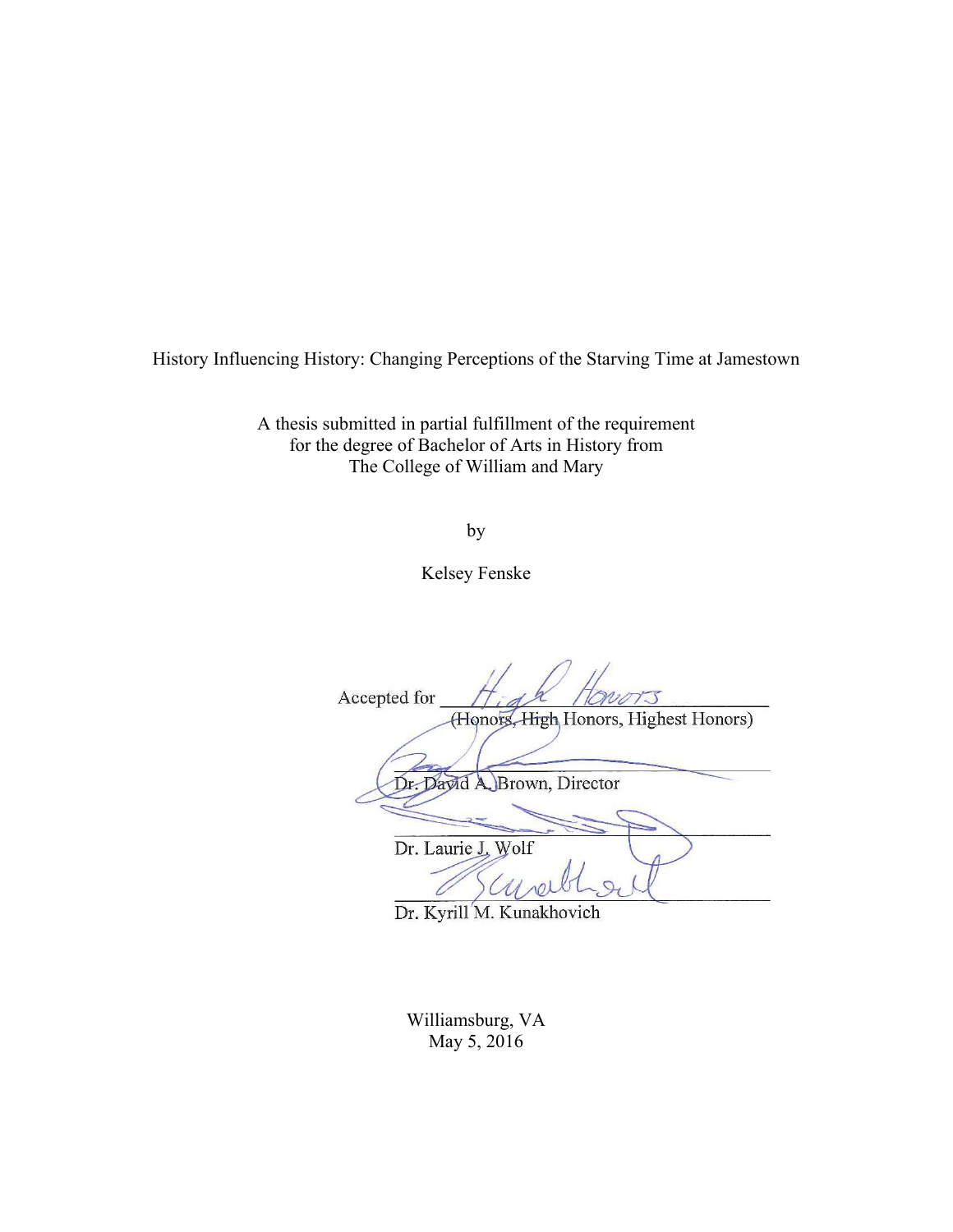History Influencing History: Changing Perceptions of the Starving Time at Jamestown

A thesis submitted in partial fulfillment of the requirement
for the degree of Bachelor of Arts in History from
The College of William and Mary

by

Kelsey Fenske

Accepted for High Honors
(Honors, High Honors, Highest Honors)

Dr. David A. Brown, Director

Dr. Laurie J. Wolf

Dr. Kyrill M. Kunakhovich

Williamsburg, VA
May 5, 2016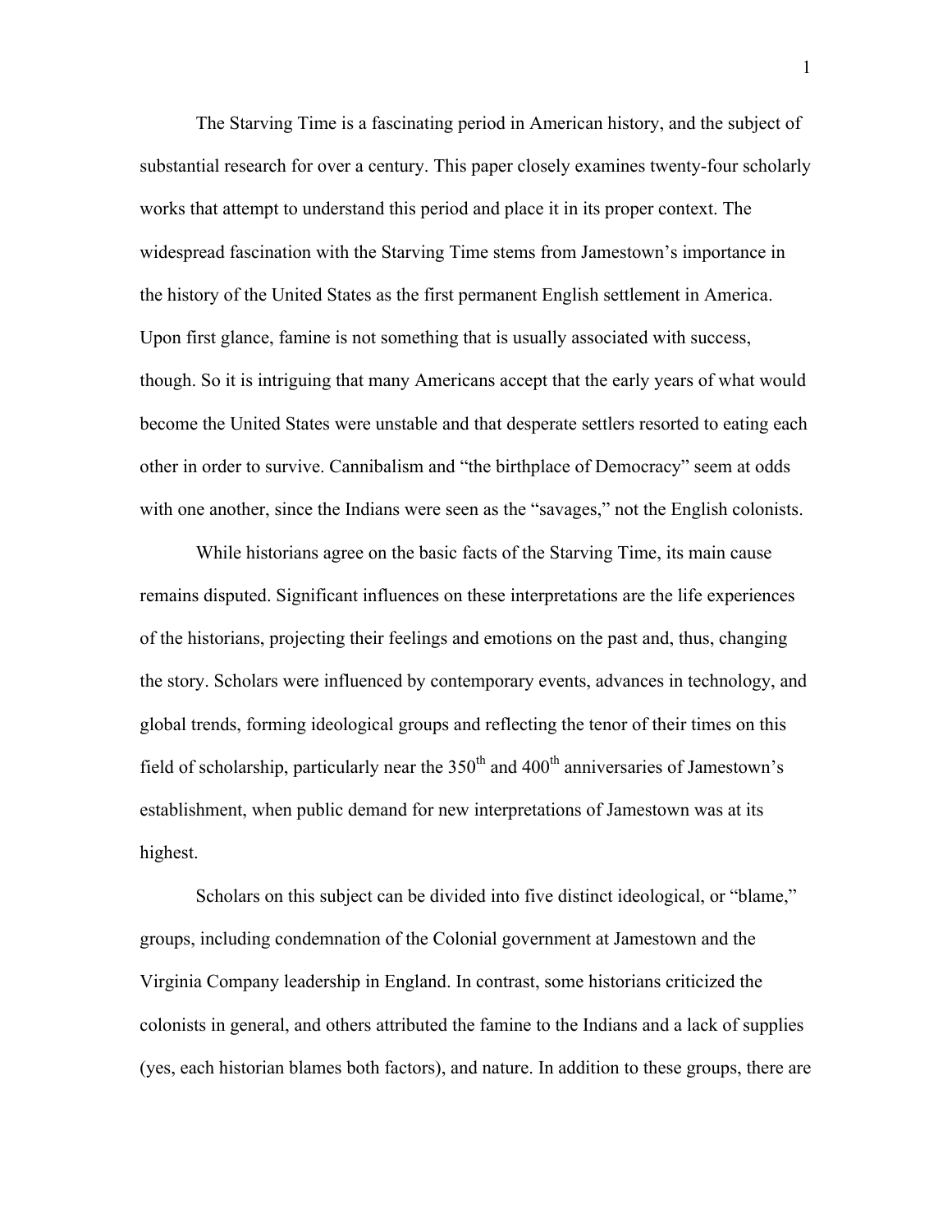The Starving Time is a fascinating period in American history, and the subject of substantial research for over a century. This paper closely examines twenty-four scholarly works that attempt to understand this period and place it in its proper context. The widespread fascination with the Starving Time stems from Jamestown's importance in the history of the United States as the first permanent English settlement in America. Upon first glance, famine is not something that is usually associated with success, though. So it is intriguing that many Americans accept that the early years of what would become the United States were unstable and that desperate settlers resorted to eating each other in order to survive. Cannibalism and "the birthplace of Democracy" seem at odds with one another, since the Indians were seen as the "savages," not the English colonists.

While historians agree on the basic facts of the Starving Time, its main cause remains disputed. Significant influences on these interpretations are the life experiences of the historians, projecting their feelings and emotions on the past and, thus, changing the story. Scholars were influenced by contemporary events, advances in technology, and global trends, forming ideological groups and reflecting the tenor of their times on this field of scholarship, particularly near the 350th and 400th anniversaries of Jamestown's establishment, when public demand for new interpretations of Jamestown was at its highest.

Scholars on this subject can be divided into five distinct ideological, or "blame," groups, including condemnation of the Colonial government at Jamestown and the Virginia Company leadership in England. In contrast, some historians criticized the colonists in general, and others attributed the famine to the Indians and a lack of supplies (yes, each historian blames both factors), and nature. In addition to these groups, there are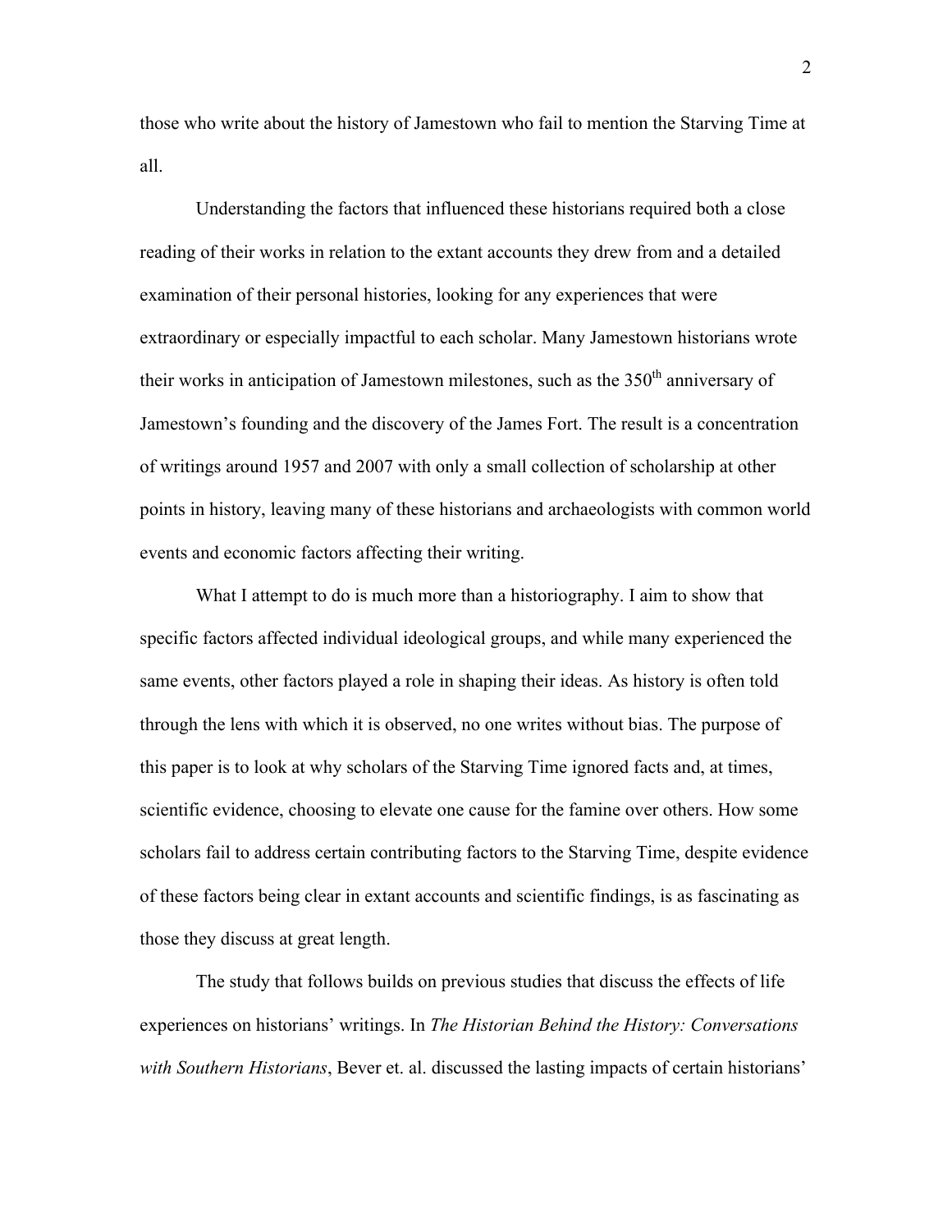those who write about the history of Jamestown who fail to mention the Starving Time at all.

Understanding the factors that influenced these historians required both a close reading of their works in relation to the extant accounts they drew from and a detailed examination of their personal histories, looking for any experiences that were extraordinary or especially impactful to each scholar. Many Jamestown historians wrote their works in anticipation of Jamestown milestones, such as the 350th anniversary of Jamestown's founding and the discovery of the James Fort. The result is a concentration of writings around 1957 and 2007 with only a small collection of scholarship at other points in history, leaving many of these historians and archaeologists with common world events and economic factors affecting their writing.

What I attempt to do is much more than a historiography. I aim to show that specific factors affected individual ideological groups, and while many experienced the same events, other factors played a role in shaping their ideas. As history is often told through the lens with which it is observed, no one writes without bias. The purpose of this paper is to look at why scholars of the Starving Time ignored facts and, at times, scientific evidence, choosing to elevate one cause for the famine over others. How some scholars fail to address certain contributing factors to the Starving Time, despite evidence of these factors being clear in extant accounts and scientific findings, is as fascinating as those they discuss at great length.

The study that follows builds on previous studies that discuss the effects of life experiences on historians' writings. In *The Historian Behind the History: Conversations with Southern Historians*, Bever et. al. discussed the lasting impacts of certain historians'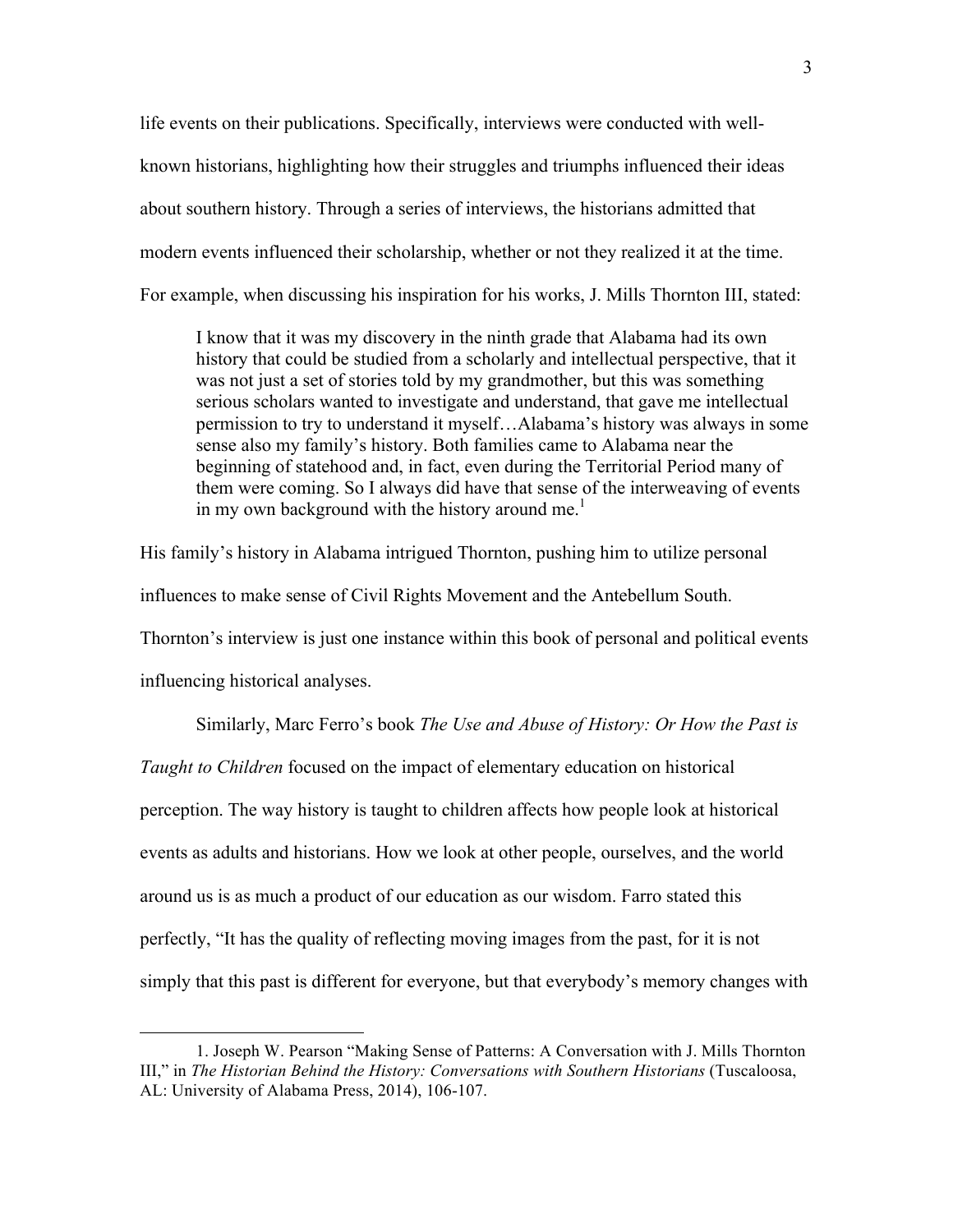life events on their publications. Specifically, interviews were conducted with well-known historians, highlighting how their struggles and triumphs influenced their ideas about southern history. Through a series of interviews, the historians admitted that modern events influenced their scholarship, whether or not they realized it at the time. For example, when discussing his inspiration for his works, J. Mills Thornton III, stated:

> I know that it was my discovery in the ninth grade that Alabama had its own history that could be studied from a scholarly and intellectual perspective, that it was not just a set of stories told by my grandmother, but this was something serious scholars wanted to investigate and understand, that gave me intellectual permission to try to understand it myself…Alabama's history was always in some sense also my family's history. Both families came to Alabama near the beginning of statehood and, in fact, even during the Territorial Period many of them were coming. So I always did have that sense of the interweaving of events in my own background with the history around me.[1]

His family's history in Alabama intrigued Thornton, pushing him to utilize personal influences to make sense of Civil Rights Movement and the Antebellum South. Thornton's interview is just one instance within this book of personal and political events influencing historical analyses.

Similarly, Marc Ferro's book *The Use and Abuse of History: Or How the Past is Taught to Children* focused on the impact of elementary education on historical perception. The way history is taught to children affects how people look at historical events as adults and historians. How we look at other people, ourselves, and the world around us is as much a product of our education as our wisdom. Farro stated this perfectly, "It has the quality of reflecting moving images from the past, for it is not simply that this past is different for everyone, but that everybody's memory changes with

---

1. Joseph W. Pearson "Making Sense of Patterns: A Conversation with J. Mills Thornton III," in *The Historian Behind the History: Conversations with Southern Historians* (Tuscaloosa, AL: University of Alabama Press, 2014), 106-107.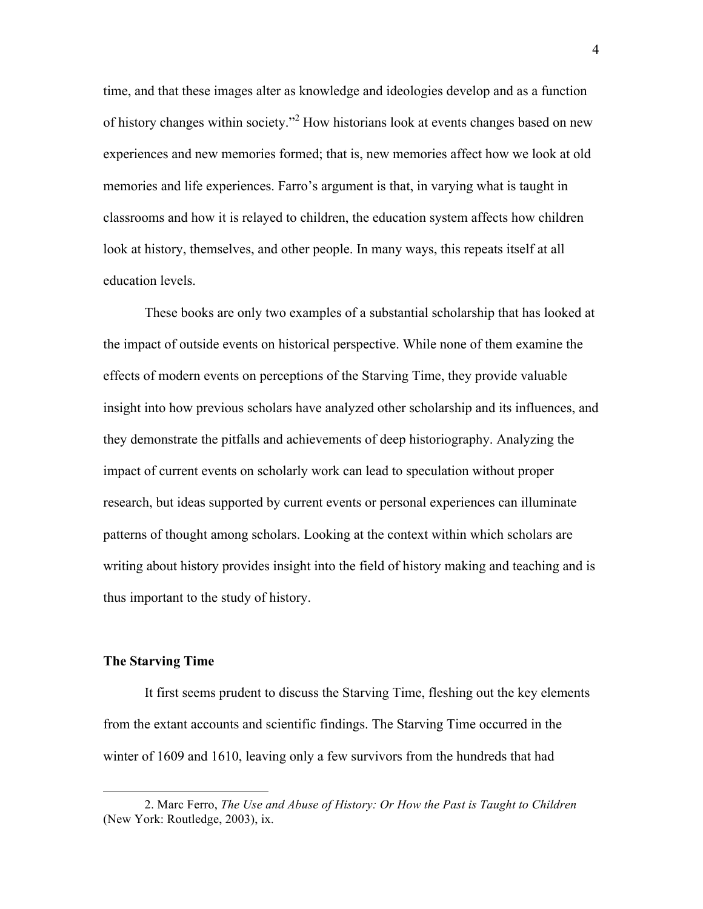time, and that these images alter as knowledge and ideologies develop and as a function of history changes within society."[2] How historians look at events changes based on new experiences and new memories formed; that is, new memories affect how we look at old memories and life experiences. Farro's argument is that, in varying what is taught in classrooms and how it is relayed to children, the education system affects how children look at history, themselves, and other people. In many ways, this repeats itself at all education levels.

These books are only two examples of a substantial scholarship that has looked at the impact of outside events on historical perspective. While none of them examine the effects of modern events on perceptions of the Starving Time, they provide valuable insight into how previous scholars have analyzed other scholarship and its influences, and they demonstrate the pitfalls and achievements of deep historiography. Analyzing the impact of current events on scholarly work can lead to speculation without proper research, but ideas supported by current events or personal experiences can illuminate patterns of thought among scholars. Looking at the context within which scholars are writing about history provides insight into the field of history making and teaching and is thus important to the study of history.

### The Starving Time

It first seems prudent to discuss the Starving Time, fleshing out the key elements from the extant accounts and scientific findings. The Starving Time occurred in the winter of 1609 and 1610, leaving only a few survivors from the hundreds that had

---

2. Marc Ferro, *The Use and Abuse of History: Or How the Past is Taught to Children* (New York: Routledge, 2003), ix.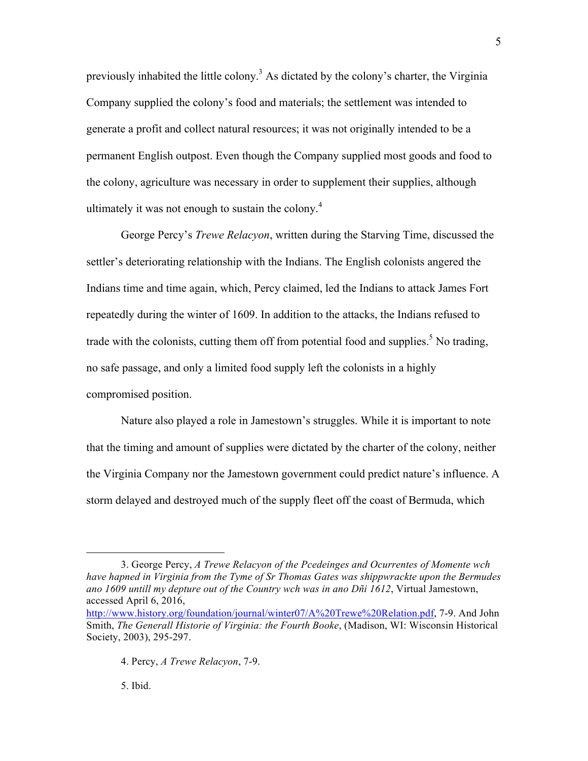previously inhabited the little colony.[3] As dictated by the colony's charter, the Virginia Company supplied the colony's food and materials; the settlement was intended to generate a profit and collect natural resources; it was not originally intended to be a permanent English outpost. Even though the Company supplied most goods and food to the colony, agriculture was necessary in order to supplement their supplies, although ultimately it was not enough to sustain the colony.[4]

George Percy's *Trewe Relacyon*, written during the Starving Time, discussed the settler's deteriorating relationship with the Indians. The English colonists angered the Indians time and time again, which, Percy claimed, led the Indians to attack James Fort repeatedly during the winter of 1609. In addition to the attacks, the Indians refused to trade with the colonists, cutting them off from potential food and supplies.[5] No trading, no safe passage, and only a limited food supply left the colonists in a highly compromised position.

Nature also played a role in Jamestown's struggles. While it is important to note that the timing and amount of supplies were dictated by the charter of the colony, neither the Virginia Company nor the Jamestown government could predict nature's influence. A storm delayed and destroyed much of the supply fleet off the coast of Bermuda, which

---

3. George Percy, *A Trewe Relacyon of the Pcedeinges and Ocurrentes of Momente wch have hapned in Virginia from the Tyme of Sr Thomas Gates was shippwrackte upon the Bermudes ano 1609 untill my depture out of the Country wch was in ano Dñi 1612*, Virtual Jamestown, accessed April 6, 2016, http://www.history.org/foundation/journal/winter07/A%20Trewe%20Relation.pdf, 7-9. And John Smith, *The Generall Historie of Virginia: the Fourth Booke*, (Madison, WI: Wisconsin Historical Society, 2003), 295-297.

4. Percy, *A Trewe Relacyon*, 7-9.

5. Ibid.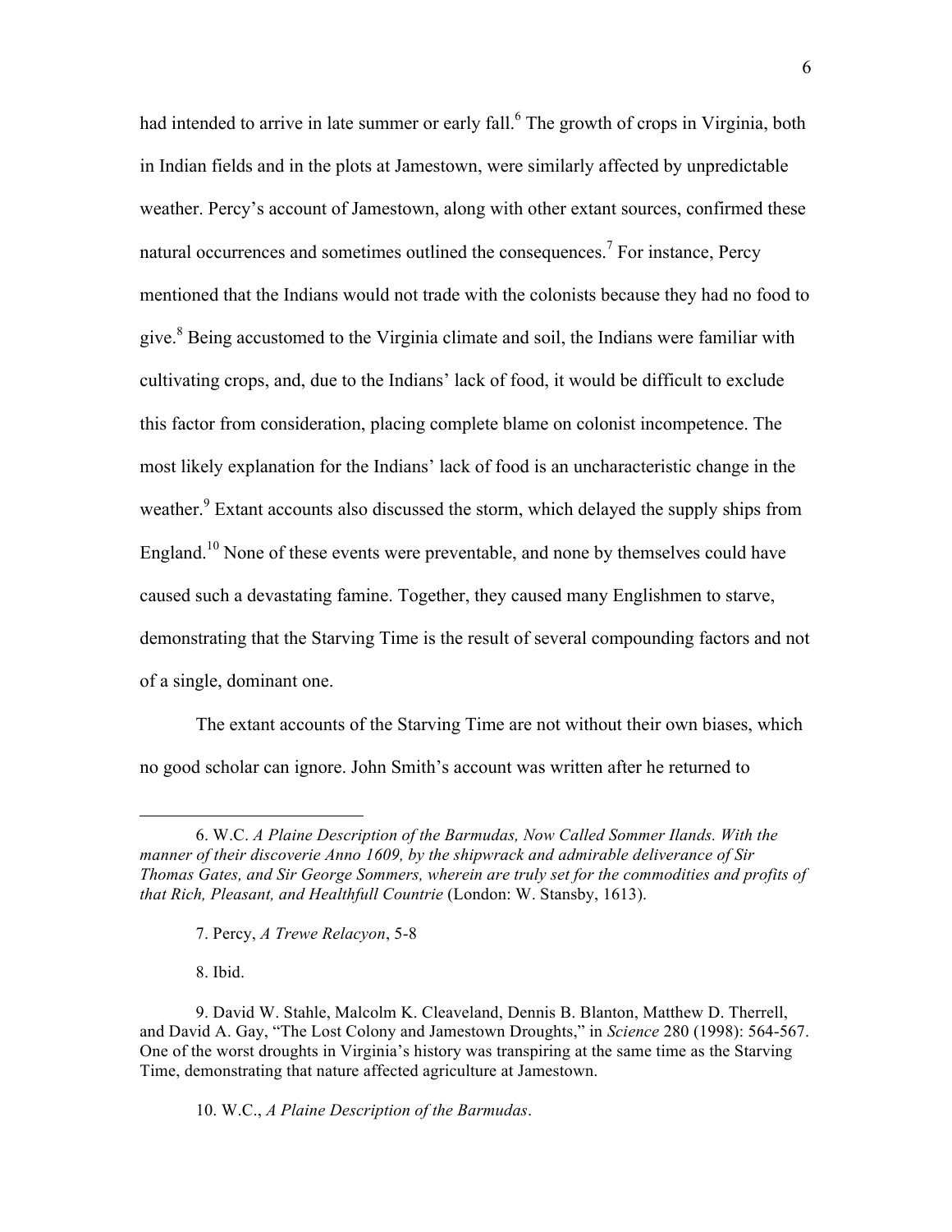had intended to arrive in late summer or early fall.[6] The growth of crops in Virginia, both in Indian fields and in the plots at Jamestown, were similarly affected by unpredictable weather. Percy's account of Jamestown, along with other extant sources, confirmed these natural occurrences and sometimes outlined the consequences.[7] For instance, Percy mentioned that the Indians would not trade with the colonists because they had no food to give.[8] Being accustomed to the Virginia climate and soil, the Indians were familiar with cultivating crops, and, due to the Indians' lack of food, it would be difficult to exclude this factor from consideration, placing complete blame on colonist incompetence. The most likely explanation for the Indians' lack of food is an uncharacteristic change in the weather.[9] Extant accounts also discussed the storm, which delayed the supply ships from England.[10] None of these events were preventable, and none by themselves could have caused such a devastating famine. Together, they caused many Englishmen to starve, demonstrating that the Starving Time is the result of several compounding factors and not of a single, dominant one.

The extant accounts of the Starving Time are not without their own biases, which no good scholar can ignore. John Smith's account was written after he returned to

---

6. W.C. *A Plaine Description of the Barmudas, Now Called Sommer Ilands. With the manner of their discoverie Anno 1609, by the shipwrack and admirable deliverance of Sir Thomas Gates, and Sir George Sommers, wherein are truly set for the commodities and profits of that Rich, Pleasant, and Healthfull Countrie* (London: W. Stansby, 1613).

7. Percy, *A Trewe Relacyon*, 5-8

8. Ibid.

9. David W. Stahle, Malcolm K. Cleaveland, Dennis B. Blanton, Matthew D. Therrell, and David A. Gay, "The Lost Colony and Jamestown Droughts," in *Science* 280 (1998): 564-567. One of the worst droughts in Virginia's history was transpiring at the same time as the Starving Time, demonstrating that nature affected agriculture at Jamestown.

10. W.C., *A Plaine Description of the Barmudas*.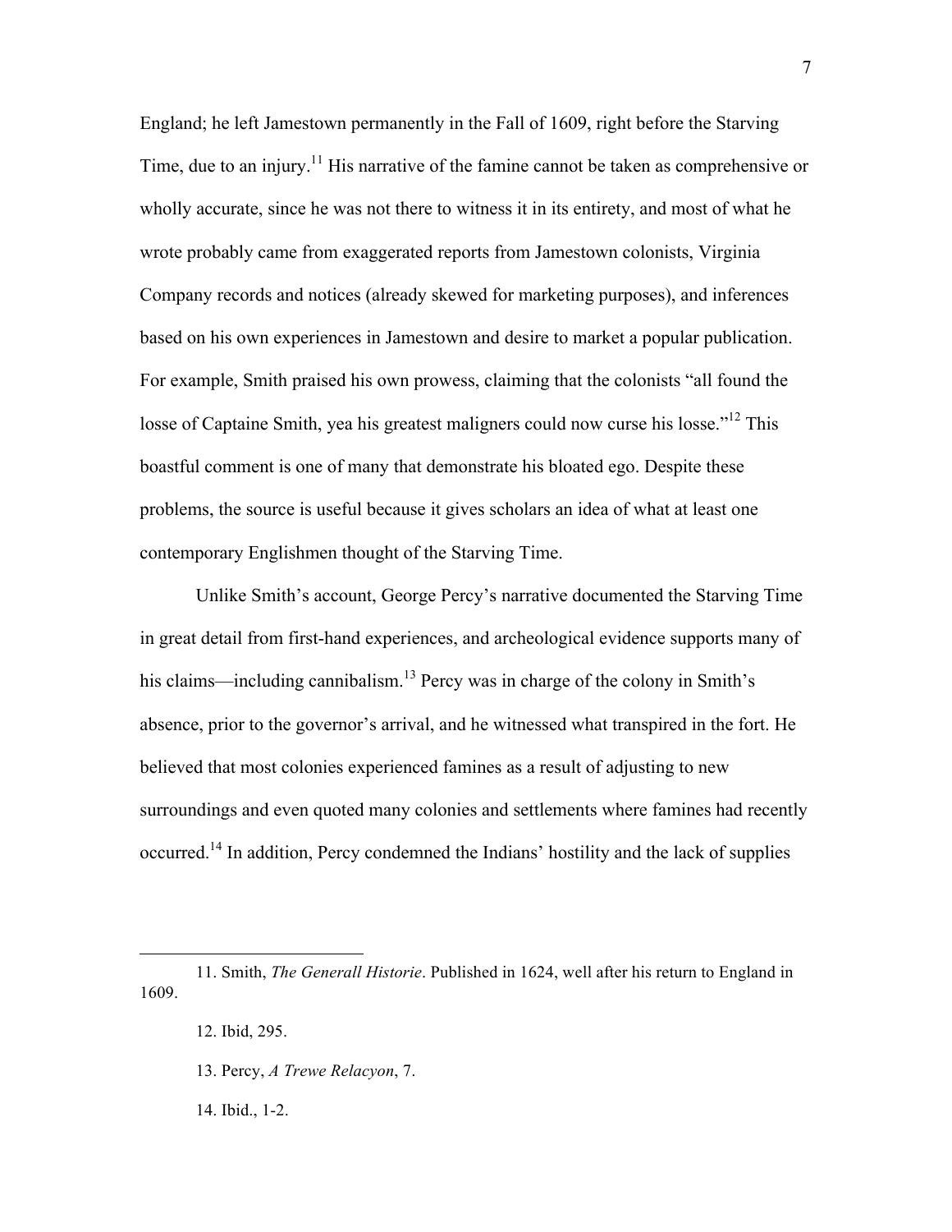England; he left Jamestown permanently in the Fall of 1609, right before the Starving Time, due to an injury.[11] His narrative of the famine cannot be taken as comprehensive or wholly accurate, since he was not there to witness it in its entirety, and most of what he wrote probably came from exaggerated reports from Jamestown colonists, Virginia Company records and notices (already skewed for marketing purposes), and inferences based on his own experiences in Jamestown and desire to market a popular publication. For example, Smith praised his own prowess, claiming that the colonists "all found the losse of Captaine Smith, yea his greatest maligners could now curse his losse."[12] This boastful comment is one of many that demonstrate his bloated ego. Despite these problems, the source is useful because it gives scholars an idea of what at least one contemporary Englishmen thought of the Starving Time.

Unlike Smith's account, George Percy's narrative documented the Starving Time in great detail from first-hand experiences, and archeological evidence supports many of his claims—including cannibalism.[13] Percy was in charge of the colony in Smith's absence, prior to the governor's arrival, and he witnessed what transpired in the fort. He believed that most colonies experienced famines as a result of adjusting to new surroundings and even quoted many colonies and settlements where famines had recently occurred.[14] In addition, Percy condemned the Indians' hostility and the lack of supplies

---

11. Smith, *The Generall Historie*. Published in 1624, well after his return to England in 1609.

12. Ibid, 295.

13. Percy, *A Trewe Relacyon*, 7.

14. Ibid., 1-2.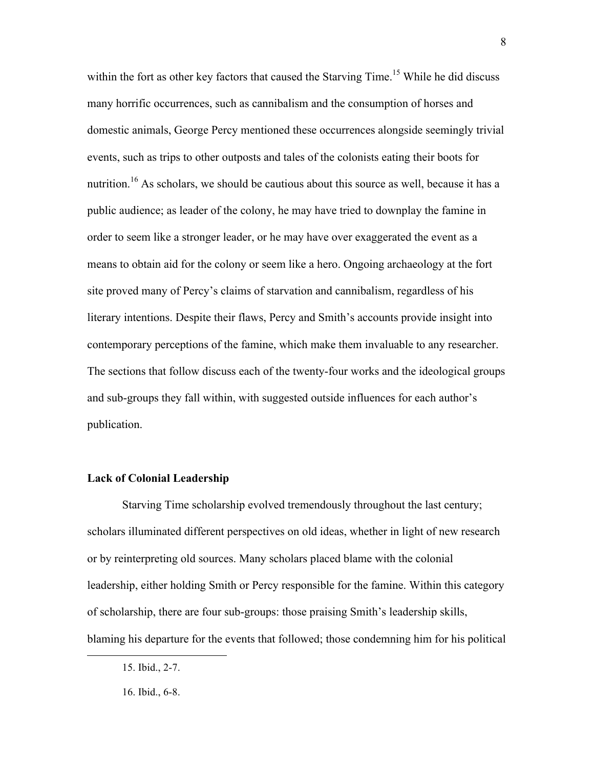within the fort as other key factors that caused the Starving Time.[15] While he did discuss many horrific occurrences, such as cannibalism and the consumption of horses and domestic animals, George Percy mentioned these occurrences alongside seemingly trivial events, such as trips to other outposts and tales of the colonists eating their boots for nutrition.[16] As scholars, we should be cautious about this source as well, because it has a public audience; as leader of the colony, he may have tried to downplay the famine in order to seem like a stronger leader, or he may have over exaggerated the event as a means to obtain aid for the colony or seem like a hero. Ongoing archaeology at the fort site proved many of Percy's claims of starvation and cannibalism, regardless of his literary intentions. Despite their flaws, Percy and Smith's accounts provide insight into contemporary perceptions of the famine, which make them invaluable to any researcher. The sections that follow discuss each of the twenty-four works and the ideological groups and sub-groups they fall within, with suggested outside influences for each author's publication.

**Lack of Colonial Leadership**

Starving Time scholarship evolved tremendously throughout the last century; scholars illuminated different perspectives on old ideas, whether in light of new research or by reinterpreting old sources. Many scholars placed blame with the colonial leadership, either holding Smith or Percy responsible for the famine. Within this category of scholarship, there are four sub-groups: those praising Smith's leadership skills, blaming his departure for the events that followed; those condemning him for his political

15. Ibid., 2-7.

16. Ibid., 6-8.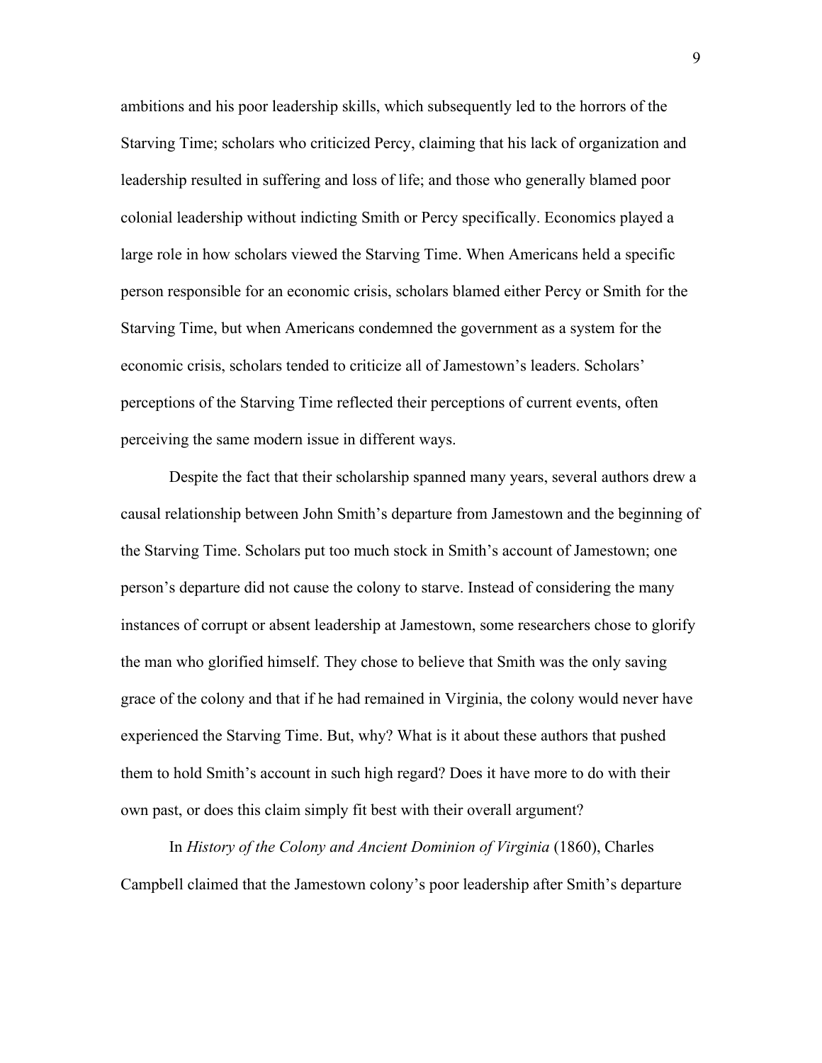ambitions and his poor leadership skills, which subsequently led to the horrors of the Starving Time; scholars who criticized Percy, claiming that his lack of organization and leadership resulted in suffering and loss of life; and those who generally blamed poor colonial leadership without indicting Smith or Percy specifically. Economics played a large role in how scholars viewed the Starving Time. When Americans held a specific person responsible for an economic crisis, scholars blamed either Percy or Smith for the Starving Time, but when Americans condemned the government as a system for the economic crisis, scholars tended to criticize all of Jamestown's leaders. Scholars' perceptions of the Starving Time reflected their perceptions of current events, often perceiving the same modern issue in different ways.

Despite the fact that their scholarship spanned many years, several authors drew a causal relationship between John Smith's departure from Jamestown and the beginning of the Starving Time. Scholars put too much stock in Smith's account of Jamestown; one person's departure did not cause the colony to starve. Instead of considering the many instances of corrupt or absent leadership at Jamestown, some researchers chose to glorify the man who glorified himself. They chose to believe that Smith was the only saving grace of the colony and that if he had remained in Virginia, the colony would never have experienced the Starving Time. But, why? What is it about these authors that pushed them to hold Smith's account in such high regard? Does it have more to do with their own past, or does this claim simply fit best with their overall argument?

In *History of the Colony and Ancient Dominion of Virginia* (1860), Charles Campbell claimed that the Jamestown colony's poor leadership after Smith's departure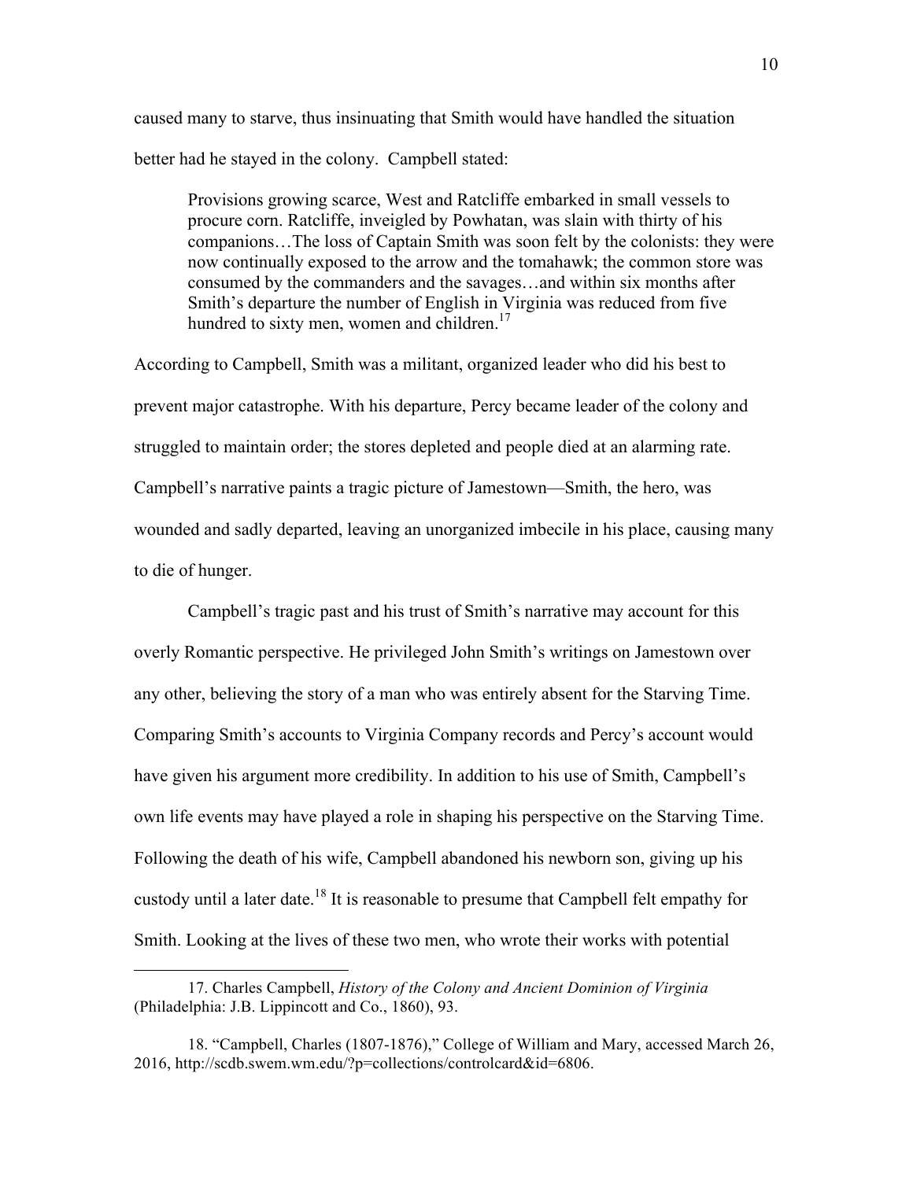caused many to starve, thus insinuating that Smith would have handled the situation better had he stayed in the colony. Campbell stated:

> Provisions growing scarce, West and Ratcliffe embarked in small vessels to procure corn. Ratcliffe, inveigled by Powhatan, was slain with thirty of his companions…The loss of Captain Smith was soon felt by the colonists: they were now continually exposed to the arrow and the tomahawk; the common store was consumed by the commanders and the savages…and within six months after Smith's departure the number of English in Virginia was reduced from five hundred to sixty men, women and children.[17]

According to Campbell, Smith was a militant, organized leader who did his best to prevent major catastrophe. With his departure, Percy became leader of the colony and struggled to maintain order; the stores depleted and people died at an alarming rate. Campbell's narrative paints a tragic picture of Jamestown—Smith, the hero, was wounded and sadly departed, leaving an unorganized imbecile in his place, causing many to die of hunger.

Campbell's tragic past and his trust of Smith's narrative may account for this overly Romantic perspective. He privileged John Smith's writings on Jamestown over any other, believing the story of a man who was entirely absent for the Starving Time. Comparing Smith's accounts to Virginia Company records and Percy's account would have given his argument more credibility. In addition to his use of Smith, Campbell's own life events may have played a role in shaping his perspective on the Starving Time. Following the death of his wife, Campbell abandoned his newborn son, giving up his custody until a later date.[18] It is reasonable to presume that Campbell felt empathy for Smith. Looking at the lives of these two men, who wrote their works with potential

---

17. Charles Campbell, *History of the Colony and Ancient Dominion of Virginia* (Philadelphia: J.B. Lippincott and Co., 1860), 93.

18. "Campbell, Charles (1807-1876)," College of William and Mary, accessed March 26, 2016, http://scdb.swem.wm.edu/?p=collections/controlcard&id=6806.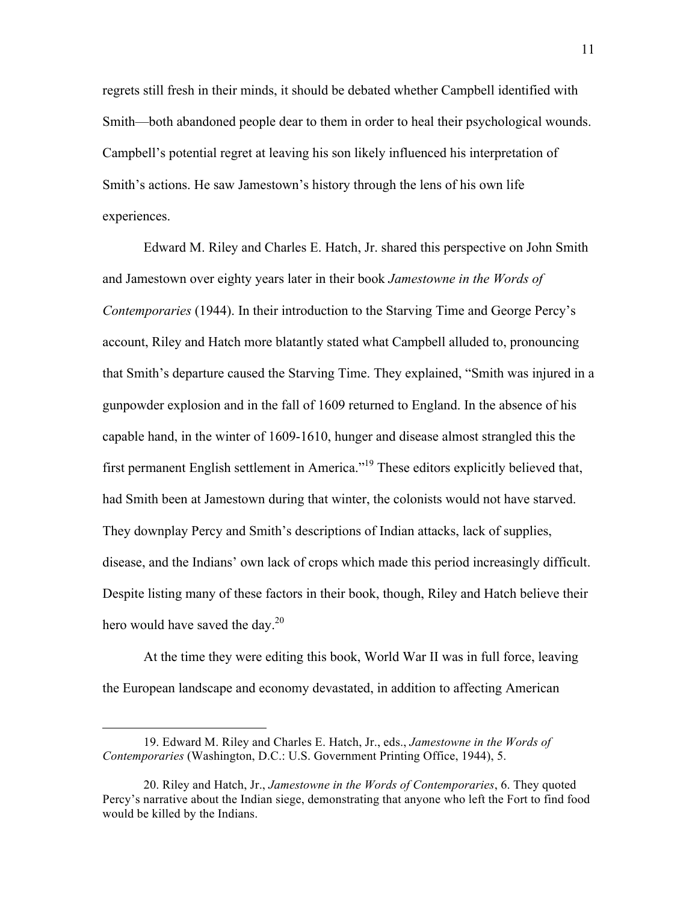regrets still fresh in their minds, it should be debated whether Campbell identified with Smith—both abandoned people dear to them in order to heal their psychological wounds. Campbell's potential regret at leaving his son likely influenced his interpretation of Smith's actions. He saw Jamestown's history through the lens of his own life experiences.

Edward M. Riley and Charles E. Hatch, Jr. shared this perspective on John Smith and Jamestown over eighty years later in their book *Jamestowne in the Words of Contemporaries* (1944). In their introduction to the Starving Time and George Percy's account, Riley and Hatch more blatantly stated what Campbell alluded to, pronouncing that Smith's departure caused the Starving Time. They explained, "Smith was injured in a gunpowder explosion and in the fall of 1609 returned to England. In the absence of his capable hand, in the winter of 1609-1610, hunger and disease almost strangled this the first permanent English settlement in America."[19] These editors explicitly believed that, had Smith been at Jamestown during that winter, the colonists would not have starved. They downplay Percy and Smith's descriptions of Indian attacks, lack of supplies, disease, and the Indians' own lack of crops which made this period increasingly difficult. Despite listing many of these factors in their book, though, Riley and Hatch believe their hero would have saved the day.[20]

At the time they were editing this book, World War II was in full force, leaving the European landscape and economy devastated, in addition to affecting American

---

19. Edward M. Riley and Charles E. Hatch, Jr., eds., *Jamestowne in the Words of Contemporaries* (Washington, D.C.: U.S. Government Printing Office, 1944), 5.

20. Riley and Hatch, Jr., *Jamestowne in the Words of Contemporaries*, 6. They quoted Percy's narrative about the Indian siege, demonstrating that anyone who left the Fort to find food would be killed by the Indians.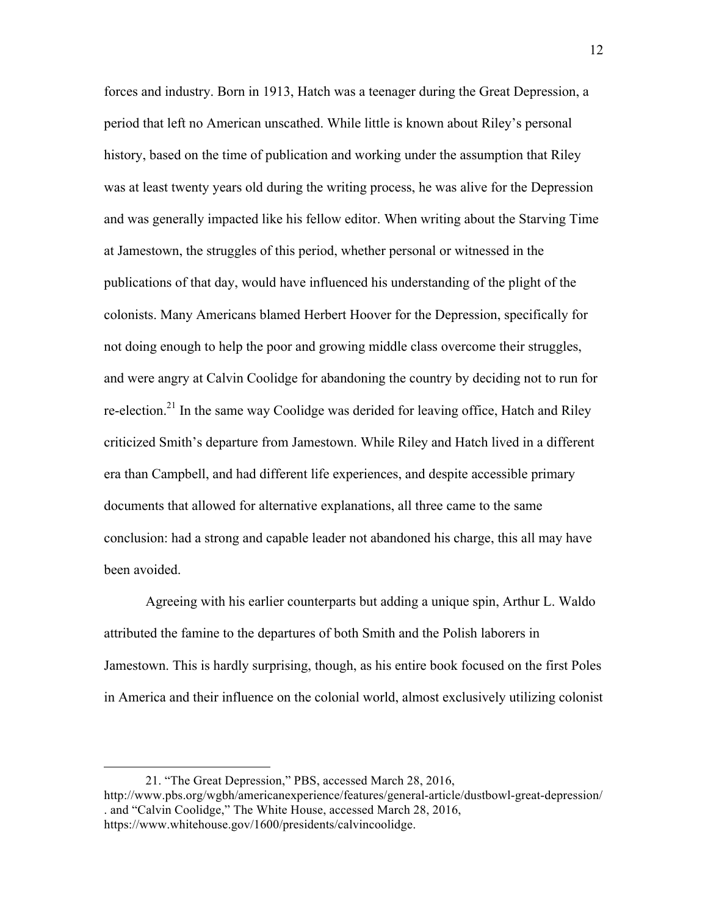forces and industry. Born in 1913, Hatch was a teenager during the Great Depression, a period that left no American unscathed. While little is known about Riley's personal history, based on the time of publication and working under the assumption that Riley was at least twenty years old during the writing process, he was alive for the Depression and was generally impacted like his fellow editor. When writing about the Starving Time at Jamestown, the struggles of this period, whether personal or witnessed in the publications of that day, would have influenced his understanding of the plight of the colonists. Many Americans blamed Herbert Hoover for the Depression, specifically for not doing enough to help the poor and growing middle class overcome their struggles, and were angry at Calvin Coolidge for abandoning the country by deciding not to run for re-election.[21] In the same way Coolidge was derided for leaving office, Hatch and Riley criticized Smith's departure from Jamestown. While Riley and Hatch lived in a different era than Campbell, and had different life experiences, and despite accessible primary documents that allowed for alternative explanations, all three came to the same conclusion: had a strong and capable leader not abandoned his charge, this all may have been avoided.

Agreeing with his earlier counterparts but adding a unique spin, Arthur L. Waldo attributed the famine to the departures of both Smith and the Polish laborers in Jamestown. This is hardly surprising, though, as his entire book focused on the first Poles in America and their influence on the colonial world, almost exclusively utilizing colonist

---

21. "The Great Depression," PBS, accessed March 28, 2016, http://www.pbs.org/wgbh/americanexperience/features/general-article/dustbowl-great-depression/ . and "Calvin Coolidge," The White House, accessed March 28, 2016, https://www.whitehouse.gov/1600/presidents/calvincoolidge.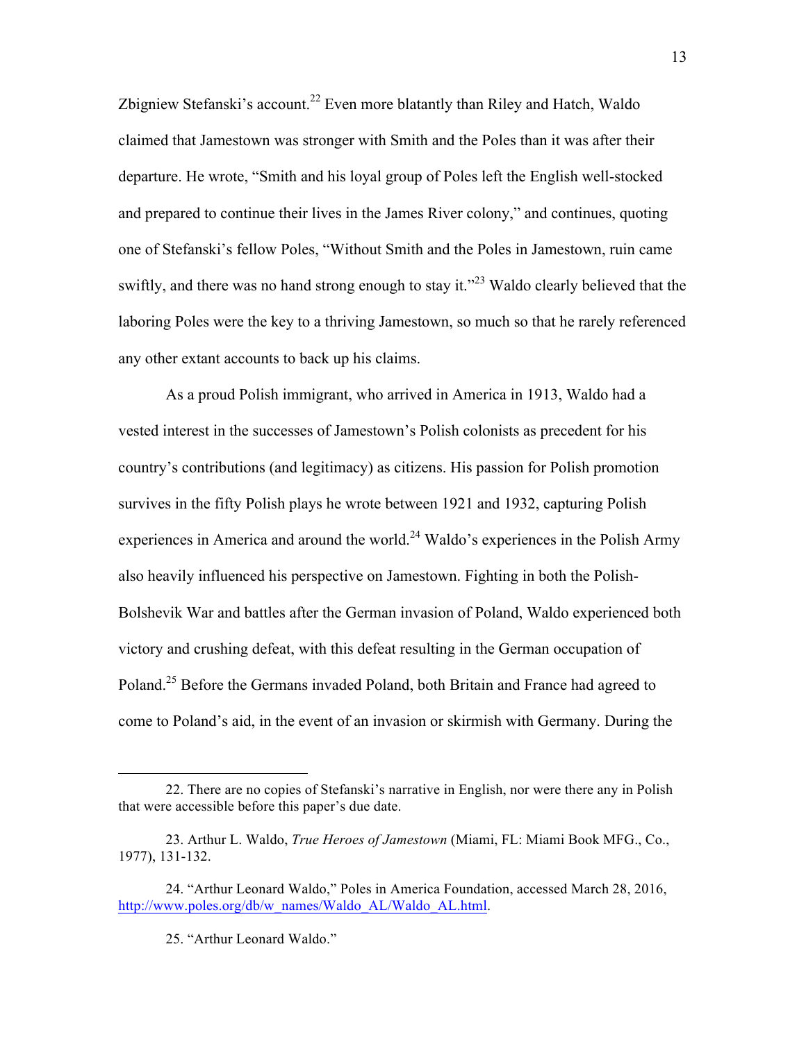Zbigniew Stefanski's account.[22] Even more blatantly than Riley and Hatch, Waldo claimed that Jamestown was stronger with Smith and the Poles than it was after their departure. He wrote, "Smith and his loyal group of Poles left the English well-stocked and prepared to continue their lives in the James River colony," and continues, quoting one of Stefanski's fellow Poles, "Without Smith and the Poles in Jamestown, ruin came swiftly, and there was no hand strong enough to stay it."[23] Waldo clearly believed that the laboring Poles were the key to a thriving Jamestown, so much so that he rarely referenced any other extant accounts to back up his claims.

As a proud Polish immigrant, who arrived in America in 1913, Waldo had a vested interest in the successes of Jamestown's Polish colonists as precedent for his country's contributions (and legitimacy) as citizens. His passion for Polish promotion survives in the fifty Polish plays he wrote between 1921 and 1932, capturing Polish experiences in America and around the world.[24] Waldo's experiences in the Polish Army also heavily influenced his perspective on Jamestown. Fighting in both the Polish-Bolshevik War and battles after the German invasion of Poland, Waldo experienced both victory and crushing defeat, with this defeat resulting in the German occupation of Poland.[25] Before the Germans invaded Poland, both Britain and France had agreed to come to Poland's aid, in the event of an invasion or skirmish with Germany. During the

---

22. There are no copies of Stefanski's narrative in English, nor were there any in Polish that were accessible before this paper's due date.

23. Arthur L. Waldo, *True Heroes of Jamestown* (Miami, FL: Miami Book MFG., Co., 1977), 131-132.

24. "Arthur Leonard Waldo," Poles in America Foundation, accessed March 28, 2016, http://www.poles.org/db/w_names/Waldo_AL/Waldo_AL.html.

25. "Arthur Leonard Waldo."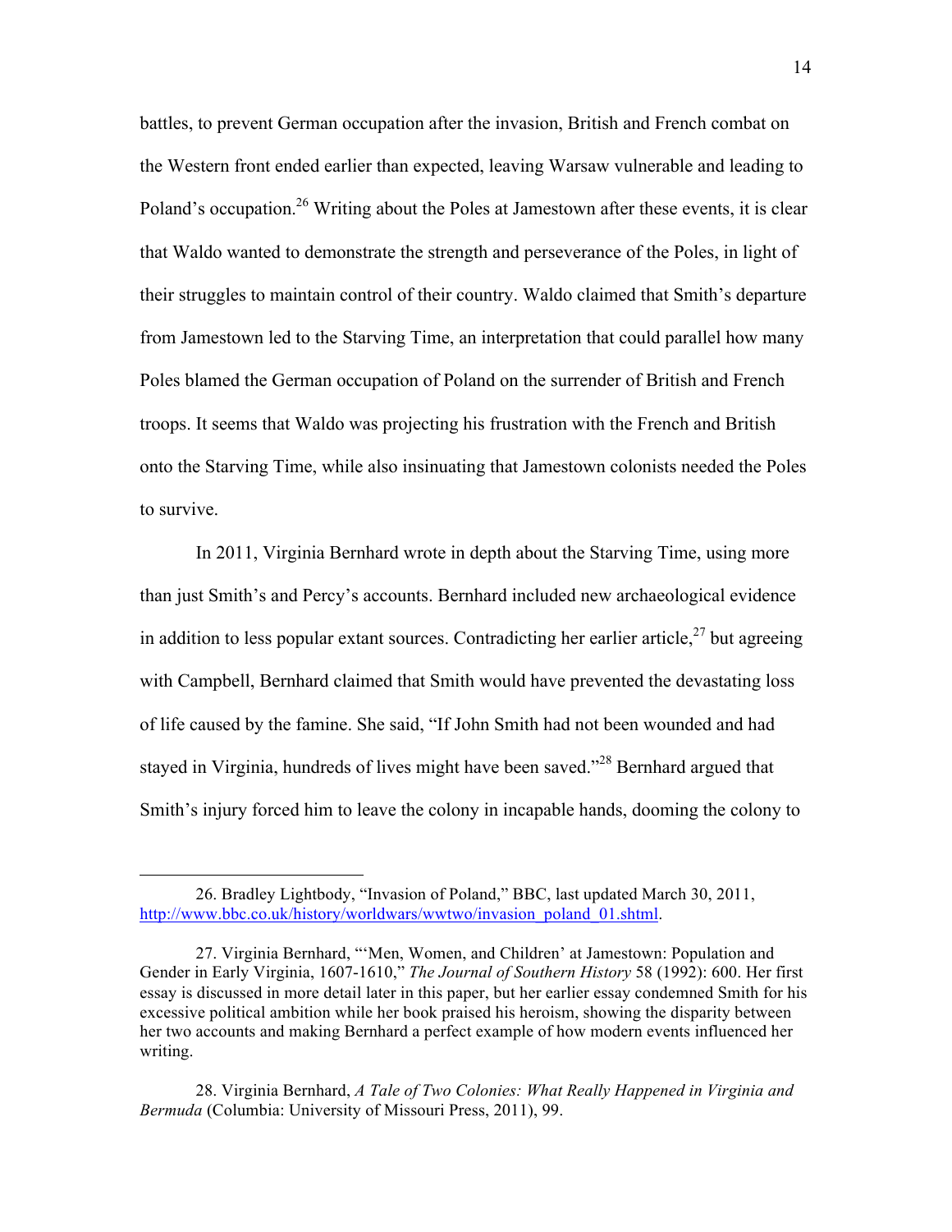battles, to prevent German occupation after the invasion, British and French combat on the Western front ended earlier than expected, leaving Warsaw vulnerable and leading to Poland's occupation.[26] Writing about the Poles at Jamestown after these events, it is clear that Waldo wanted to demonstrate the strength and perseverance of the Poles, in light of their struggles to maintain control of their country. Waldo claimed that Smith's departure from Jamestown led to the Starving Time, an interpretation that could parallel how many Poles blamed the German occupation of Poland on the surrender of British and French troops. It seems that Waldo was projecting his frustration with the French and British onto the Starving Time, while also insinuating that Jamestown colonists needed the Poles to survive.

In 2011, Virginia Bernhard wrote in depth about the Starving Time, using more than just Smith's and Percy's accounts. Bernhard included new archaeological evidence in addition to less popular extant sources. Contradicting her earlier article,[27] but agreeing with Campbell, Bernhard claimed that Smith would have prevented the devastating loss of life caused by the famine. She said, "If John Smith had not been wounded and had stayed in Virginia, hundreds of lives might have been saved."[28] Bernhard argued that Smith's injury forced him to leave the colony in incapable hands, dooming the colony to

---

26. Bradley Lightbody, "Invasion of Poland," BBC, last updated March 30, 2011, http://www.bbc.co.uk/history/worldwars/wwtwo/invasion_poland_01.shtml.

27. Virginia Bernhard, "'Men, Women, and Children' at Jamestown: Population and Gender in Early Virginia, 1607-1610," *The Journal of Southern History* 58 (1992): 600. Her first essay is discussed in more detail later in this paper, but her earlier essay condemned Smith for his excessive political ambition while her book praised his heroism, showing the disparity between her two accounts and making Bernhard a perfect example of how modern events influenced her writing.

28. Virginia Bernhard, *A Tale of Two Colonies: What Really Happened in Virginia and Bermuda* (Columbia: University of Missouri Press, 2011), 99.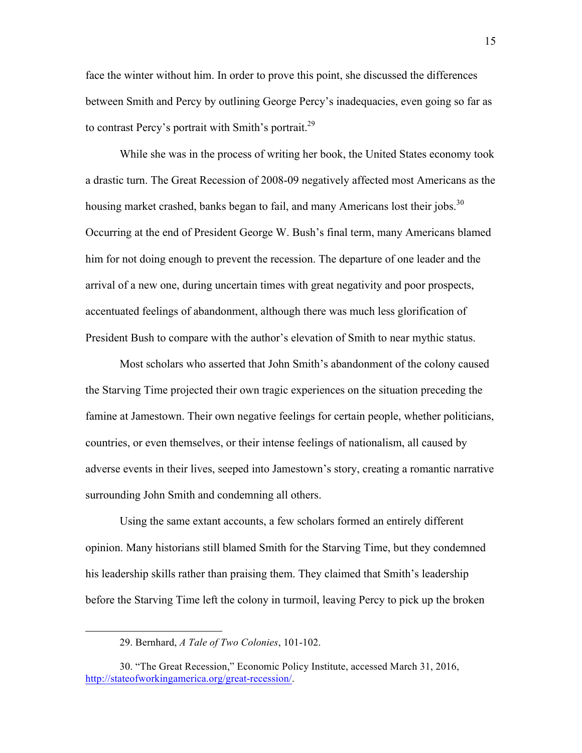face the winter without him. In order to prove this point, she discussed the differences between Smith and Percy by outlining George Percy's inadequacies, even going so far as to contrast Percy's portrait with Smith's portrait.[29]

While she was in the process of writing her book, the United States economy took a drastic turn. The Great Recession of 2008-09 negatively affected most Americans as the housing market crashed, banks began to fail, and many Americans lost their jobs.[30] Occurring at the end of President George W. Bush's final term, many Americans blamed him for not doing enough to prevent the recession. The departure of one leader and the arrival of a new one, during uncertain times with great negativity and poor prospects, accentuated feelings of abandonment, although there was much less glorification of President Bush to compare with the author's elevation of Smith to near mythic status.

Most scholars who asserted that John Smith's abandonment of the colony caused the Starving Time projected their own tragic experiences on the situation preceding the famine at Jamestown. Their own negative feelings for certain people, whether politicians, countries, or even themselves, or their intense feelings of nationalism, all caused by adverse events in their lives, seeped into Jamestown's story, creating a romantic narrative surrounding John Smith and condemning all others.

Using the same extant accounts, a few scholars formed an entirely different opinion. Many historians still blamed Smith for the Starving Time, but they condemned his leadership skills rather than praising them. They claimed that Smith's leadership before the Starving Time left the colony in turmoil, leaving Percy to pick up the broken

---

29. Bernhard, *A Tale of Two Colonies*, 101-102.

30. "The Great Recession," Economic Policy Institute, accessed March 31, 2016, http://stateofworkingamerica.org/great-recession/.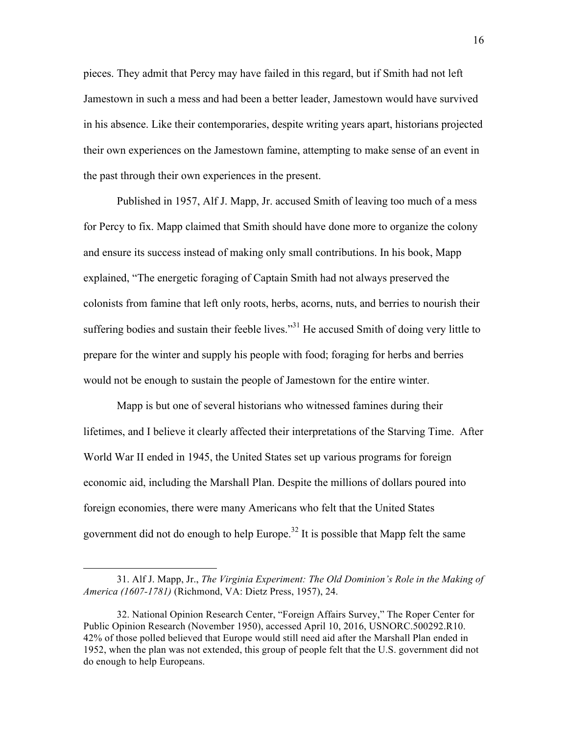pieces. They admit that Percy may have failed in this regard, but if Smith had not left Jamestown in such a mess and had been a better leader, Jamestown would have survived in his absence. Like their contemporaries, despite writing years apart, historians projected their own experiences on the Jamestown famine, attempting to make sense of an event in the past through their own experiences in the present.

Published in 1957, Alf J. Mapp, Jr. accused Smith of leaving too much of a mess for Percy to fix. Mapp claimed that Smith should have done more to organize the colony and ensure its success instead of making only small contributions. In his book, Mapp explained, "The energetic foraging of Captain Smith had not always preserved the colonists from famine that left only roots, herbs, acorns, nuts, and berries to nourish their suffering bodies and sustain their feeble lives."[31] He accused Smith of doing very little to prepare for the winter and supply his people with food; foraging for herbs and berries would not be enough to sustain the people of Jamestown for the entire winter.

Mapp is but one of several historians who witnessed famines during their lifetimes, and I believe it clearly affected their interpretations of the Starving Time. After World War II ended in 1945, the United States set up various programs for foreign economic aid, including the Marshall Plan. Despite the millions of dollars poured into foreign economies, there were many Americans who felt that the United States government did not do enough to help Europe.[32] It is possible that Mapp felt the same

---

31. Alf J. Mapp, Jr., *The Virginia Experiment: The Old Dominion's Role in the Making of America (1607-1781)* (Richmond, VA: Dietz Press, 1957), 24.

32. National Opinion Research Center, "Foreign Affairs Survey," The Roper Center for Public Opinion Research (November 1950), accessed April 10, 2016, USNORC.500292.R10. 42% of those polled believed that Europe would still need aid after the Marshall Plan ended in 1952, when the plan was not extended, this group of people felt that the U.S. government did not do enough to help Europeans.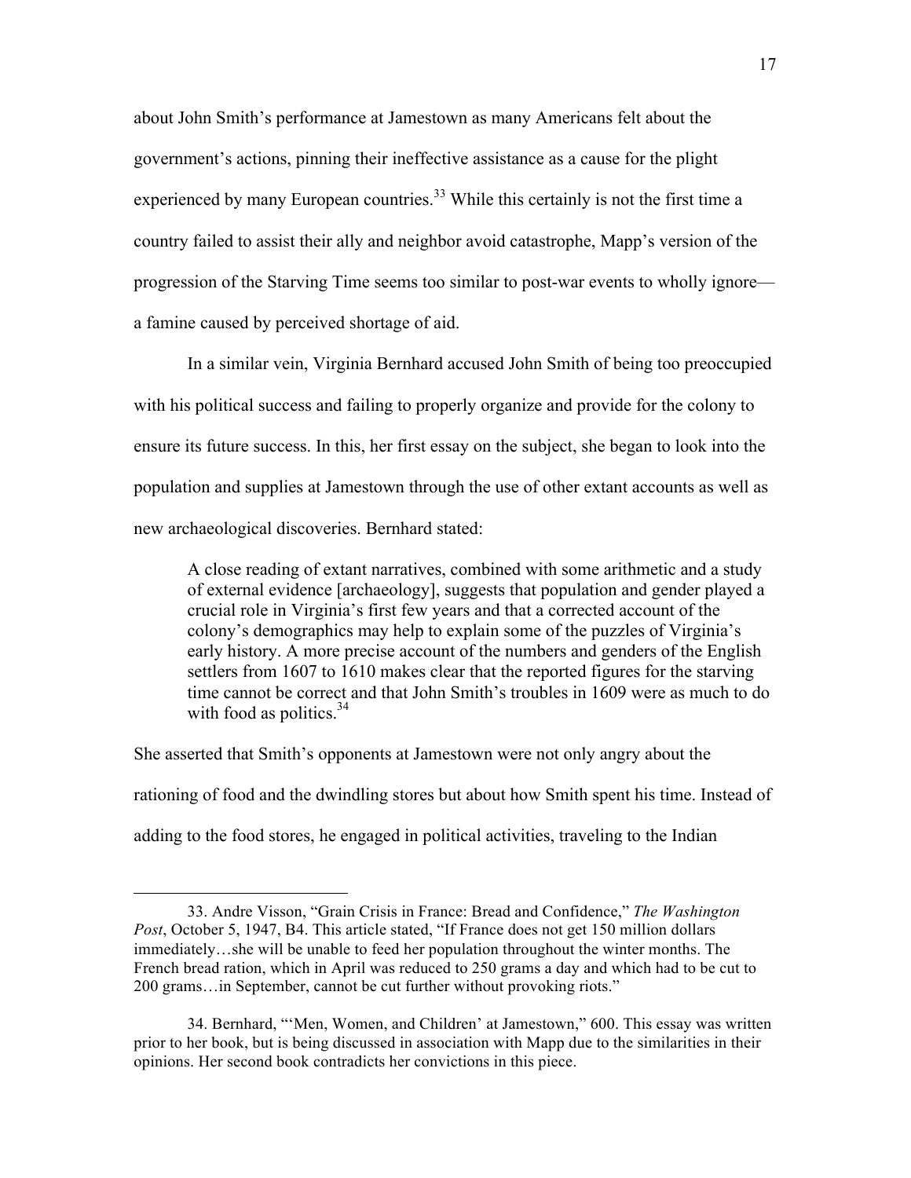about John Smith's performance at Jamestown as many Americans felt about the government's actions, pinning their ineffective assistance as a cause for the plight experienced by many European countries.[33] While this certainly is not the first time a country failed to assist their ally and neighbor avoid catastrophe, Mapp's version of the progression of the Starving Time seems too similar to post-war events to wholly ignore—a famine caused by perceived shortage of aid.

In a similar vein, Virginia Bernhard accused John Smith of being too preoccupied with his political success and failing to properly organize and provide for the colony to ensure its future success. In this, her first essay on the subject, she began to look into the population and supplies at Jamestown through the use of other extant accounts as well as new archaeological discoveries. Bernhard stated:

> A close reading of extant narratives, combined with some arithmetic and a study of external evidence [archaeology], suggests that population and gender played a crucial role in Virginia's first few years and that a corrected account of the colony's demographics may help to explain some of the puzzles of Virginia's early history. A more precise account of the numbers and genders of the English settlers from 1607 to 1610 makes clear that the reported figures for the starving time cannot be correct and that John Smith's troubles in 1609 were as much to do with food as politics.[34]

She asserted that Smith's opponents at Jamestown were not only angry about the rationing of food and the dwindling stores but about how Smith spent his time. Instead of adding to the food stores, he engaged in political activities, traveling to the Indian

---

33. Andre Visson, "Grain Crisis in France: Bread and Confidence," *The Washington Post*, October 5, 1947, B4. This article stated, "If France does not get 150 million dollars immediately…she will be unable to feed her population throughout the winter months. The French bread ration, which in April was reduced to 250 grams a day and which had to be cut to 200 grams…in September, cannot be cut further without provoking riots."

34. Bernhard, "'Men, Women, and Children' at Jamestown," 600. This essay was written prior to her book, but is being discussed in association with Mapp due to the similarities in their opinions. Her second book contradicts her convictions in this piece.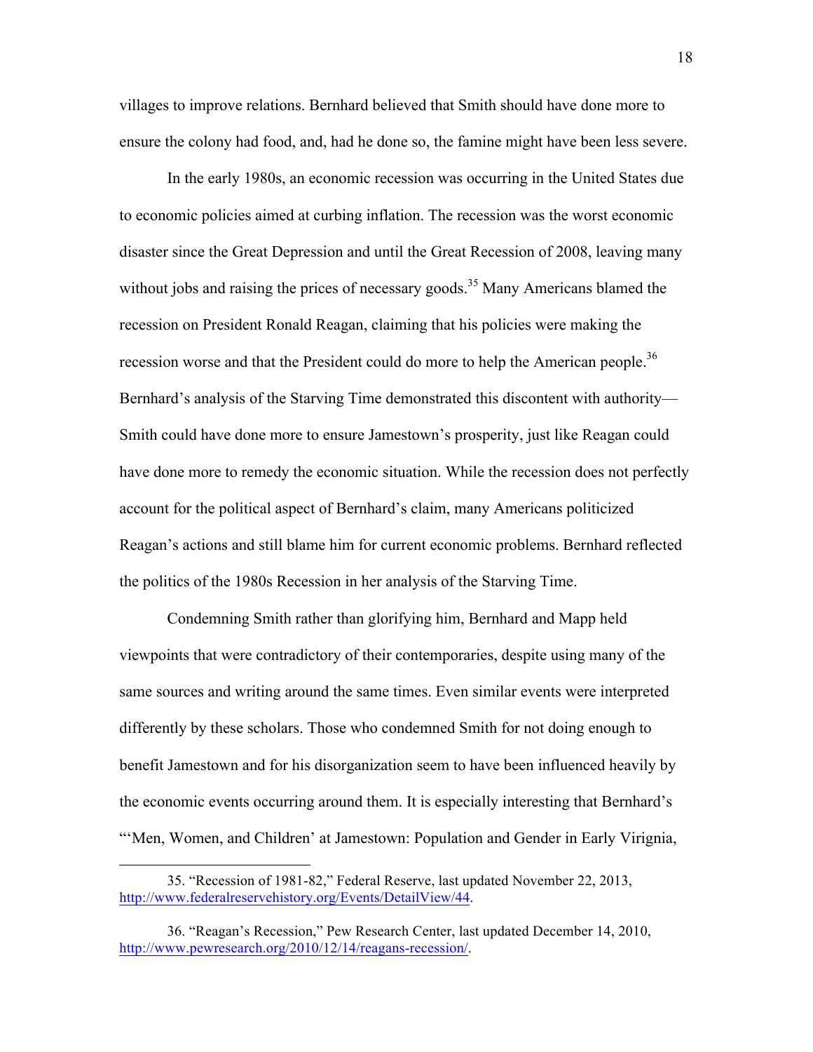villages to improve relations. Bernhard believed that Smith should have done more to ensure the colony had food, and, had he done so, the famine might have been less severe.

In the early 1980s, an economic recession was occurring in the United States due to economic policies aimed at curbing inflation. The recession was the worst economic disaster since the Great Depression and until the Great Recession of 2008, leaving many without jobs and raising the prices of necessary goods.[35] Many Americans blamed the recession on President Ronald Reagan, claiming that his policies were making the recession worse and that the President could do more to help the American people.[36] Bernhard's analysis of the Starving Time demonstrated this discontent with authority—Smith could have done more to ensure Jamestown's prosperity, just like Reagan could have done more to remedy the economic situation. While the recession does not perfectly account for the political aspect of Bernhard's claim, many Americans politicized Reagan's actions and still blame him for current economic problems. Bernhard reflected the politics of the 1980s Recession in her analysis of the Starving Time.

Condemning Smith rather than glorifying him, Bernhard and Mapp held viewpoints that were contradictory of their contemporaries, despite using many of the same sources and writing around the same times. Even similar events were interpreted differently by these scholars. Those who condemned Smith for not doing enough to benefit Jamestown and for his disorganization seem to have been influenced heavily by the economic events occurring around them. It is especially interesting that Bernhard's "'Men, Women, and Children' at Jamestown: Population and Gender in Early Virignia,

---

35. "Recession of 1981-82," Federal Reserve, last updated November 22, 2013, http://www.federalreservehistory.org/Events/DetailView/44.

36. "Reagan's Recession," Pew Research Center, last updated December 14, 2010, http://www.pewresearch.org/2010/12/14/reagans-recession/.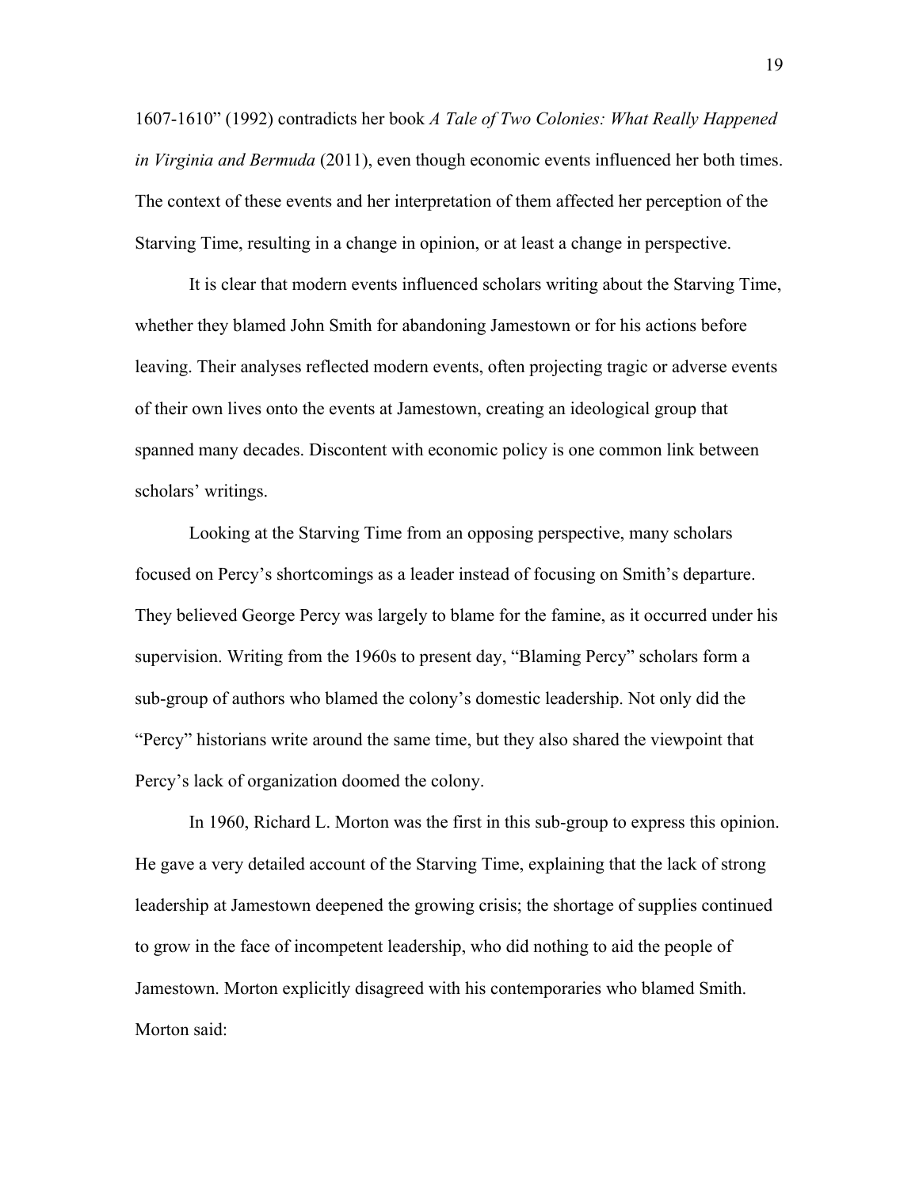1607-1610" (1992) contradicts her book *A Tale of Two Colonies: What Really Happened in Virginia and Bermuda* (2011), even though economic events influenced her both times. The context of these events and her interpretation of them affected her perception of the Starving Time, resulting in a change in opinion, or at least a change in perspective.

It is clear that modern events influenced scholars writing about the Starving Time, whether they blamed John Smith for abandoning Jamestown or for his actions before leaving. Their analyses reflected modern events, often projecting tragic or adverse events of their own lives onto the events at Jamestown, creating an ideological group that spanned many decades. Discontent with economic policy is one common link between scholars' writings.

Looking at the Starving Time from an opposing perspective, many scholars focused on Percy's shortcomings as a leader instead of focusing on Smith's departure. They believed George Percy was largely to blame for the famine, as it occurred under his supervision. Writing from the 1960s to present day, "Blaming Percy" scholars form a sub-group of authors who blamed the colony's domestic leadership. Not only did the "Percy" historians write around the same time, but they also shared the viewpoint that Percy's lack of organization doomed the colony.

In 1960, Richard L. Morton was the first in this sub-group to express this opinion. He gave a very detailed account of the Starving Time, explaining that the lack of strong leadership at Jamestown deepened the growing crisis; the shortage of supplies continued to grow in the face of incompetent leadership, who did nothing to aid the people of Jamestown. Morton explicitly disagreed with his contemporaries who blamed Smith. Morton said: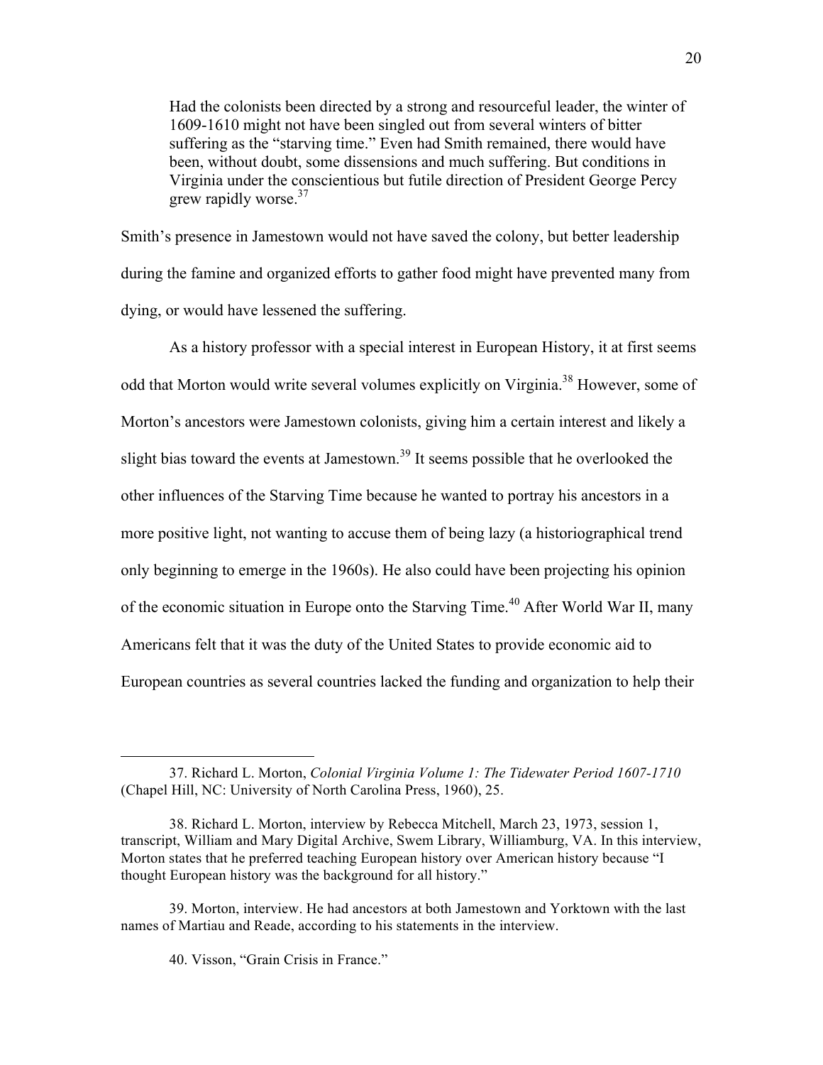> Had the colonists been directed by a strong and resourceful leader, the winter of 1609-1610 might not have been singled out from several winters of bitter suffering as the "starving time." Even had Smith remained, there would have been, without doubt, some dissensions and much suffering. But conditions in Virginia under the conscientious but futile direction of President George Percy grew rapidly worse.[37]

Smith's presence in Jamestown would not have saved the colony, but better leadership during the famine and organized efforts to gather food might have prevented many from dying, or would have lessened the suffering.

As a history professor with a special interest in European History, it at first seems odd that Morton would write several volumes explicitly on Virginia.[38] However, some of Morton's ancestors were Jamestown colonists, giving him a certain interest and likely a slight bias toward the events at Jamestown.[39] It seems possible that he overlooked the other influences of the Starving Time because he wanted to portray his ancestors in a more positive light, not wanting to accuse them of being lazy (a historiographical trend only beginning to emerge in the 1960s). He also could have been projecting his opinion of the economic situation in Europe onto the Starving Time.[40] After World War II, many Americans felt that it was the duty of the United States to provide economic aid to European countries as several countries lacked the funding and organization to help their

---

37. Richard L. Morton, *Colonial Virginia Volume 1: The Tidewater Period 1607-1710* (Chapel Hill, NC: University of North Carolina Press, 1960), 25.

38. Richard L. Morton, interview by Rebecca Mitchell, March 23, 1973, session 1, transcript, William and Mary Digital Archive, Swem Library, Williamburg, VA. In this interview, Morton states that he preferred teaching European history over American history because "I thought European history was the background for all history."

39. Morton, interview. He had ancestors at both Jamestown and Yorktown with the last names of Martiau and Reade, according to his statements in the interview.

40. Visson, "Grain Crisis in France."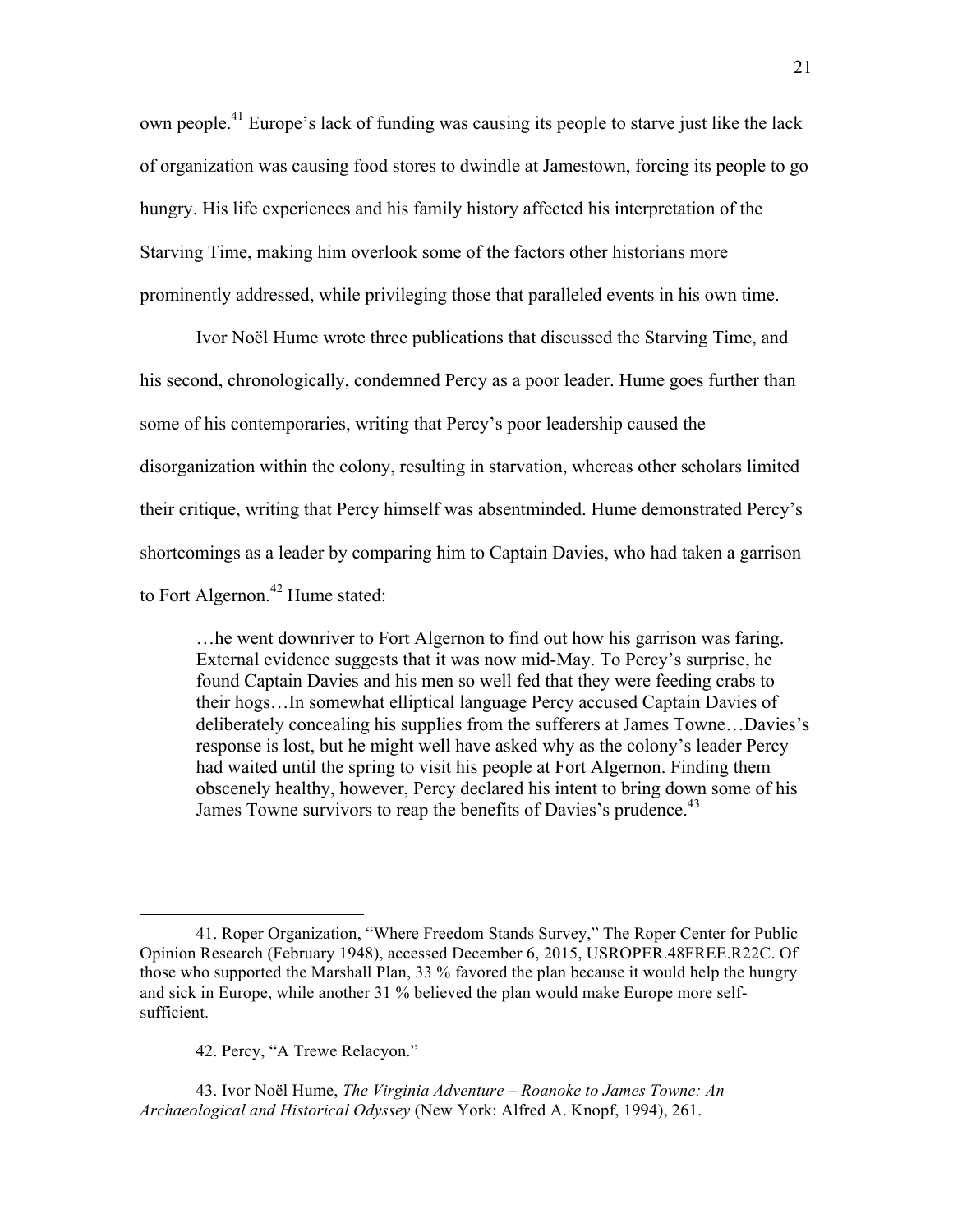own people.[41] Europe's lack of funding was causing its people to starve just like the lack of organization was causing food stores to dwindle at Jamestown, forcing its people to go hungry. His life experiences and his family history affected his interpretation of the Starving Time, making him overlook some of the factors other historians more prominently addressed, while privileging those that paralleled events in his own time.

Ivor Noël Hume wrote three publications that discussed the Starving Time, and his second, chronologically, condemned Percy as a poor leader. Hume goes further than some of his contemporaries, writing that Percy's poor leadership caused the disorganization within the colony, resulting in starvation, whereas other scholars limited their critique, writing that Percy himself was absentminded. Hume demonstrated Percy's shortcomings as a leader by comparing him to Captain Davies, who had taken a garrison to Fort Algernon.[42] Hume stated:

> …he went downriver to Fort Algernon to find out how his garrison was faring. External evidence suggests that it was now mid-May. To Percy's surprise, he found Captain Davies and his men so well fed that they were feeding crabs to their hogs…In somewhat elliptical language Percy accused Captain Davies of deliberately concealing his supplies from the sufferers at James Towne…Davies's response is lost, but he might well have asked why as the colony's leader Percy had waited until the spring to visit his people at Fort Algernon. Finding them obscenely healthy, however, Percy declared his intent to bring down some of his James Towne survivors to reap the benefits of Davies's prudence.[43]

---

41. Roper Organization, "Where Freedom Stands Survey," The Roper Center for Public Opinion Research (February 1948), accessed December 6, 2015, USROPER.48FREE.R22C. Of those who supported the Marshall Plan, 33 % favored the plan because it would help the hungry and sick in Europe, while another 31 % believed the plan would make Europe more self-sufficient.

42. Percy, "A Trewe Relacyon."

43. Ivor Noël Hume, *The Virginia Adventure – Roanoke to James Towne: An Archaeological and Historical Odyssey* (New York: Alfred A. Knopf, 1994), 261.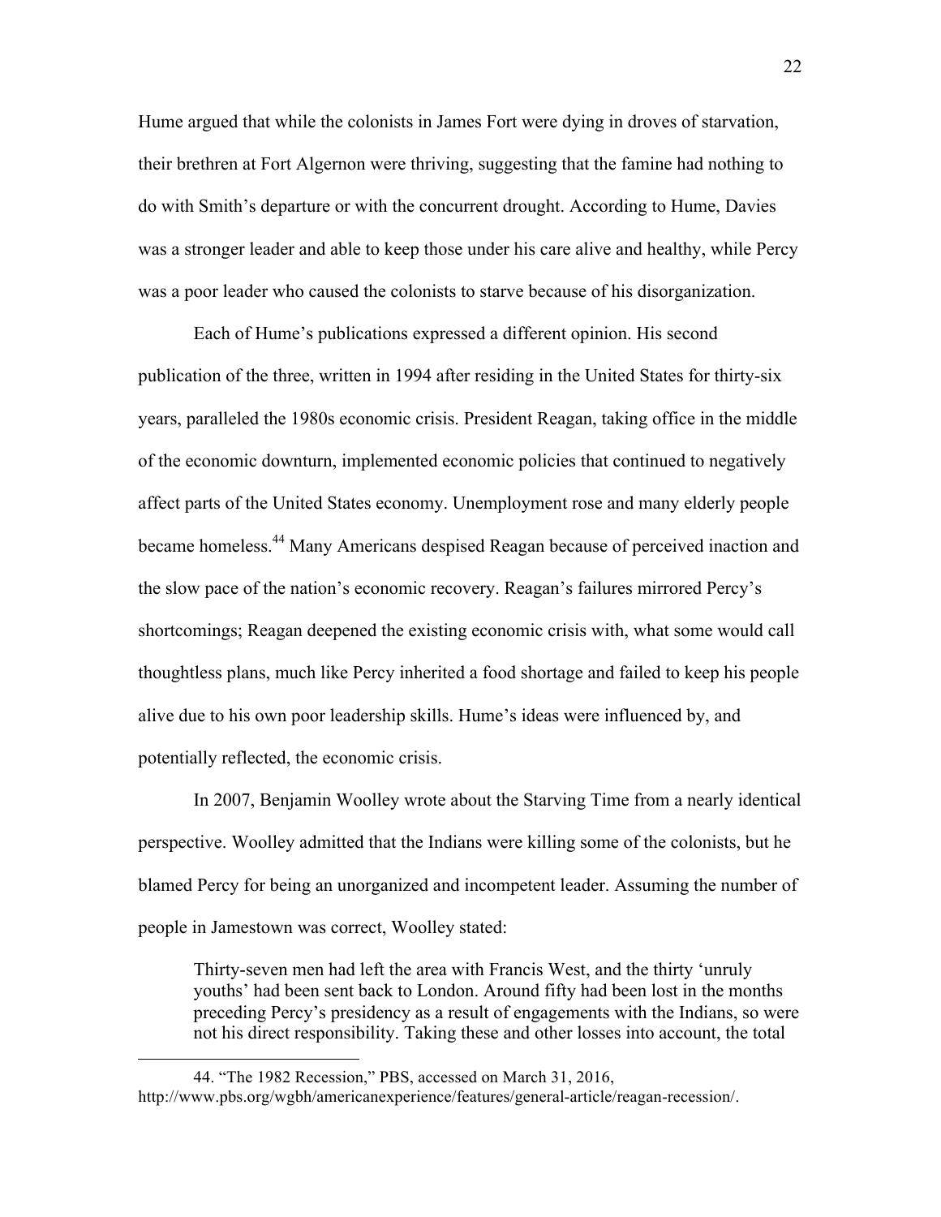Hume argued that while the colonists in James Fort were dying in droves of starvation, their brethren at Fort Algernon were thriving, suggesting that the famine had nothing to do with Smith's departure or with the concurrent drought. According to Hume, Davies was a stronger leader and able to keep those under his care alive and healthy, while Percy was a poor leader who caused the colonists to starve because of his disorganization.

Each of Hume's publications expressed a different opinion. His second publication of the three, written in 1994 after residing in the United States for thirty-six years, paralleled the 1980s economic crisis. President Reagan, taking office in the middle of the economic downturn, implemented economic policies that continued to negatively affect parts of the United States economy. Unemployment rose and many elderly people became homeless.[44] Many Americans despised Reagan because of perceived inaction and the slow pace of the nation's economic recovery. Reagan's failures mirrored Percy's shortcomings; Reagan deepened the existing economic crisis with, what some would call thoughtless plans, much like Percy inherited a food shortage and failed to keep his people alive due to his own poor leadership skills. Hume's ideas were influenced by, and potentially reflected, the economic crisis.

In 2007, Benjamin Woolley wrote about the Starving Time from a nearly identical perspective. Woolley admitted that the Indians were killing some of the colonists, but he blamed Percy for being an unorganized and incompetent leader. Assuming the number of people in Jamestown was correct, Woolley stated:

> Thirty-seven men had left the area with Francis West, and the thirty 'unruly youths' had been sent back to London. Around fifty had been lost in the months preceding Percy's presidency as a result of engagements with the Indians, so were not his direct responsibility. Taking these and other losses into account, the total

44. "The 1982 Recession," PBS, accessed on March 31, 2016, http://www.pbs.org/wgbh/americanexperience/features/general-article/reagan-recession/.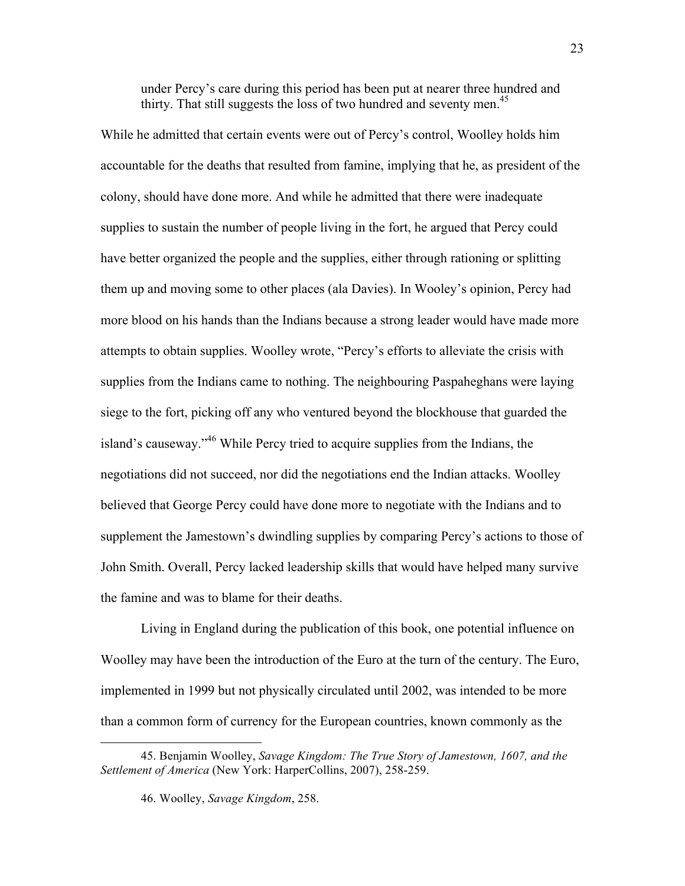under Percy's care during this period has been put at nearer three hundred and thirty. That still suggests the loss of two hundred and seventy men.[45]

While he admitted that certain events were out of Percy's control, Woolley holds him accountable for the deaths that resulted from famine, implying that he, as president of the colony, should have done more. And while he admitted that there were inadequate supplies to sustain the number of people living in the fort, he argued that Percy could have better organized the people and the supplies, either through rationing or splitting them up and moving some to other places (ala Davies). In Wooley's opinion, Percy had more blood on his hands than the Indians because a strong leader would have made more attempts to obtain supplies. Woolley wrote, "Percy's efforts to alleviate the crisis with supplies from the Indians came to nothing. The neighbouring Paspaheghans were laying siege to the fort, picking off any who ventured beyond the blockhouse that guarded the island's causeway."[46] While Percy tried to acquire supplies from the Indians, the negotiations did not succeed, nor did the negotiations end the Indian attacks. Woolley believed that George Percy could have done more to negotiate with the Indians and to supplement the Jamestown's dwindling supplies by comparing Percy's actions to those of John Smith. Overall, Percy lacked leadership skills that would have helped many survive the famine and was to blame for their deaths.

Living in England during the publication of this book, one potential influence on Woolley may have been the introduction of the Euro at the turn of the century. The Euro, implemented in 1999 but not physically circulated until 2002, was intended to be more than a common form of currency for the European countries, known commonly as the

45. Benjamin Woolley, *Savage Kingdom: The True Story of Jamestown, 1607, and the Settlement of America* (New York: HarperCollins, 2007), 258-259.

46. Woolley, *Savage Kingdom*, 258.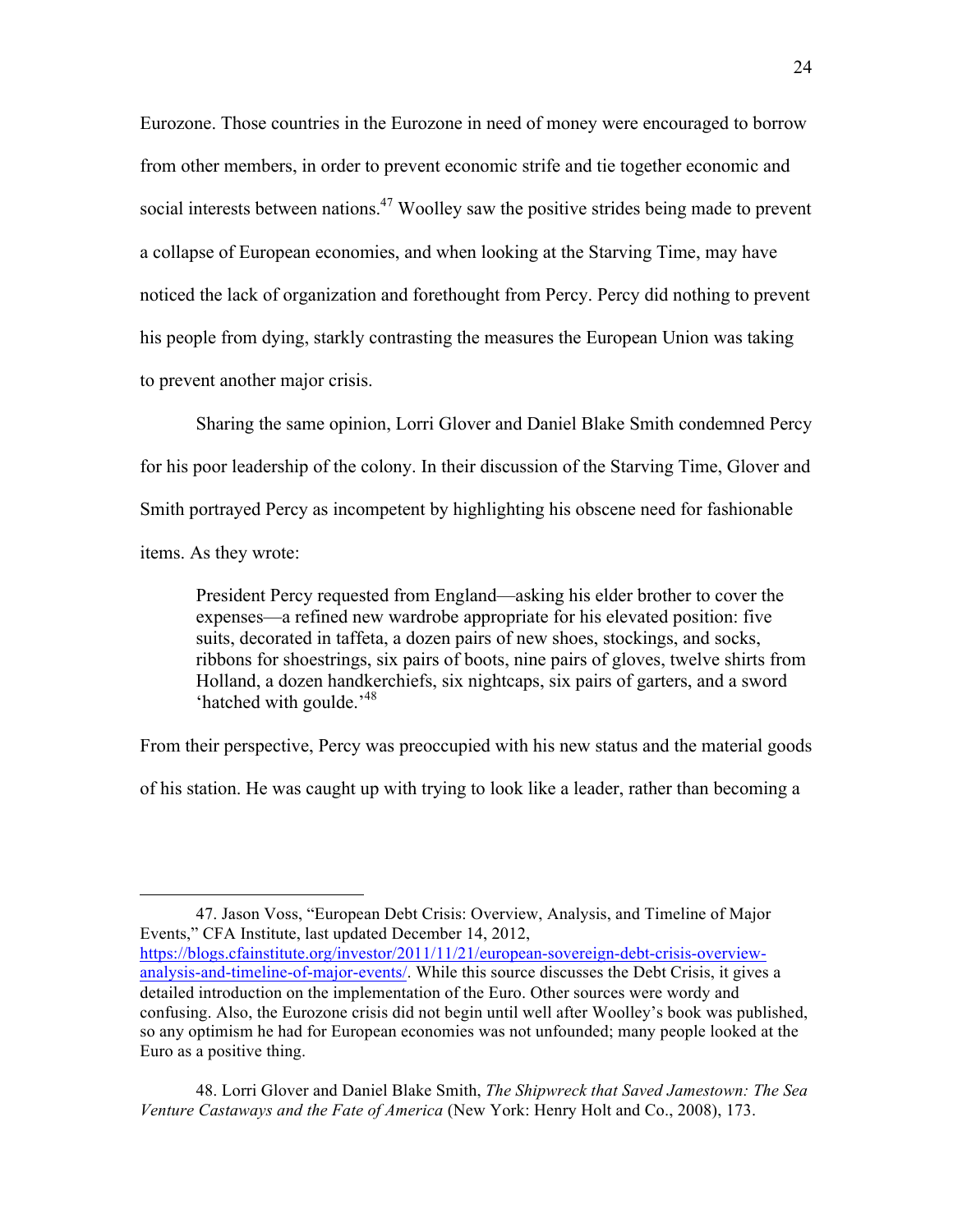Eurozone. Those countries in the Eurozone in need of money were encouraged to borrow from other members, in order to prevent economic strife and tie together economic and social interests between nations.[47] Woolley saw the positive strides being made to prevent a collapse of European economies, and when looking at the Starving Time, may have noticed the lack of organization and forethought from Percy. Percy did nothing to prevent his people from dying, starkly contrasting the measures the European Union was taking to prevent another major crisis.

Sharing the same opinion, Lorri Glover and Daniel Blake Smith condemned Percy for his poor leadership of the colony. In their discussion of the Starving Time, Glover and Smith portrayed Percy as incompetent by highlighting his obscene need for fashionable items. As they wrote:

> President Percy requested from England—asking his elder brother to cover the expenses—a refined new wardrobe appropriate for his elevated position: five suits, decorated in taffeta, a dozen pairs of new shoes, stockings, and socks, ribbons for shoestrings, six pairs of boots, nine pairs of gloves, twelve shirts from Holland, a dozen handkerchiefs, six nightcaps, six pairs of garters, and a sword 'hatched with goulde.'[48]

From their perspective, Percy was preoccupied with his new status and the material goods of his station. He was caught up with trying to look like a leader, rather than becoming a

---

47. Jason Voss, "European Debt Crisis: Overview, Analysis, and Timeline of Major Events," CFA Institute, last updated December 14, 2012, https://blogs.cfainstitute.org/investor/2011/11/21/european-sovereign-debt-crisis-overview-analysis-and-timeline-of-major-events/. While this source discusses the Debt Crisis, it gives a detailed introduction on the implementation of the Euro. Other sources were wordy and confusing. Also, the Eurozone crisis did not begin until well after Woolley's book was published, so any optimism he had for European economies was not unfounded; many people looked at the Euro as a positive thing.

48. Lorri Glover and Daniel Blake Smith, *The Shipwreck that Saved Jamestown: The Sea Venture Castaways and the Fate of America* (New York: Henry Holt and Co., 2008), 173.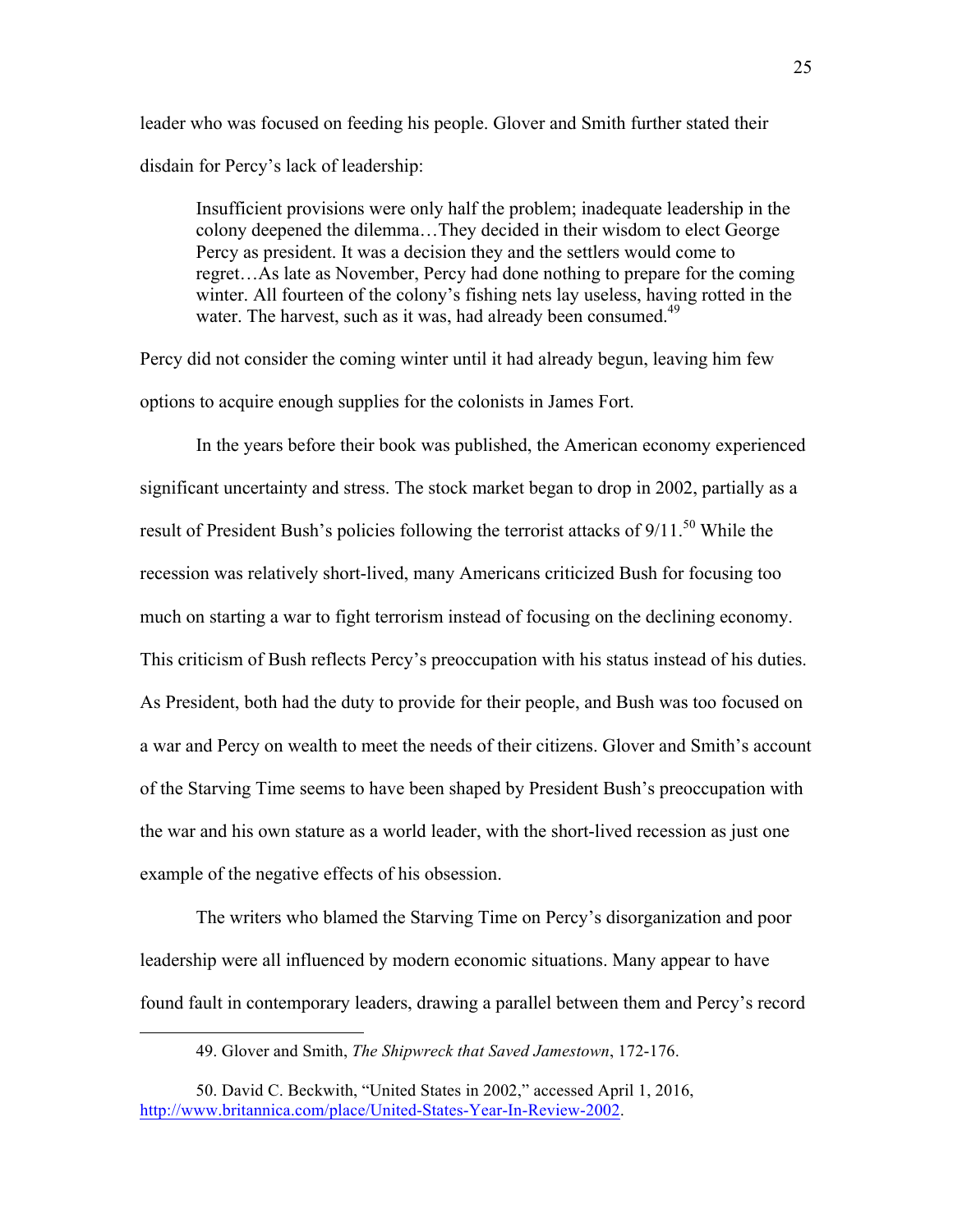leader who was focused on feeding his people. Glover and Smith further stated their disdain for Percy's lack of leadership:

> Insufficient provisions were only half the problem; inadequate leadership in the colony deepened the dilemma…They decided in their wisdom to elect George Percy as president. It was a decision they and the settlers would come to regret…As late as November, Percy had done nothing to prepare for the coming winter. All fourteen of the colony's fishing nets lay useless, having rotted in the water. The harvest, such as it was, had already been consumed.[49]

Percy did not consider the coming winter until it had already begun, leaving him few options to acquire enough supplies for the colonists in James Fort.

In the years before their book was published, the American economy experienced significant uncertainty and stress. The stock market began to drop in 2002, partially as a result of President Bush's policies following the terrorist attacks of 9/11.[50] While the recession was relatively short-lived, many Americans criticized Bush for focusing too much on starting a war to fight terrorism instead of focusing on the declining economy. This criticism of Bush reflects Percy's preoccupation with his status instead of his duties. As President, both had the duty to provide for their people, and Bush was too focused on a war and Percy on wealth to meet the needs of their citizens. Glover and Smith's account of the Starving Time seems to have been shaped by President Bush's preoccupation with the war and his own stature as a world leader, with the short-lived recession as just one example of the negative effects of his obsession.

The writers who blamed the Starving Time on Percy's disorganization and poor leadership were all influenced by modern economic situations. Many appear to have found fault in contemporary leaders, drawing a parallel between them and Percy's record

---

49. Glover and Smith, *The Shipwreck that Saved Jamestown*, 172-176.

50. David C. Beckwith, "United States in 2002," accessed April 1, 2016, http://www.britannica.com/place/United-States-Year-In-Review-2002.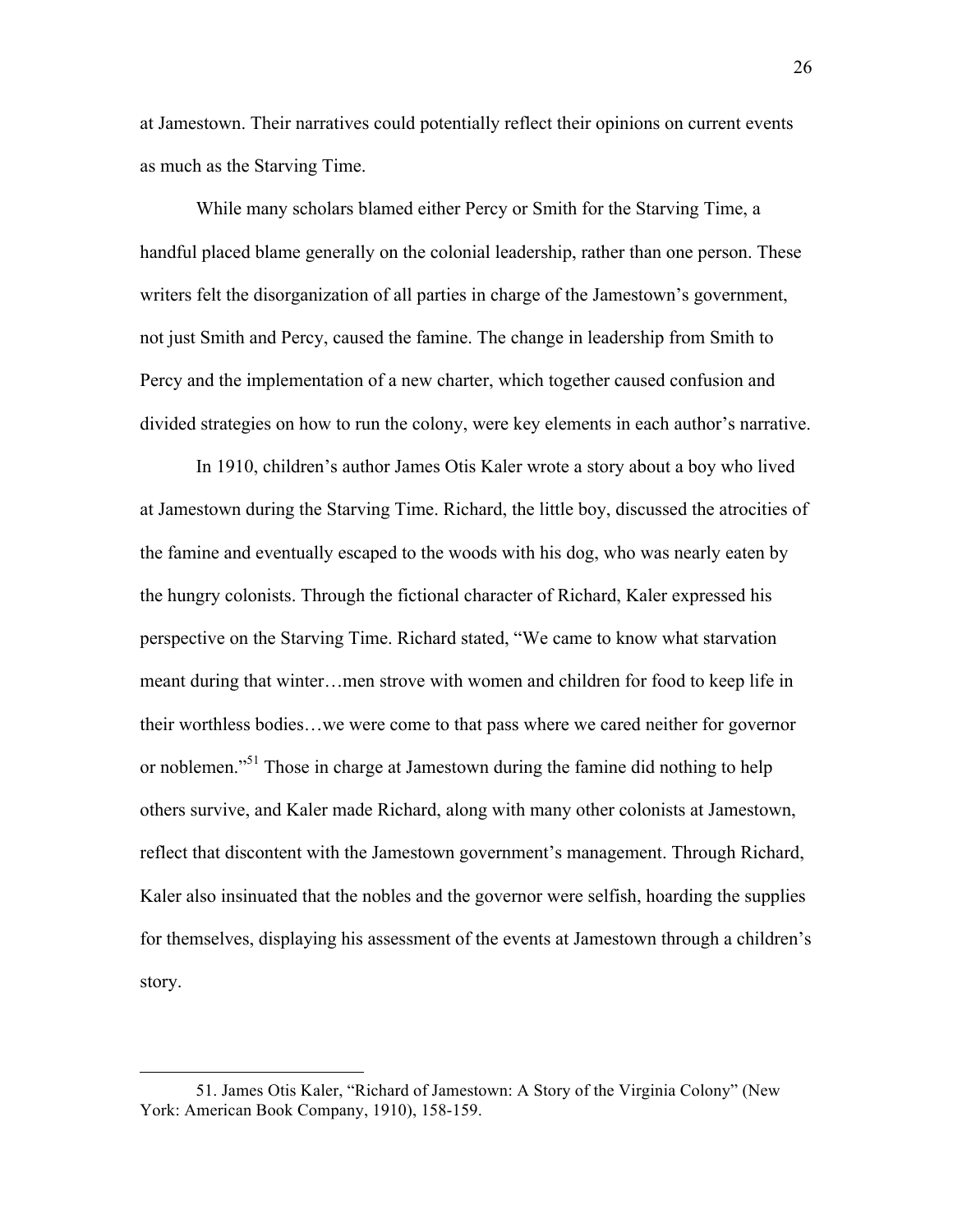at Jamestown. Their narratives could potentially reflect their opinions on current events as much as the Starving Time.

While many scholars blamed either Percy or Smith for the Starving Time, a handful placed blame generally on the colonial leadership, rather than one person. These writers felt the disorganization of all parties in charge of the Jamestown's government, not just Smith and Percy, caused the famine. The change in leadership from Smith to Percy and the implementation of a new charter, which together caused confusion and divided strategies on how to run the colony, were key elements in each author's narrative.

In 1910, children's author James Otis Kaler wrote a story about a boy who lived at Jamestown during the Starving Time. Richard, the little boy, discussed the atrocities of the famine and eventually escaped to the woods with his dog, who was nearly eaten by the hungry colonists. Through the fictional character of Richard, Kaler expressed his perspective on the Starving Time. Richard stated, "We came to know what starvation meant during that winter…men strove with women and children for food to keep life in their worthless bodies…we were come to that pass where we cared neither for governor or noblemen."[51] Those in charge at Jamestown during the famine did nothing to help others survive, and Kaler made Richard, along with many other colonists at Jamestown, reflect that discontent with the Jamestown government's management. Through Richard, Kaler also insinuated that the nobles and the governor were selfish, hoarding the supplies for themselves, displaying his assessment of the events at Jamestown through a children's story.

---

51. James Otis Kaler, "Richard of Jamestown: A Story of the Virginia Colony" (New York: American Book Company, 1910), 158-159.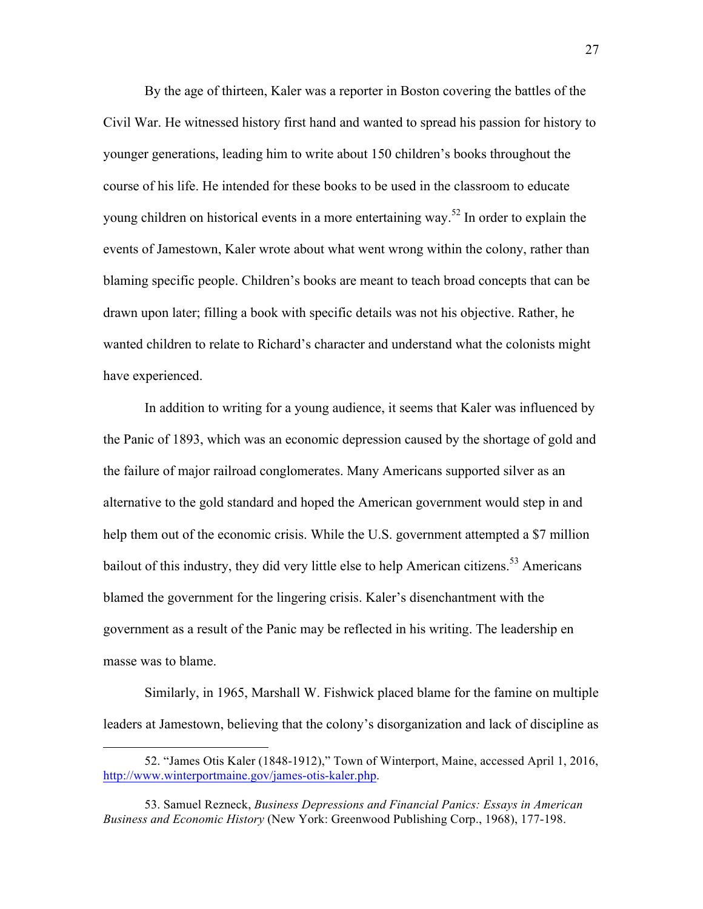By the age of thirteen, Kaler was a reporter in Boston covering the battles of the Civil War. He witnessed history first hand and wanted to spread his passion for history to younger generations, leading him to write about 150 children's books throughout the course of his life. He intended for these books to be used in the classroom to educate young children on historical events in a more entertaining way.[52] In order to explain the events of Jamestown, Kaler wrote about what went wrong within the colony, rather than blaming specific people. Children's books are meant to teach broad concepts that can be drawn upon later; filling a book with specific details was not his objective. Rather, he wanted children to relate to Richard's character and understand what the colonists might have experienced.

In addition to writing for a young audience, it seems that Kaler was influenced by the Panic of 1893, which was an economic depression caused by the shortage of gold and the failure of major railroad conglomerates. Many Americans supported silver as an alternative to the gold standard and hoped the American government would step in and help them out of the economic crisis. While the U.S. government attempted a $7 million bailout of this industry, they did very little else to help American citizens.[53] Americans blamed the government for the lingering crisis. Kaler's disenchantment with the government as a result of the Panic may be reflected in his writing. The leadership en masse was to blame.

Similarly, in 1965, Marshall W. Fishwick placed blame for the famine on multiple leaders at Jamestown, believing that the colony's disorganization and lack of discipline as

---

52. "James Otis Kaler (1848-1912)," Town of Winterport, Maine, accessed April 1, 2016, http://www.winterportmaine.gov/james-otis-kaler.php.

53. Samuel Rezneck, *Business Depressions and Financial Panics: Essays in American Business and Economic History* (New York: Greenwood Publishing Corp., 1968), 177-198.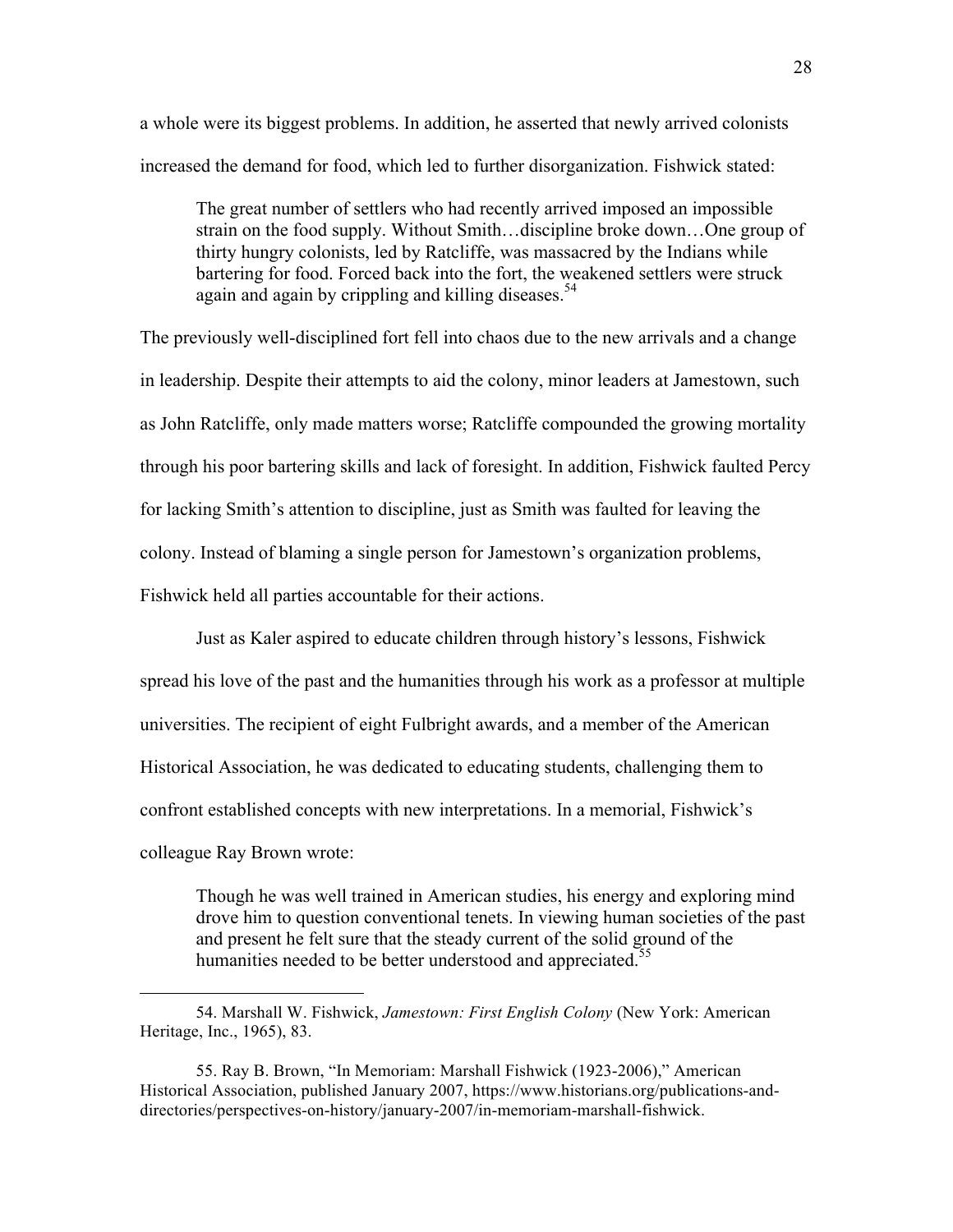a whole were its biggest problems. In addition, he asserted that newly arrived colonists increased the demand for food, which led to further disorganization. Fishwick stated:

> The great number of settlers who had recently arrived imposed an impossible strain on the food supply. Without Smith…discipline broke down…One group of thirty hungry colonists, led by Ratcliffe, was massacred by the Indians while bartering for food. Forced back into the fort, the weakened settlers were struck again and again by crippling and killing diseases.[54]

The previously well-disciplined fort fell into chaos due to the new arrivals and a change in leadership. Despite their attempts to aid the colony, minor leaders at Jamestown, such as John Ratcliffe, only made matters worse; Ratcliffe compounded the growing mortality through his poor bartering skills and lack of foresight. In addition, Fishwick faulted Percy for lacking Smith's attention to discipline, just as Smith was faulted for leaving the colony. Instead of blaming a single person for Jamestown's organization problems, Fishwick held all parties accountable for their actions.

Just as Kaler aspired to educate children through history's lessons, Fishwick spread his love of the past and the humanities through his work as a professor at multiple universities. The recipient of eight Fulbright awards, and a member of the American Historical Association, he was dedicated to educating students, challenging them to confront established concepts with new interpretations. In a memorial, Fishwick's colleague Ray Brown wrote:

> Though he was well trained in American studies, his energy and exploring mind drove him to question conventional tenets. In viewing human societies of the past and present he felt sure that the steady current of the solid ground of the humanities needed to be better understood and appreciated.[55]

---

54. Marshall W. Fishwick, *Jamestown: First English Colony* (New York: American Heritage, Inc., 1965), 83.

55. Ray B. Brown, "In Memoriam: Marshall Fishwick (1923-2006)," American Historical Association, published January 2007, https://www.historians.org/publications-and-directories/perspectives-on-history/january-2007/in-memoriam-marshall-fishwick.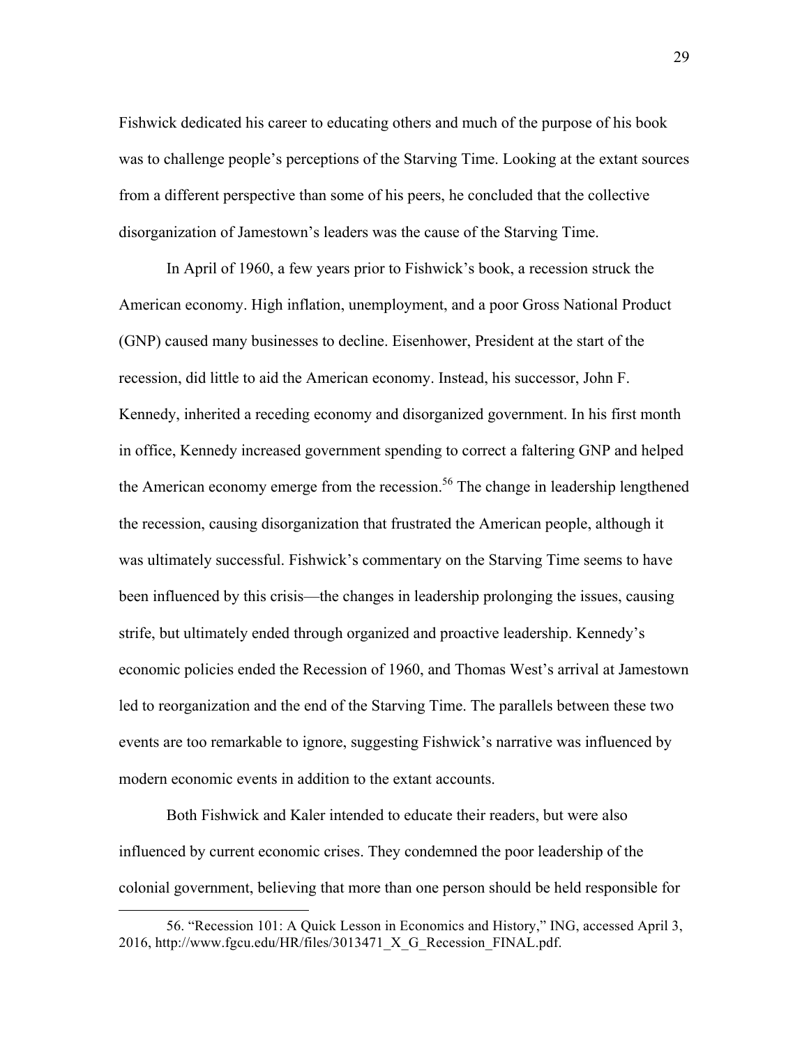Fishwick dedicated his career to educating others and much of the purpose of his book was to challenge people's perceptions of the Starving Time. Looking at the extant sources from a different perspective than some of his peers, he concluded that the collective disorganization of Jamestown's leaders was the cause of the Starving Time.

In April of 1960, a few years prior to Fishwick's book, a recession struck the American economy. High inflation, unemployment, and a poor Gross National Product (GNP) caused many businesses to decline. Eisenhower, President at the start of the recession, did little to aid the American economy. Instead, his successor, John F. Kennedy, inherited a receding economy and disorganized government. In his first month in office, Kennedy increased government spending to correct a faltering GNP and helped the American economy emerge from the recession.[56] The change in leadership lengthened the recession, causing disorganization that frustrated the American people, although it was ultimately successful. Fishwick's commentary on the Starving Time seems to have been influenced by this crisis—the changes in leadership prolonging the issues, causing strife, but ultimately ended through organized and proactive leadership. Kennedy's economic policies ended the Recession of 1960, and Thomas West's arrival at Jamestown led to reorganization and the end of the Starving Time. The parallels between these two events are too remarkable to ignore, suggesting Fishwick's narrative was influenced by modern economic events in addition to the extant accounts.

Both Fishwick and Kaler intended to educate their readers, but were also influenced by current economic crises. They condemned the poor leadership of the colonial government, believing that more than one person should be held responsible for

56. "Recession 101: A Quick Lesson in Economics and History," ING, accessed April 3, 2016, http://www.fgcu.edu/HR/files/3013471_X_G_Recession_FINAL.pdf.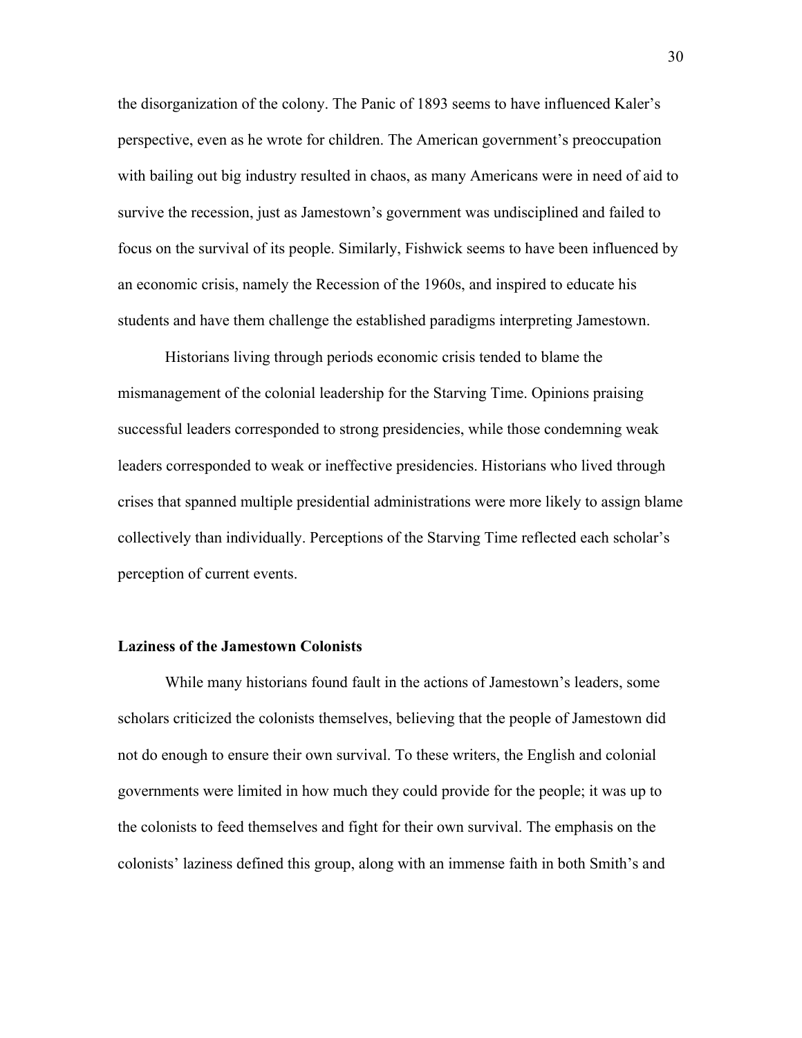the disorganization of the colony. The Panic of 1893 seems to have influenced Kaler's perspective, even as he wrote for children. The American government's preoccupation with bailing out big industry resulted in chaos, as many Americans were in need of aid to survive the recession, just as Jamestown's government was undisciplined and failed to focus on the survival of its people. Similarly, Fishwick seems to have been influenced by an economic crisis, namely the Recession of the 1960s, and inspired to educate his students and have them challenge the established paradigms interpreting Jamestown.

Historians living through periods economic crisis tended to blame the mismanagement of the colonial leadership for the Starving Time. Opinions praising successful leaders corresponded to strong presidencies, while those condemning weak leaders corresponded to weak or ineffective presidencies. Historians who lived through crises that spanned multiple presidential administrations were more likely to assign blame collectively than individually. Perceptions of the Starving Time reflected each scholar's perception of current events.

**Laziness of the Jamestown Colonists**

While many historians found fault in the actions of Jamestown's leaders, some scholars criticized the colonists themselves, believing that the people of Jamestown did not do enough to ensure their own survival. To these writers, the English and colonial governments were limited in how much they could provide for the people; it was up to the colonists to feed themselves and fight for their own survival. The emphasis on the colonists' laziness defined this group, along with an immense faith in both Smith's and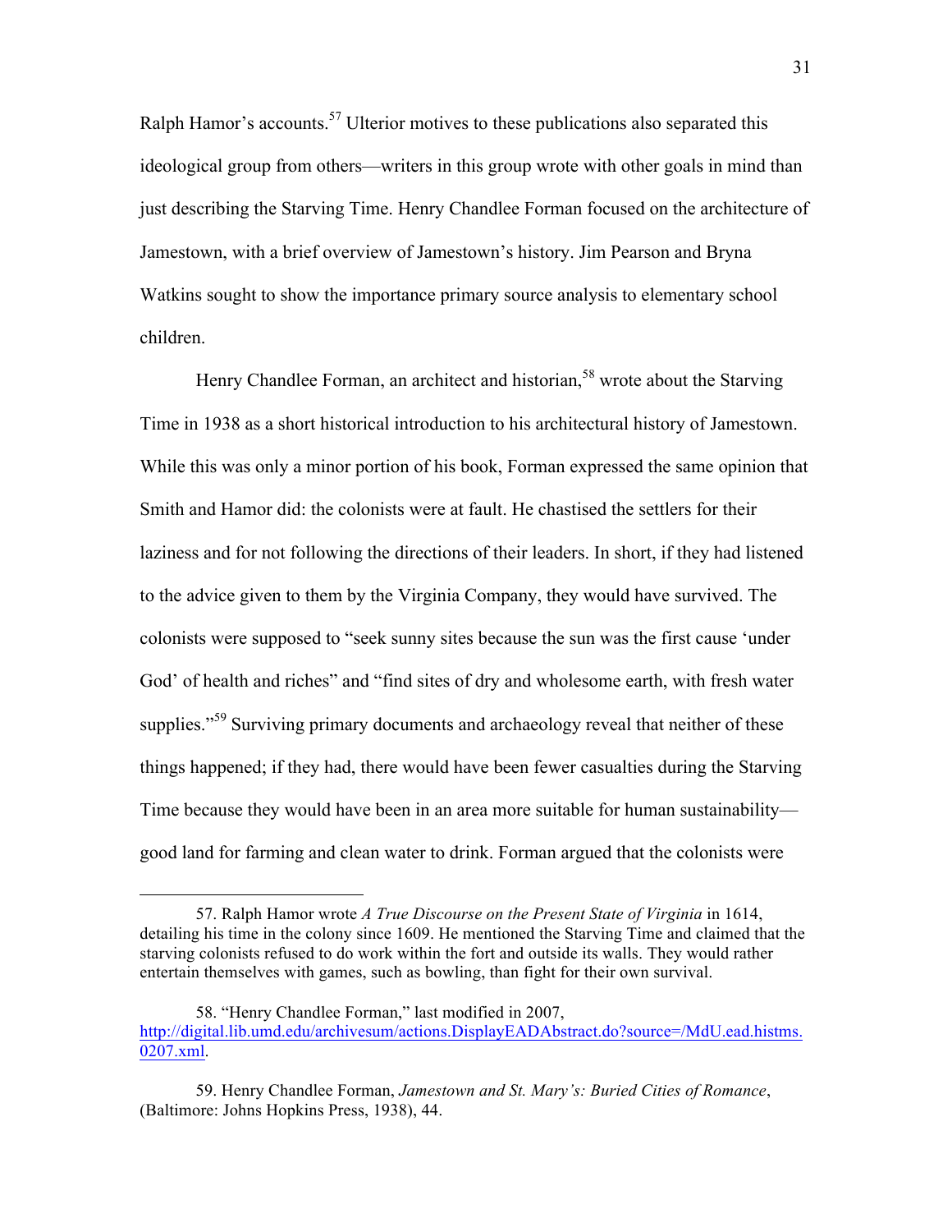Ralph Hamor's accounts.[57] Ulterior motives to these publications also separated this ideological group from others—writers in this group wrote with other goals in mind than just describing the Starving Time. Henry Chandlee Forman focused on the architecture of Jamestown, with a brief overview of Jamestown's history. Jim Pearson and Bryna Watkins sought to show the importance primary source analysis to elementary school children.

Henry Chandlee Forman, an architect and historian,[58] wrote about the Starving Time in 1938 as a short historical introduction to his architectural history of Jamestown. While this was only a minor portion of his book, Forman expressed the same opinion that Smith and Hamor did: the colonists were at fault. He chastised the settlers for their laziness and for not following the directions of their leaders. In short, if they had listened to the advice given to them by the Virginia Company, they would have survived. The colonists were supposed to "seek sunny sites because the sun was the first cause 'under God' of health and riches" and "find sites of dry and wholesome earth, with fresh water supplies."[59] Surviving primary documents and archaeology reveal that neither of these things happened; if they had, there would have been fewer casualties during the Starving Time because they would have been in an area more suitable for human sustainability—good land for farming and clean water to drink. Forman argued that the colonists were

---

57. Ralph Hamor wrote *A True Discourse on the Present State of Virginia* in 1614, detailing his time in the colony since 1609. He mentioned the Starving Time and claimed that the starving colonists refused to do work within the fort and outside its walls. They would rather entertain themselves with games, such as bowling, than fight for their own survival.

58. "Henry Chandlee Forman," last modified in 2007, http://digital.lib.umd.edu/archivesum/actions.DisplayEADAbstract.do?source=/MdU.ead.histms.0207.xml.

59. Henry Chandlee Forman, *Jamestown and St. Mary's: Buried Cities of Romance*, (Baltimore: Johns Hopkins Press, 1938), 44.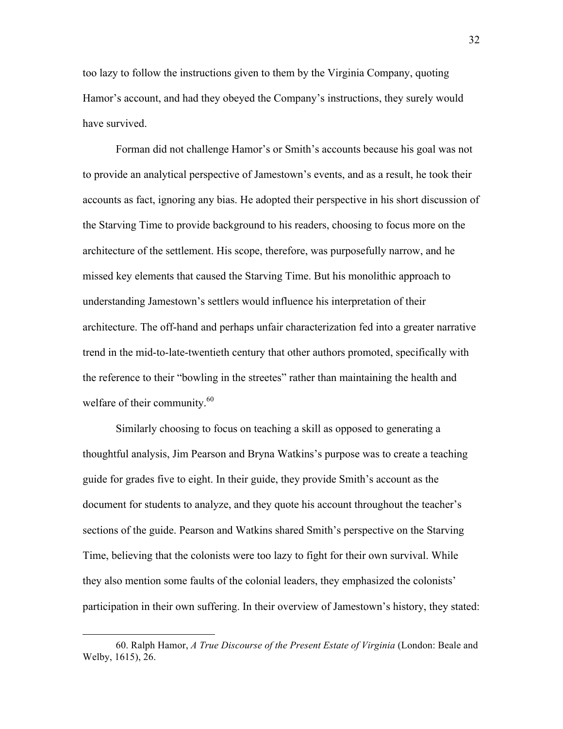too lazy to follow the instructions given to them by the Virginia Company, quoting Hamor's account, and had they obeyed the Company's instructions, they surely would have survived.

Forman did not challenge Hamor's or Smith's accounts because his goal was not to provide an analytical perspective of Jamestown's events, and as a result, he took their accounts as fact, ignoring any bias. He adopted their perspective in his short discussion of the Starving Time to provide background to his readers, choosing to focus more on the architecture of the settlement. His scope, therefore, was purposefully narrow, and he missed key elements that caused the Starving Time. But his monolithic approach to understanding Jamestown's settlers would influence his interpretation of their architecture. The off-hand and perhaps unfair characterization fed into a greater narrative trend in the mid-to-late-twentieth century that other authors promoted, specifically with the reference to their "bowling in the streetes" rather than maintaining the health and welfare of their community.[60]

Similarly choosing to focus on teaching a skill as opposed to generating a thoughtful analysis, Jim Pearson and Bryna Watkins's purpose was to create a teaching guide for grades five to eight. In their guide, they provide Smith's account as the document for students to analyze, and they quote his account throughout the teacher's sections of the guide. Pearson and Watkins shared Smith's perspective on the Starving Time, believing that the colonists were too lazy to fight for their own survival. While they also mention some faults of the colonial leaders, they emphasized the colonists' participation in their own suffering. In their overview of Jamestown's history, they stated:

---

60. Ralph Hamor, *A True Discourse of the Present Estate of Virginia* (London: Beale and Welby, 1615), 26.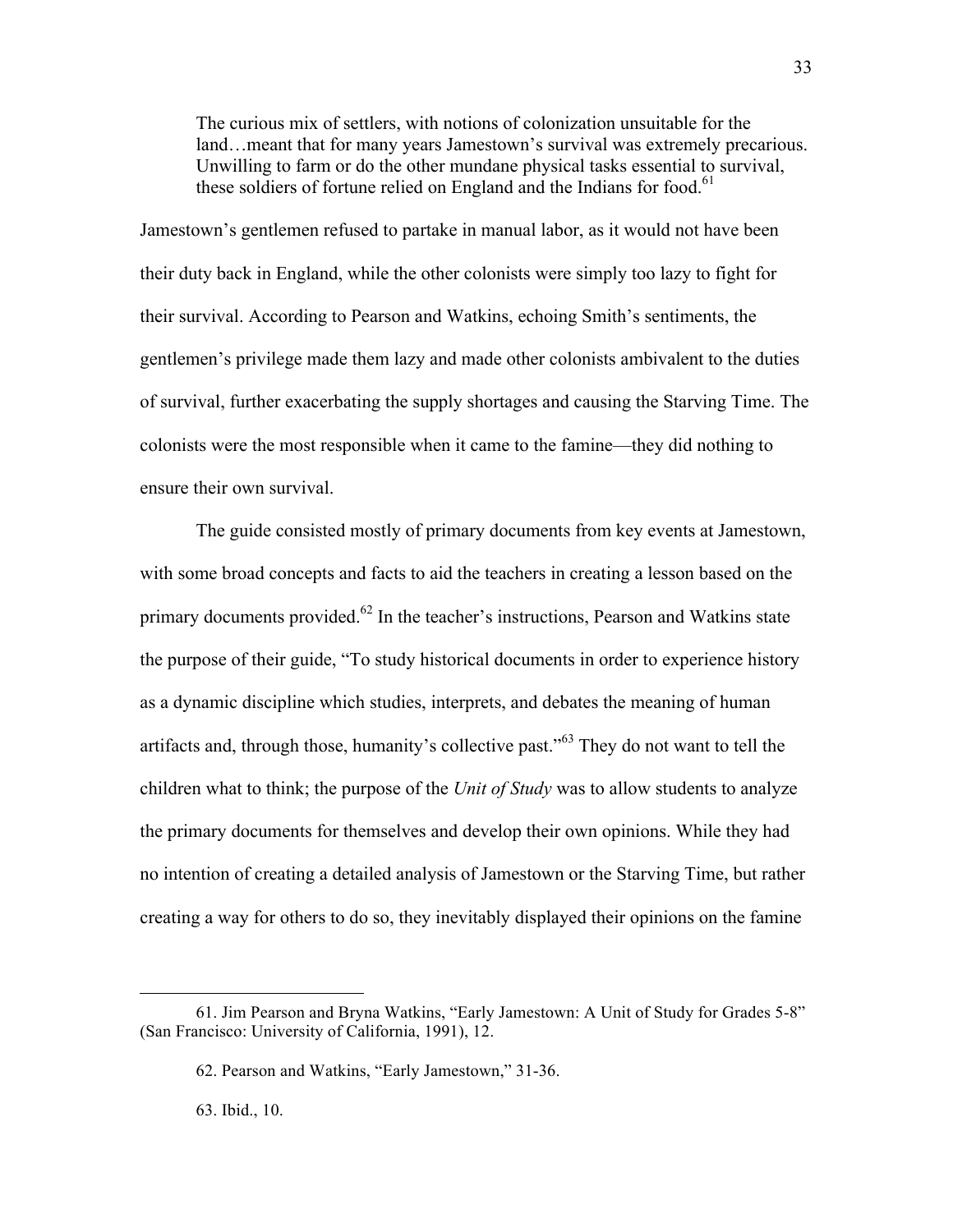> The curious mix of settlers, with notions of colonization unsuitable for the land…meant that for many years Jamestown's survival was extremely precarious. Unwilling to farm or do the other mundane physical tasks essential to survival, these soldiers of fortune relied on England and the Indians for food.[61]

Jamestown's gentlemen refused to partake in manual labor, as it would not have been their duty back in England, while the other colonists were simply too lazy to fight for their survival. According to Pearson and Watkins, echoing Smith's sentiments, the gentlemen's privilege made them lazy and made other colonists ambivalent to the duties of survival, further exacerbating the supply shortages and causing the Starving Time. The colonists were the most responsible when it came to the famine—they did nothing to ensure their own survival.

The guide consisted mostly of primary documents from key events at Jamestown, with some broad concepts and facts to aid the teachers in creating a lesson based on the primary documents provided.[62] In the teacher's instructions, Pearson and Watkins state the purpose of their guide, "To study historical documents in order to experience history as a dynamic discipline which studies, interprets, and debates the meaning of human artifacts and, through those, humanity's collective past."[63] They do not want to tell the children what to think; the purpose of the *Unit of Study* was to allow students to analyze the primary documents for themselves and develop their own opinions. While they had no intention of creating a detailed analysis of Jamestown or the Starving Time, but rather creating a way for others to do so, they inevitably displayed their opinions on the famine

---

61. Jim Pearson and Bryna Watkins, "Early Jamestown: A Unit of Study for Grades 5-8" (San Francisco: University of California, 1991), 12.

62. Pearson and Watkins, "Early Jamestown," 31-36.

63. Ibid., 10.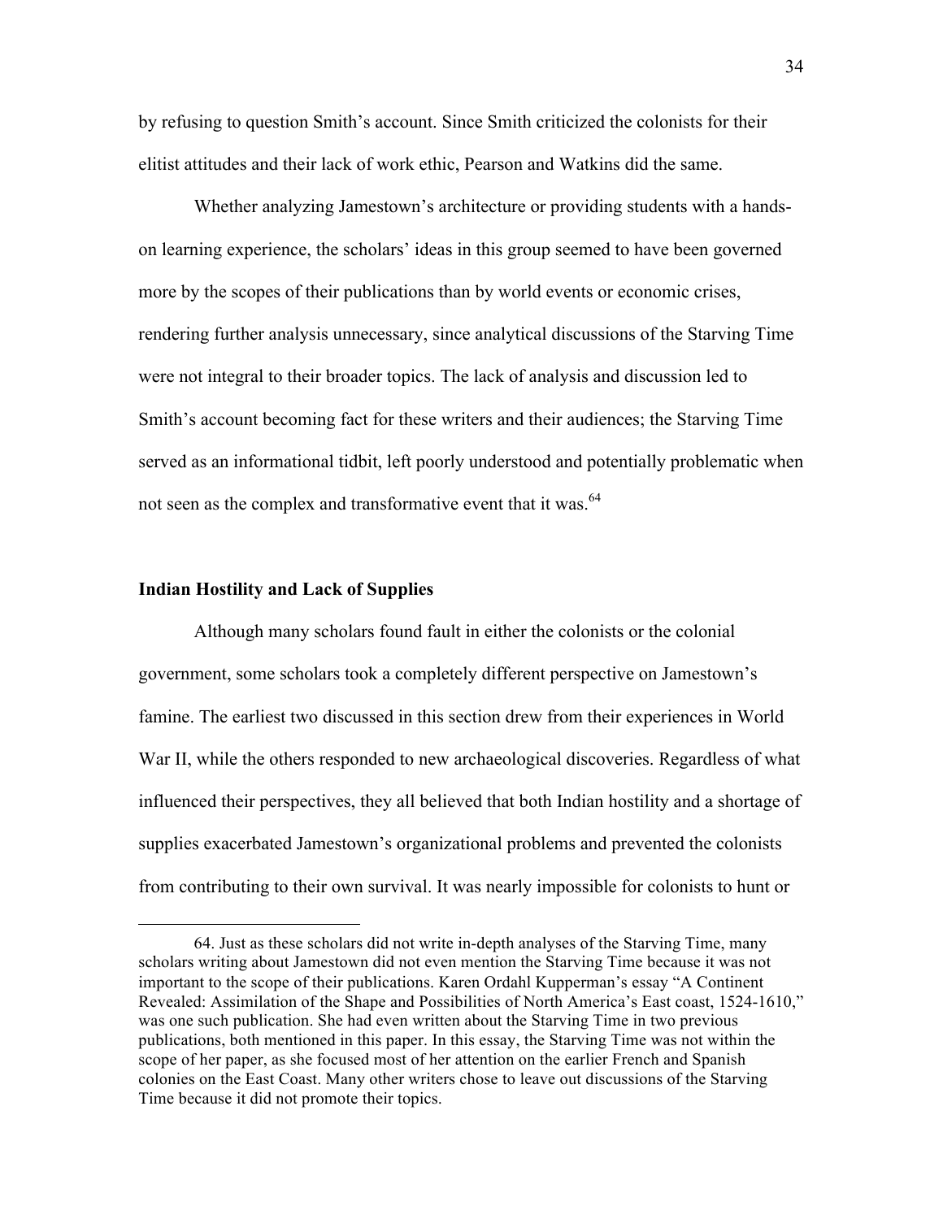by refusing to question Smith's account. Since Smith criticized the colonists for their elitist attitudes and their lack of work ethic, Pearson and Watkins did the same.

Whether analyzing Jamestown's architecture or providing students with a hands-on learning experience, the scholars' ideas in this group seemed to have been governed more by the scopes of their publications than by world events or economic crises, rendering further analysis unnecessary, since analytical discussions of the Starving Time were not integral to their broader topics. The lack of analysis and discussion led to Smith's account becoming fact for these writers and their audiences; the Starving Time served as an informational tidbit, left poorly understood and potentially problematic when not seen as the complex and transformative event that it was.[64]

### Indian Hostility and Lack of Supplies

Although many scholars found fault in either the colonists or the colonial government, some scholars took a completely different perspective on Jamestown's famine. The earliest two discussed in this section drew from their experiences in World War II, while the others responded to new archaeological discoveries. Regardless of what influenced their perspectives, they all believed that both Indian hostility and a shortage of supplies exacerbated Jamestown's organizational problems and prevented the colonists from contributing to their own survival. It was nearly impossible for colonists to hunt or

---

64. Just as these scholars did not write in-depth analyses of the Starving Time, many scholars writing about Jamestown did not even mention the Starving Time because it was not important to the scope of their publications. Karen Ordahl Kupperman's essay "A Continent Revealed: Assimilation of the Shape and Possibilities of North America's East coast, 1524-1610," was one such publication. She had even written about the Starving Time in two previous publications, both mentioned in this paper. In this essay, the Starving Time was not within the scope of her paper, as she focused most of her attention on the earlier French and Spanish colonies on the East Coast. Many other writers chose to leave out discussions of the Starving Time because it did not promote their topics.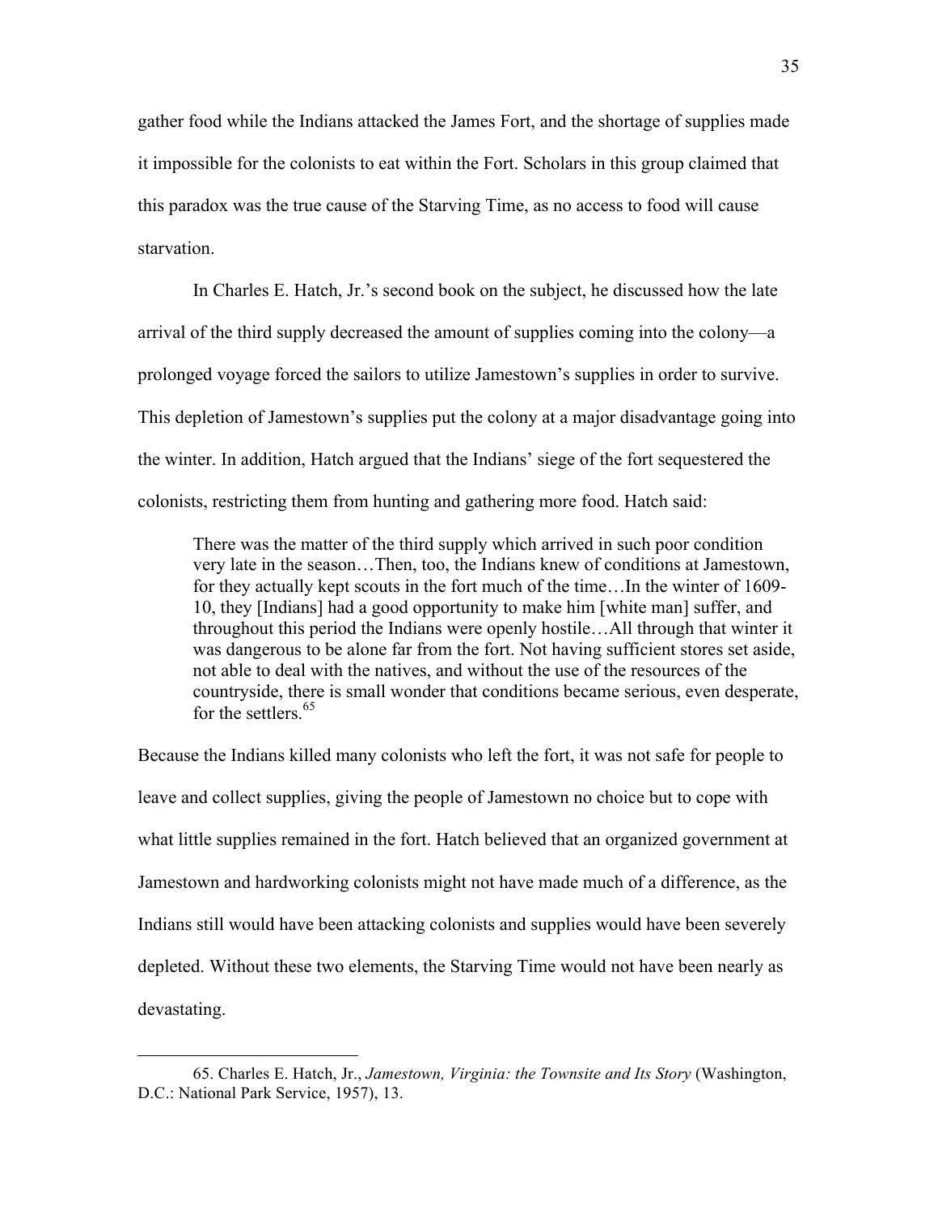gather food while the Indians attacked the James Fort, and the shortage of supplies made it impossible for the colonists to eat within the Fort. Scholars in this group claimed that this paradox was the true cause of the Starving Time, as no access to food will cause starvation.

In Charles E. Hatch, Jr.'s second book on the subject, he discussed how the late arrival of the third supply decreased the amount of supplies coming into the colony—a prolonged voyage forced the sailors to utilize Jamestown's supplies in order to survive. This depletion of Jamestown's supplies put the colony at a major disadvantage going into the winter. In addition, Hatch argued that the Indians' siege of the fort sequestered the colonists, restricting them from hunting and gathering more food. Hatch said:

> There was the matter of the third supply which arrived in such poor condition very late in the season…Then, too, the Indians knew of conditions at Jamestown, for they actually kept scouts in the fort much of the time…In the winter of 1609-10, they [Indians] had a good opportunity to make him [white man] suffer, and throughout this period the Indians were openly hostile…All through that winter it was dangerous to be alone far from the fort. Not having sufficient stores set aside, not able to deal with the natives, and without the use of the resources of the countryside, there is small wonder that conditions became serious, even desperate, for the settlers.[65]

Because the Indians killed many colonists who left the fort, it was not safe for people to leave and collect supplies, giving the people of Jamestown no choice but to cope with what little supplies remained in the fort. Hatch believed that an organized government at Jamestown and hardworking colonists might not have made much of a difference, as the Indians still would have been attacking colonists and supplies would have been severely depleted. Without these two elements, the Starving Time would not have been nearly as devastating.

---

65. Charles E. Hatch, Jr., *Jamestown, Virginia: the Townsite and Its Story* (Washington, D.C.: National Park Service, 1957), 13.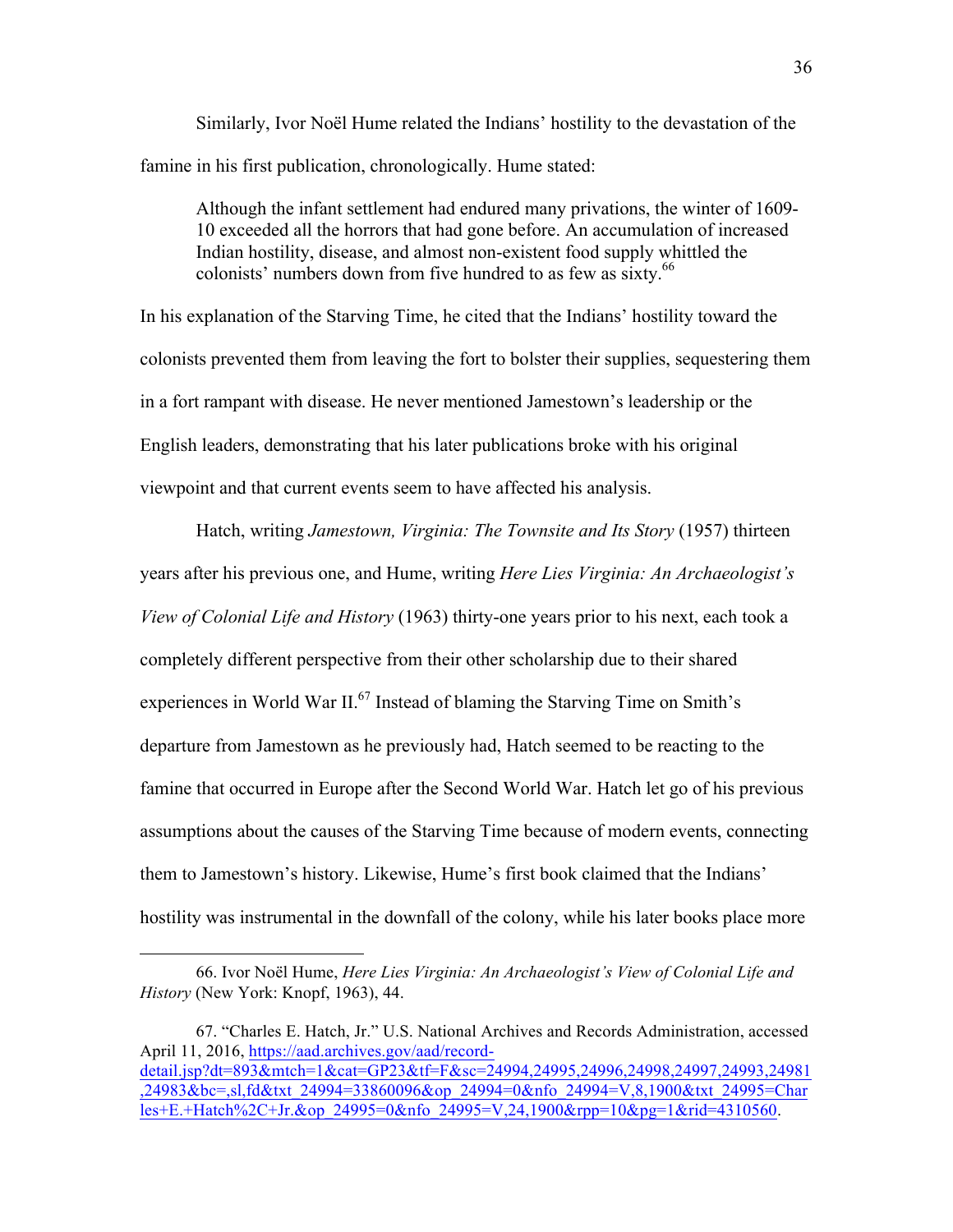Similarly, Ivor Noël Hume related the Indians' hostility to the devastation of the famine in his first publication, chronologically. Hume stated:

> Although the infant settlement had endured many privations, the winter of 1609-10 exceeded all the horrors that had gone before. An accumulation of increased Indian hostility, disease, and almost non-existent food supply whittled the colonists' numbers down from five hundred to as few as sixty.[66]

In his explanation of the Starving Time, he cited that the Indians' hostility toward the colonists prevented them from leaving the fort to bolster their supplies, sequestering them in a fort rampant with disease. He never mentioned Jamestown's leadership or the English leaders, demonstrating that his later publications broke with his original viewpoint and that current events seem to have affected his analysis.

Hatch, writing *Jamestown, Virginia: The Townsite and Its Story* (1957) thirteen years after his previous one, and Hume, writing *Here Lies Virginia: An Archaeologist's View of Colonial Life and History* (1963) thirty-one years prior to his next, each took a completely different perspective from their other scholarship due to their shared experiences in World War II.[67] Instead of blaming the Starving Time on Smith's departure from Jamestown as he previously had, Hatch seemed to be reacting to the famine that occurred in Europe after the Second World War. Hatch let go of his previous assumptions about the causes of the Starving Time because of modern events, connecting them to Jamestown's history. Likewise, Hume's first book claimed that the Indians' hostility was instrumental in the downfall of the colony, while his later books place more

---

66. Ivor Noël Hume, *Here Lies Virginia: An Archaeologist's View of Colonial Life and History* (New York: Knopf, 1963), 44.

67. "Charles E. Hatch, Jr." U.S. National Archives and Records Administration, accessed April 11, 2016, https://aad.archives.gov/aad/record-detail.jsp?dt=893&mtch=1&cat=GP23&tf=F&sc=24994,24995,24996,24998,24997,24993,24981,24983&bc=,sl,fd&txt_24994=33860096&op_24994=0&nfo_24994=V,8,1900&txt_24995=Charles+E.+Hatch%2C+Jr.&op_24995=0&nfo_24995=V,24,1900&rpp=10&pg=1&rid=4310560.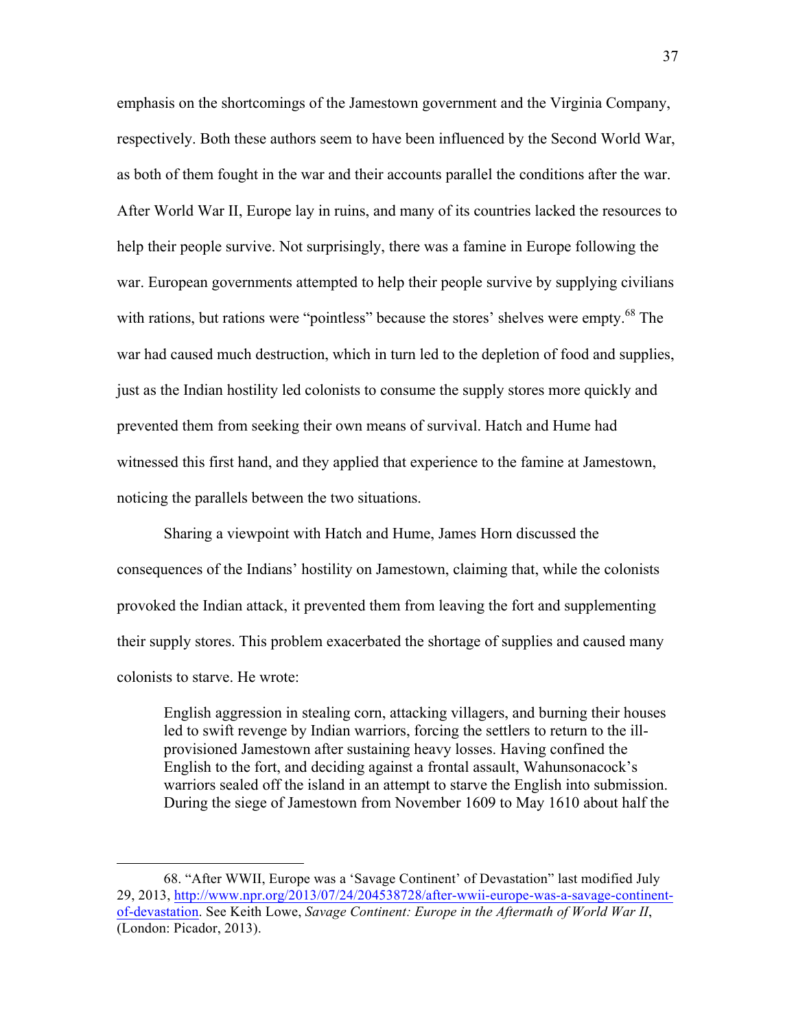emphasis on the shortcomings of the Jamestown government and the Virginia Company, respectively. Both these authors seem to have been influenced by the Second World War, as both of them fought in the war and their accounts parallel the conditions after the war. After World War II, Europe lay in ruins, and many of its countries lacked the resources to help their people survive. Not surprisingly, there was a famine in Europe following the war. European governments attempted to help their people survive by supplying civilians with rations, but rations were "pointless" because the stores' shelves were empty.[68] The war had caused much destruction, which in turn led to the depletion of food and supplies, just as the Indian hostility led colonists to consume the supply stores more quickly and prevented them from seeking their own means of survival. Hatch and Hume had witnessed this first hand, and they applied that experience to the famine at Jamestown, noticing the parallels between the two situations.

Sharing a viewpoint with Hatch and Hume, James Horn discussed the consequences of the Indians' hostility on Jamestown, claiming that, while the colonists provoked the Indian attack, it prevented them from leaving the fort and supplementing their supply stores. This problem exacerbated the shortage of supplies and caused many colonists to starve. He wrote:

> English aggression in stealing corn, attacking villagers, and burning their houses led to swift revenge by Indian warriors, forcing the settlers to return to the ill-provisioned Jamestown after sustaining heavy losses. Having confined the English to the fort, and deciding against a frontal assault, Wahunsonacock's warriors sealed off the island in an attempt to starve the English into submission. During the siege of Jamestown from November 1609 to May 1610 about half the

---

68. "After WWII, Europe was a 'Savage Continent' of Devastation" last modified July 29, 2013, http://www.npr.org/2013/07/24/204538728/after-wwii-europe-was-a-savage-continent-of-devastation. See Keith Lowe, *Savage Continent: Europe in the Aftermath of World War II*, (London: Picador, 2013).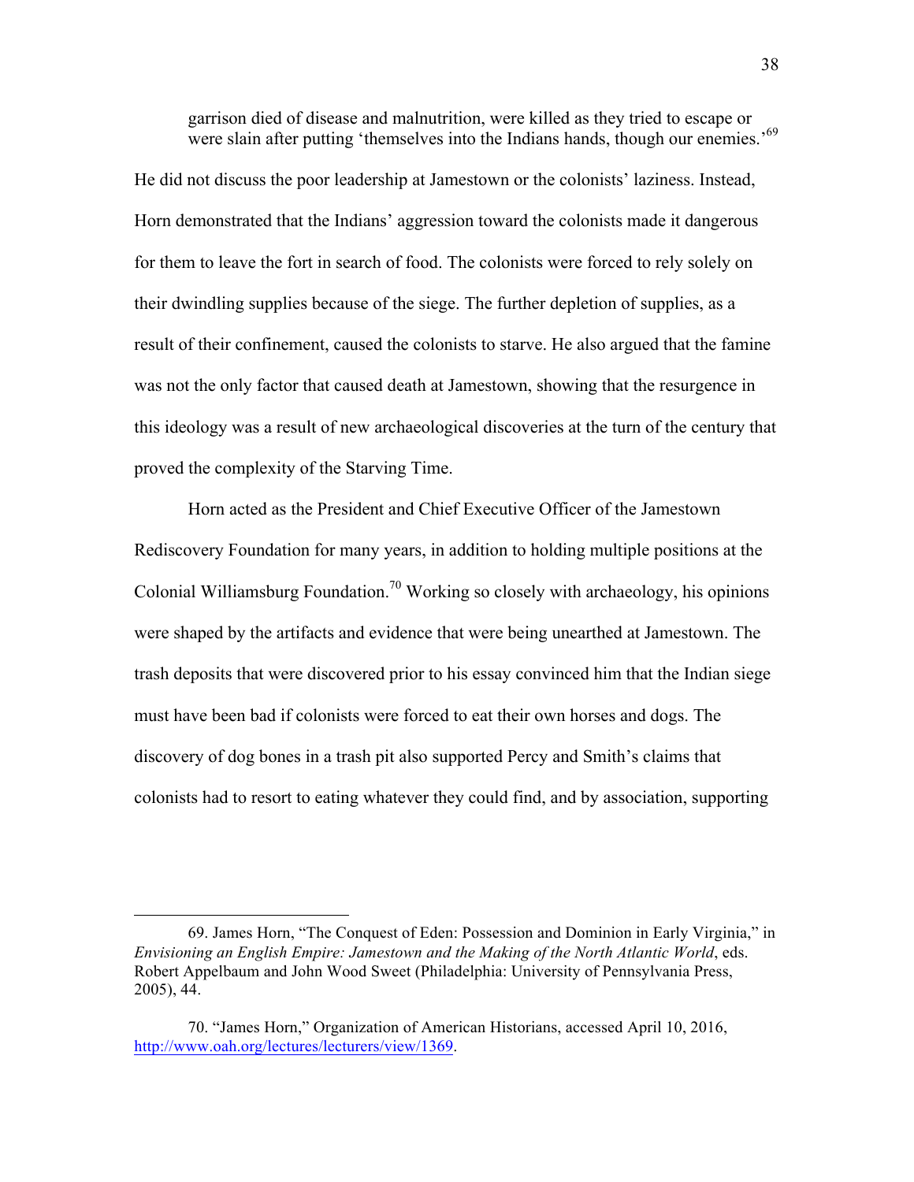> garrison died of disease and malnutrition, were killed as they tried to escape or were slain after putting 'themselves into the Indians hands, though our enemies.'[69]

He did not discuss the poor leadership at Jamestown or the colonists' laziness. Instead, Horn demonstrated that the Indians' aggression toward the colonists made it dangerous for them to leave the fort in search of food. The colonists were forced to rely solely on their dwindling supplies because of the siege. The further depletion of supplies, as a result of their confinement, caused the colonists to starve. He also argued that the famine was not the only factor that caused death at Jamestown, showing that the resurgence in this ideology was a result of new archaeological discoveries at the turn of the century that proved the complexity of the Starving Time.

Horn acted as the President and Chief Executive Officer of the Jamestown Rediscovery Foundation for many years, in addition to holding multiple positions at the Colonial Williamsburg Foundation.[70] Working so closely with archaeology, his opinions were shaped by the artifacts and evidence that were being unearthed at Jamestown. The trash deposits that were discovered prior to his essay convinced him that the Indian siege must have been bad if colonists were forced to eat their own horses and dogs. The discovery of dog bones in a trash pit also supported Percy and Smith's claims that colonists had to resort to eating whatever they could find, and by association, supporting

---

69. James Horn, "The Conquest of Eden: Possession and Dominion in Early Virginia," in *Envisioning an English Empire: Jamestown and the Making of the North Atlantic World*, eds. Robert Appelbaum and John Wood Sweet (Philadelphia: University of Pennsylvania Press, 2005), 44.

70. "James Horn," Organization of American Historians, accessed April 10, 2016, http://www.oah.org/lectures/lecturers/view/1369.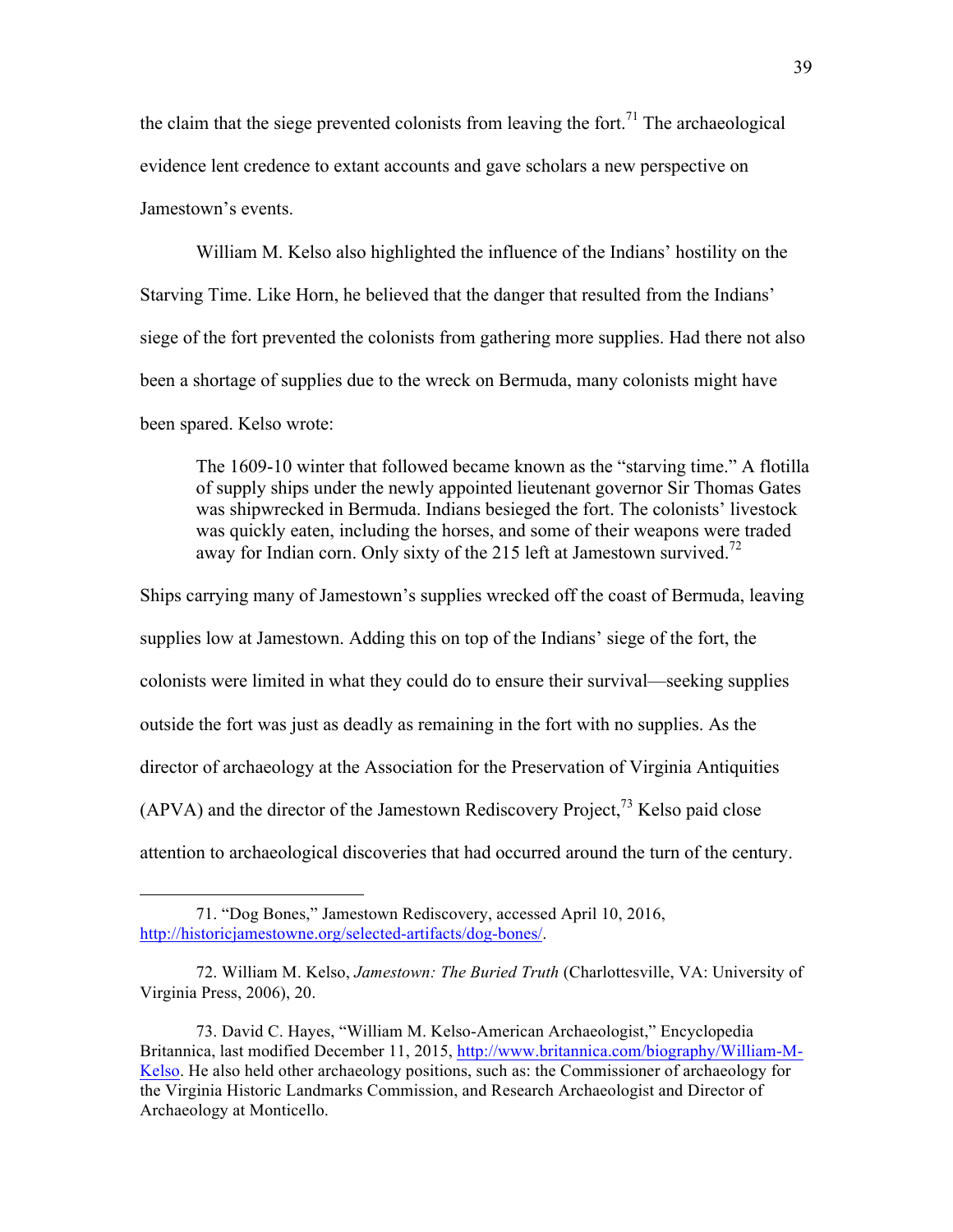the claim that the siege prevented colonists from leaving the fort.[71] The archaeological evidence lent credence to extant accounts and gave scholars a new perspective on Jamestown's events.

William M. Kelso also highlighted the influence of the Indians' hostility on the Starving Time. Like Horn, he believed that the danger that resulted from the Indians' siege of the fort prevented the colonists from gathering more supplies. Had there not also been a shortage of supplies due to the wreck on Bermuda, many colonists might have been spared. Kelso wrote:

> The 1609-10 winter that followed became known as the "starving time." A flotilla of supply ships under the newly appointed lieutenant governor Sir Thomas Gates was shipwrecked in Bermuda. Indians besieged the fort. The colonists' livestock was quickly eaten, including the horses, and some of their weapons were traded away for Indian corn. Only sixty of the 215 left at Jamestown survived.[72]

Ships carrying many of Jamestown's supplies wrecked off the coast of Bermuda, leaving supplies low at Jamestown. Adding this on top of the Indians' siege of the fort, the colonists were limited in what they could do to ensure their survival—seeking supplies outside the fort was just as deadly as remaining in the fort with no supplies. As the director of archaeology at the Association for the Preservation of Virginia Antiquities (APVA) and the director of the Jamestown Rediscovery Project,[73] Kelso paid close attention to archaeological discoveries that had occurred around the turn of the century.

---

71. "Dog Bones," Jamestown Rediscovery, accessed April 10, 2016, http://historicjamestowne.org/selected-artifacts/dog-bones/.

72. William M. Kelso, *Jamestown: The Buried Truth* (Charlottesville, VA: University of Virginia Press, 2006), 20.

73. David C. Hayes, "William M. Kelso-American Archaeologist," Encyclopedia Britannica, last modified December 11, 2015, http://www.britannica.com/biography/William-M-Kelso. He also held other archaeology positions, such as: the Commissioner of archaeology for the Virginia Historic Landmarks Commission, and Research Archaeologist and Director of Archaeology at Monticello.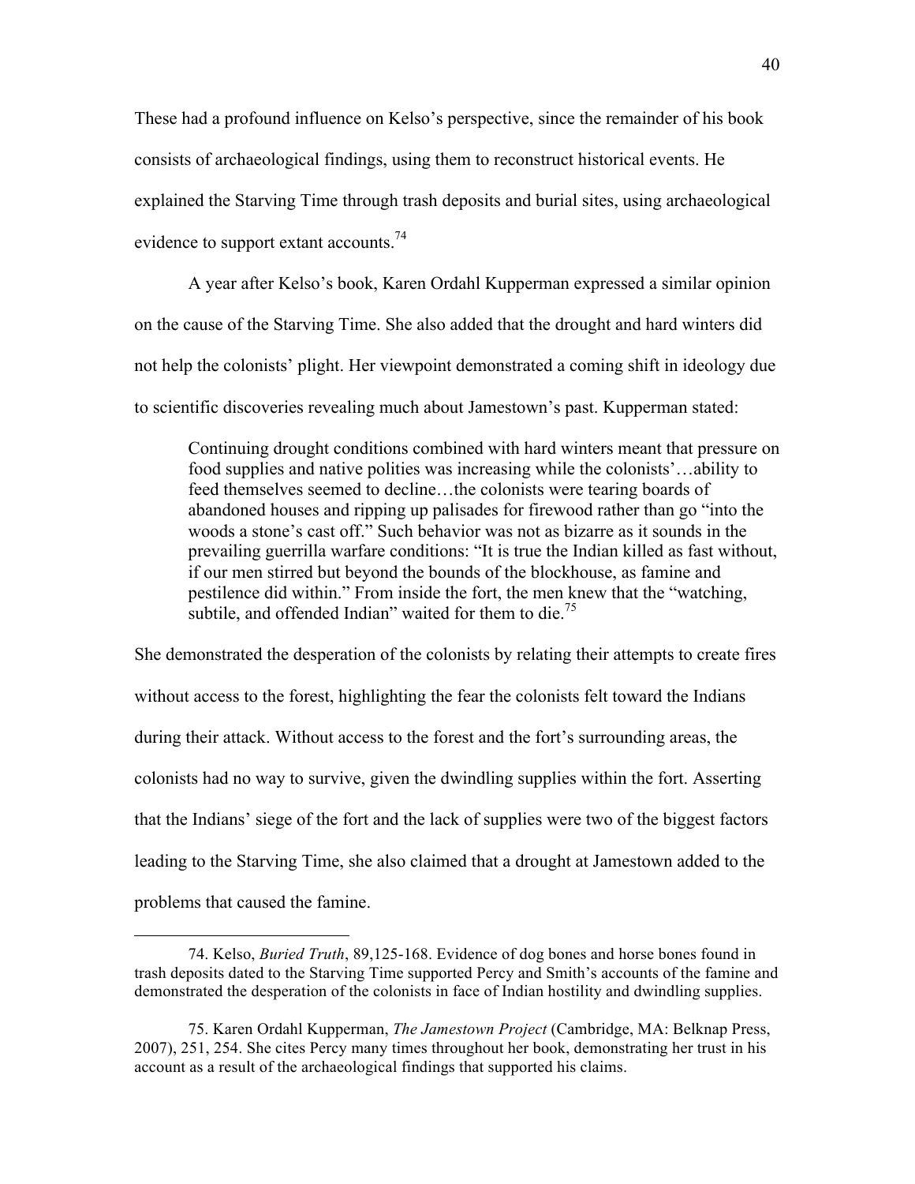These had a profound influence on Kelso's perspective, since the remainder of his book consists of archaeological findings, using them to reconstruct historical events. He explained the Starving Time through trash deposits and burial sites, using archaeological evidence to support extant accounts.[74]

A year after Kelso's book, Karen Ordahl Kupperman expressed a similar opinion on the cause of the Starving Time. She also added that the drought and hard winters did not help the colonists' plight. Her viewpoint demonstrated a coming shift in ideology due to scientific discoveries revealing much about Jamestown's past. Kupperman stated:

> Continuing drought conditions combined with hard winters meant that pressure on food supplies and native polities was increasing while the colonists'…ability to feed themselves seemed to decline…the colonists were tearing boards of abandoned houses and ripping up palisades for firewood rather than go "into the woods a stone's cast off." Such behavior was not as bizarre as it sounds in the prevailing guerrilla warfare conditions: "It is true the Indian killed as fast without, if our men stirred but beyond the bounds of the blockhouse, as famine and pestilence did within." From inside the fort, the men knew that the "watching, subtile, and offended Indian" waited for them to die.[75]

She demonstrated the desperation of the colonists by relating their attempts to create fires without access to the forest, highlighting the fear the colonists felt toward the Indians during their attack. Without access to the forest and the fort's surrounding areas, the colonists had no way to survive, given the dwindling supplies within the fort. Asserting that the Indians' siege of the fort and the lack of supplies were two of the biggest factors leading to the Starving Time, she also claimed that a drought at Jamestown added to the problems that caused the famine.

---

74. Kelso, *Buried Truth*, 89,125-168. Evidence of dog bones and horse bones found in trash deposits dated to the Starving Time supported Percy and Smith's accounts of the famine and demonstrated the desperation of the colonists in face of Indian hostility and dwindling supplies.

75. Karen Ordahl Kupperman, *The Jamestown Project* (Cambridge, MA: Belknap Press, 2007), 251, 254. She cites Percy many times throughout her book, demonstrating her trust in his account as a result of the archaeological findings that supported his claims.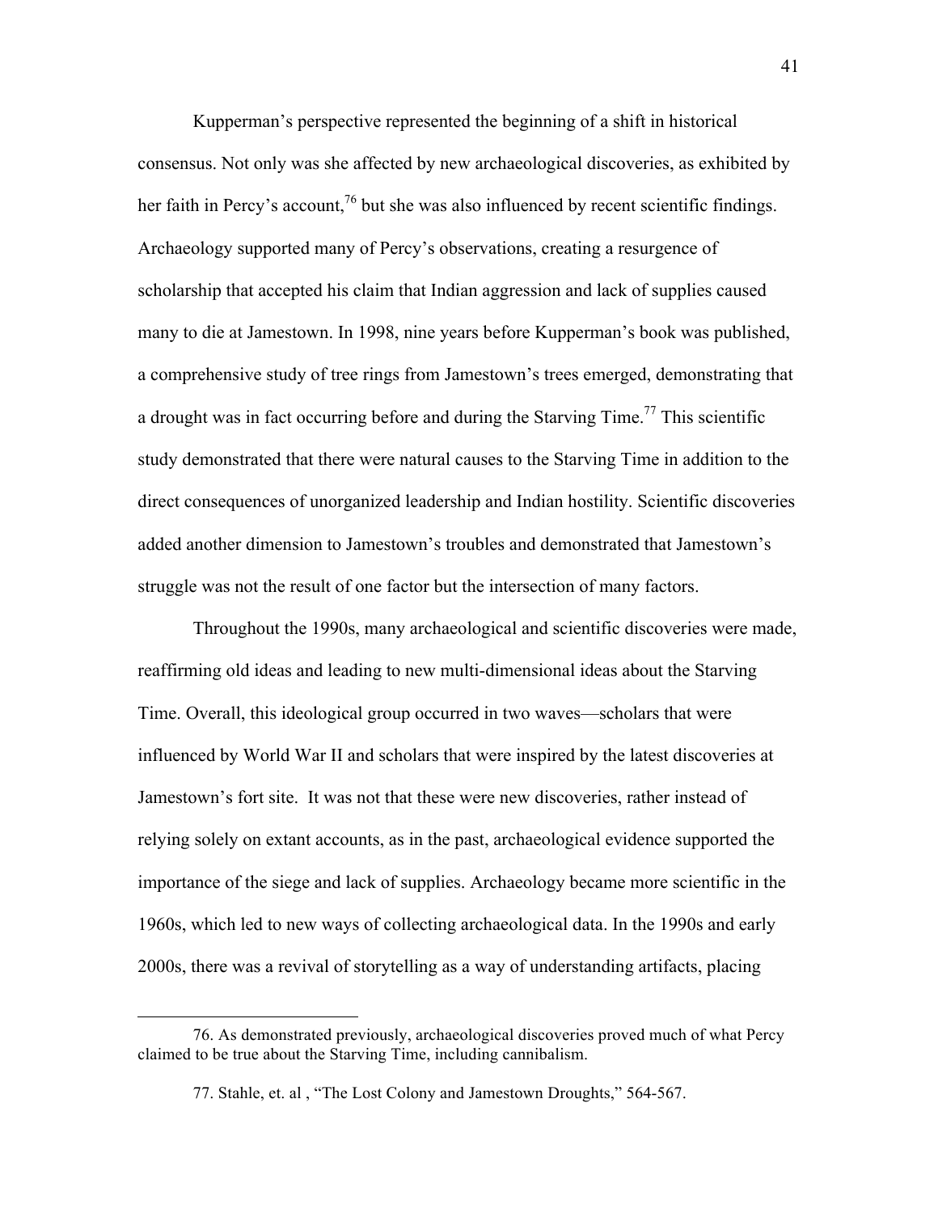Kupperman's perspective represented the beginning of a shift in historical consensus. Not only was she affected by new archaeological discoveries, as exhibited by her faith in Percy's account,[76] but she was also influenced by recent scientific findings. Archaeology supported many of Percy's observations, creating a resurgence of scholarship that accepted his claim that Indian aggression and lack of supplies caused many to die at Jamestown. In 1998, nine years before Kupperman's book was published, a comprehensive study of tree rings from Jamestown's trees emerged, demonstrating that a drought was in fact occurring before and during the Starving Time.[77] This scientific study demonstrated that there were natural causes to the Starving Time in addition to the direct consequences of unorganized leadership and Indian hostility. Scientific discoveries added another dimension to Jamestown's troubles and demonstrated that Jamestown's struggle was not the result of one factor but the intersection of many factors.

Throughout the 1990s, many archaeological and scientific discoveries were made, reaffirming old ideas and leading to new multi-dimensional ideas about the Starving Time. Overall, this ideological group occurred in two waves—scholars that were influenced by World War II and scholars that were inspired by the latest discoveries at Jamestown's fort site. It was not that these were new discoveries, rather instead of relying solely on extant accounts, as in the past, archaeological evidence supported the importance of the siege and lack of supplies. Archaeology became more scientific in the 1960s, which led to new ways of collecting archaeological data. In the 1990s and early 2000s, there was a revival of storytelling as a way of understanding artifacts, placing

---

76. As demonstrated previously, archaeological discoveries proved much of what Percy claimed to be true about the Starving Time, including cannibalism.

77. Stahle, et. al , "The Lost Colony and Jamestown Droughts," 564-567.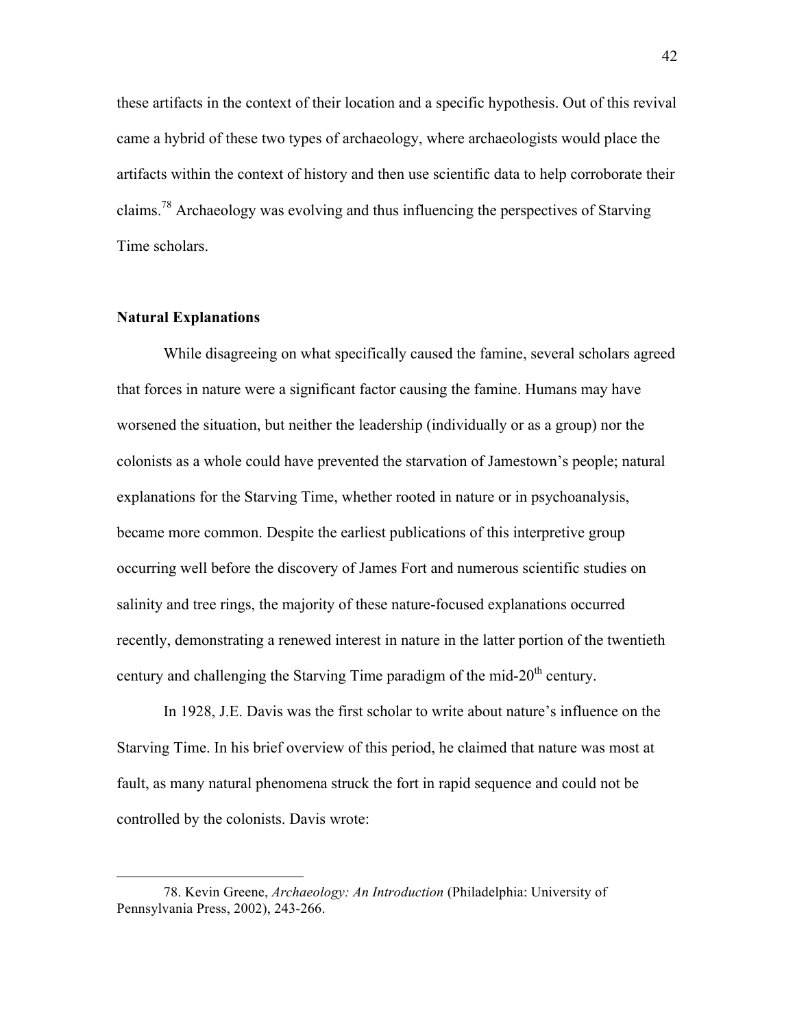these artifacts in the context of their location and a specific hypothesis. Out of this revival came a hybrid of these two types of archaeology, where archaeologists would place the artifacts within the context of history and then use scientific data to help corroborate their claims.[78] Archaeology was evolving and thus influencing the perspectives of Starving Time scholars.

### Natural Explanations

While disagreeing on what specifically caused the famine, several scholars agreed that forces in nature were a significant factor causing the famine. Humans may have worsened the situation, but neither the leadership (individually or as a group) nor the colonists as a whole could have prevented the starvation of Jamestown's people; natural explanations for the Starving Time, whether rooted in nature or in psychoanalysis, became more common. Despite the earliest publications of this interpretive group occurring well before the discovery of James Fort and numerous scientific studies on salinity and tree rings, the majority of these nature-focused explanations occurred recently, demonstrating a renewed interest in nature in the latter portion of the twentieth century and challenging the Starving Time paradigm of the mid-20th century.

In 1928, J.E. Davis was the first scholar to write about nature's influence on the Starving Time. In his brief overview of this period, he claimed that nature was most at fault, as many natural phenomena struck the fort in rapid sequence and could not be controlled by the colonists. Davis wrote:

---

78. Kevin Greene, *Archaeology: An Introduction* (Philadelphia: University of Pennsylvania Press, 2002), 243-266.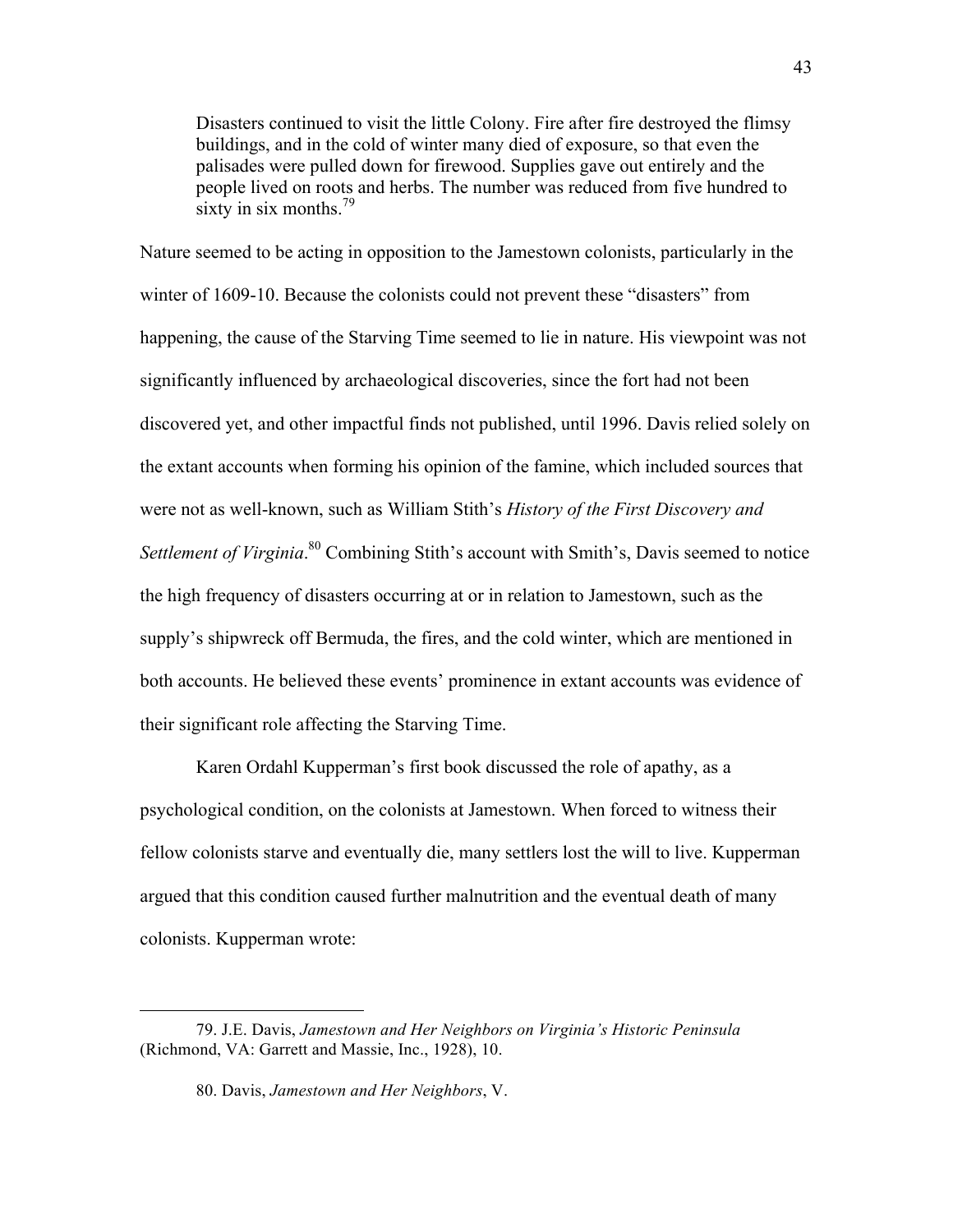> Disasters continued to visit the little Colony. Fire after fire destroyed the flimsy buildings, and in the cold of winter many died of exposure, so that even the palisades were pulled down for firewood. Supplies gave out entirely and the people lived on roots and herbs. The number was reduced from five hundred to sixty in six months.[79]

Nature seemed to be acting in opposition to the Jamestown colonists, particularly in the winter of 1609-10. Because the colonists could not prevent these "disasters" from happening, the cause of the Starving Time seemed to lie in nature. His viewpoint was not significantly influenced by archaeological discoveries, since the fort had not been discovered yet, and other impactful finds not published, until 1996. Davis relied solely on the extant accounts when forming his opinion of the famine, which included sources that were not as well-known, such as William Stith's *History of the First Discovery and Settlement of Virginia*.[80] Combining Stith's account with Smith's, Davis seemed to notice the high frequency of disasters occurring at or in relation to Jamestown, such as the supply's shipwreck off Bermuda, the fires, and the cold winter, which are mentioned in both accounts. He believed these events' prominence in extant accounts was evidence of their significant role affecting the Starving Time.

Karen Ordahl Kupperman's first book discussed the role of apathy, as a psychological condition, on the colonists at Jamestown. When forced to witness their fellow colonists starve and eventually die, many settlers lost the will to live. Kupperman argued that this condition caused further malnutrition and the eventual death of many colonists. Kupperman wrote:

---

79. J.E. Davis, *Jamestown and Her Neighbors on Virginia's Historic Peninsula* (Richmond, VA: Garrett and Massie, Inc., 1928), 10.

80. Davis, *Jamestown and Her Neighbors*, V.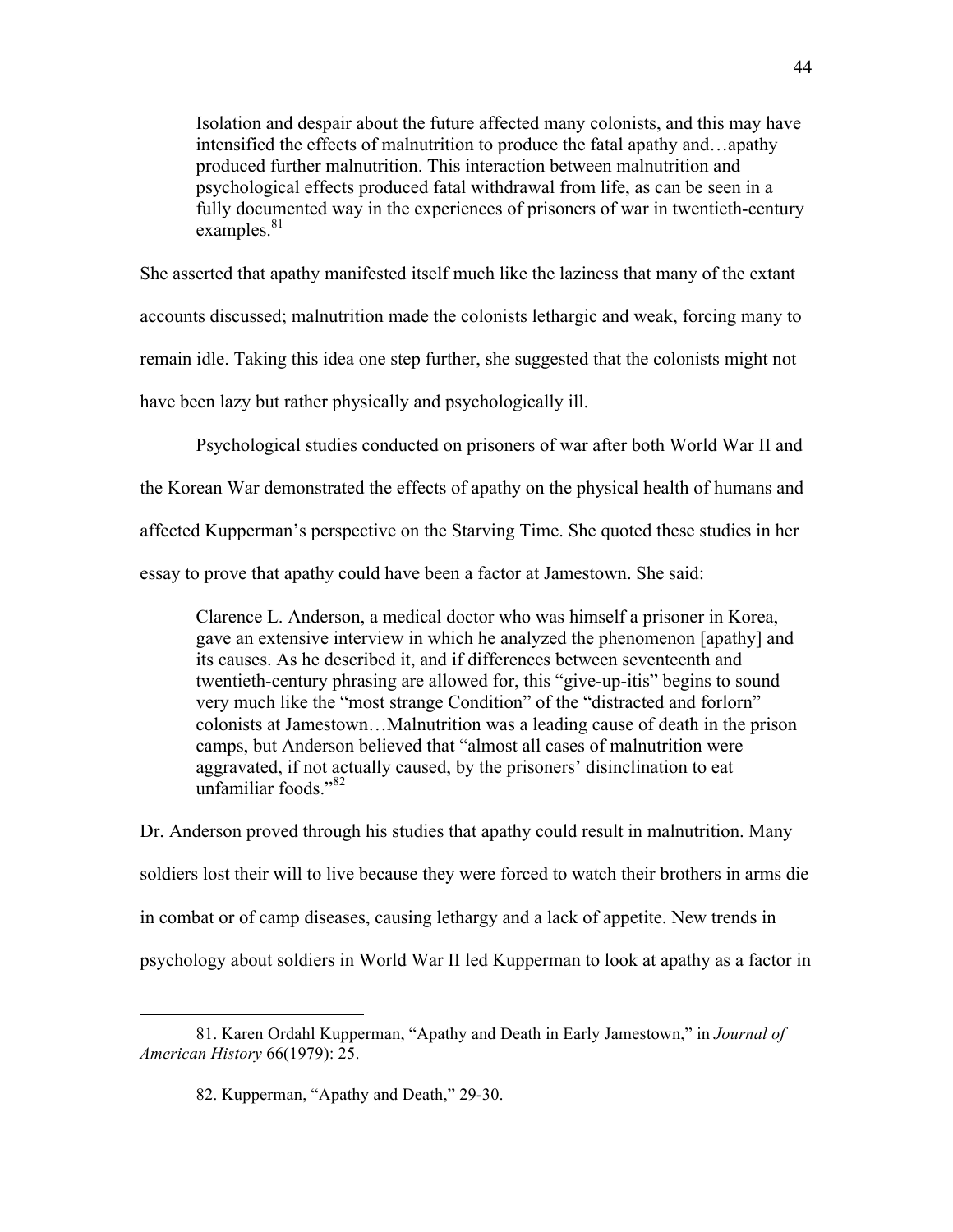> Isolation and despair about the future affected many colonists, and this may have intensified the effects of malnutrition to produce the fatal apathy and…apathy produced further malnutrition. This interaction between malnutrition and psychological effects produced fatal withdrawal from life, as can be seen in a fully documented way in the experiences of prisoners of war in twentieth-century examples.[81]

She asserted that apathy manifested itself much like the laziness that many of the extant accounts discussed; malnutrition made the colonists lethargic and weak, forcing many to remain idle. Taking this idea one step further, she suggested that the colonists might not have been lazy but rather physically and psychologically ill.

Psychological studies conducted on prisoners of war after both World War II and the Korean War demonstrated the effects of apathy on the physical health of humans and affected Kupperman's perspective on the Starving Time. She quoted these studies in her essay to prove that apathy could have been a factor at Jamestown. She said:

> Clarence L. Anderson, a medical doctor who was himself a prisoner in Korea, gave an extensive interview in which he analyzed the phenomenon [apathy] and its causes. As he described it, and if differences between seventeenth and twentieth-century phrasing are allowed for, this "give-up-itis" begins to sound very much like the "most strange Condition" of the "distracted and forlorn" colonists at Jamestown…Malnutrition was a leading cause of death in the prison camps, but Anderson believed that "almost all cases of malnutrition were aggravated, if not actually caused, by the prisoners' disinclination to eat unfamiliar foods."[82]

Dr. Anderson proved through his studies that apathy could result in malnutrition. Many soldiers lost their will to live because they were forced to watch their brothers in arms die in combat or of camp diseases, causing lethargy and a lack of appetite. New trends in psychology about soldiers in World War II led Kupperman to look at apathy as a factor in

---

81. Karen Ordahl Kupperman, "Apathy and Death in Early Jamestown," in *Journal of American History* 66(1979): 25.

82. Kupperman, "Apathy and Death," 29-30.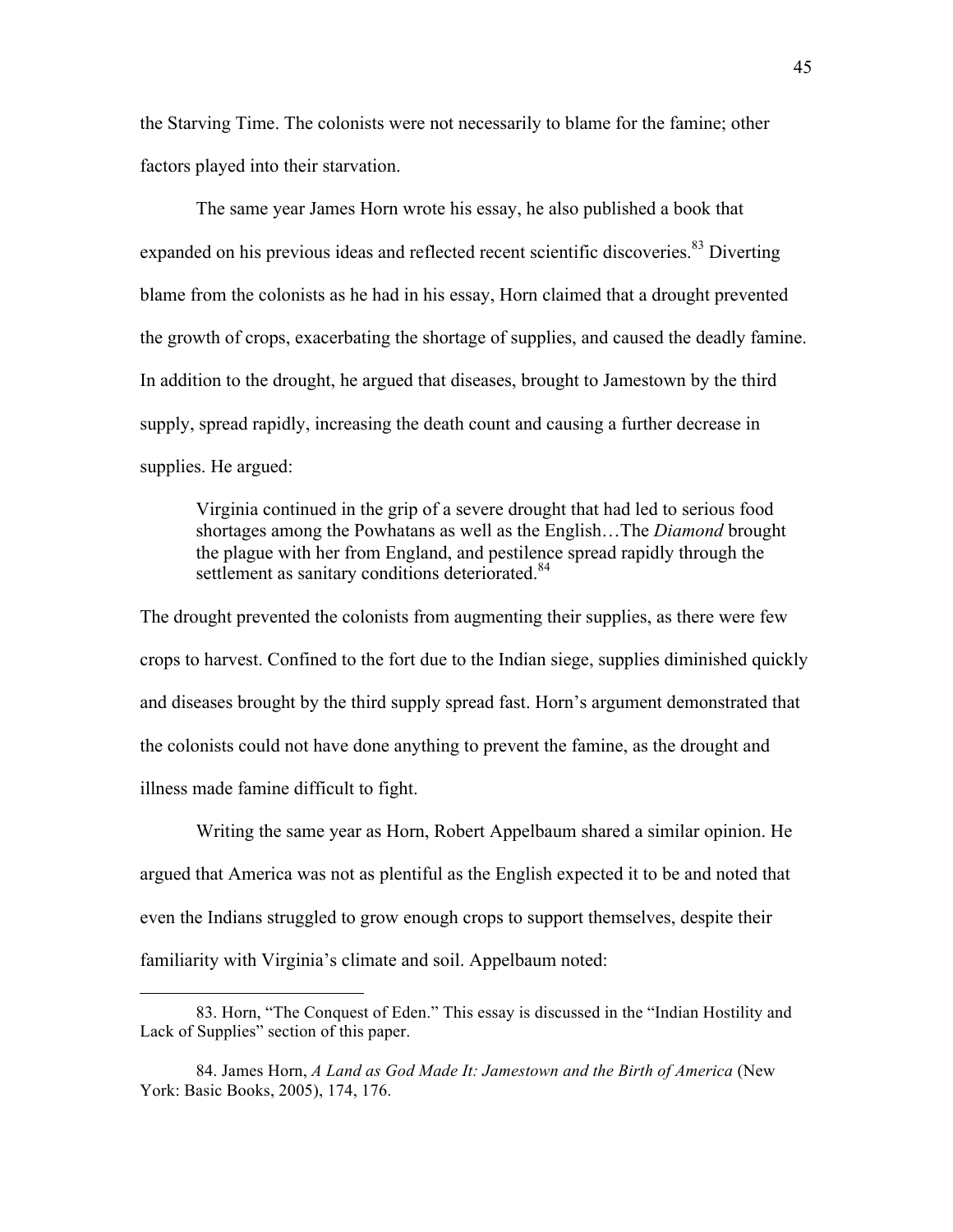the Starving Time. The colonists were not necessarily to blame for the famine; other factors played into their starvation.

The same year James Horn wrote his essay, he also published a book that expanded on his previous ideas and reflected recent scientific discoveries.[83] Diverting blame from the colonists as he had in his essay, Horn claimed that a drought prevented the growth of crops, exacerbating the shortage of supplies, and caused the deadly famine. In addition to the drought, he argued that diseases, brought to Jamestown by the third supply, spread rapidly, increasing the death count and causing a further decrease in supplies. He argued:

> Virginia continued in the grip of a severe drought that had led to serious food shortages among the Powhatans as well as the English…The *Diamond* brought the plague with her from England, and pestilence spread rapidly through the settlement as sanitary conditions deteriorated.[84]

The drought prevented the colonists from augmenting their supplies, as there were few crops to harvest. Confined to the fort due to the Indian siege, supplies diminished quickly and diseases brought by the third supply spread fast. Horn's argument demonstrated that the colonists could not have done anything to prevent the famine, as the drought and illness made famine difficult to fight.

Writing the same year as Horn, Robert Appelbaum shared a similar opinion. He argued that America was not as plentiful as the English expected it to be and noted that even the Indians struggled to grow enough crops to support themselves, despite their familiarity with Virginia's climate and soil. Appelbaum noted:

---

83. Horn, "The Conquest of Eden." This essay is discussed in the "Indian Hostility and Lack of Supplies" section of this paper.

84. James Horn, *A Land as God Made It: Jamestown and the Birth of America* (New York: Basic Books, 2005), 174, 176.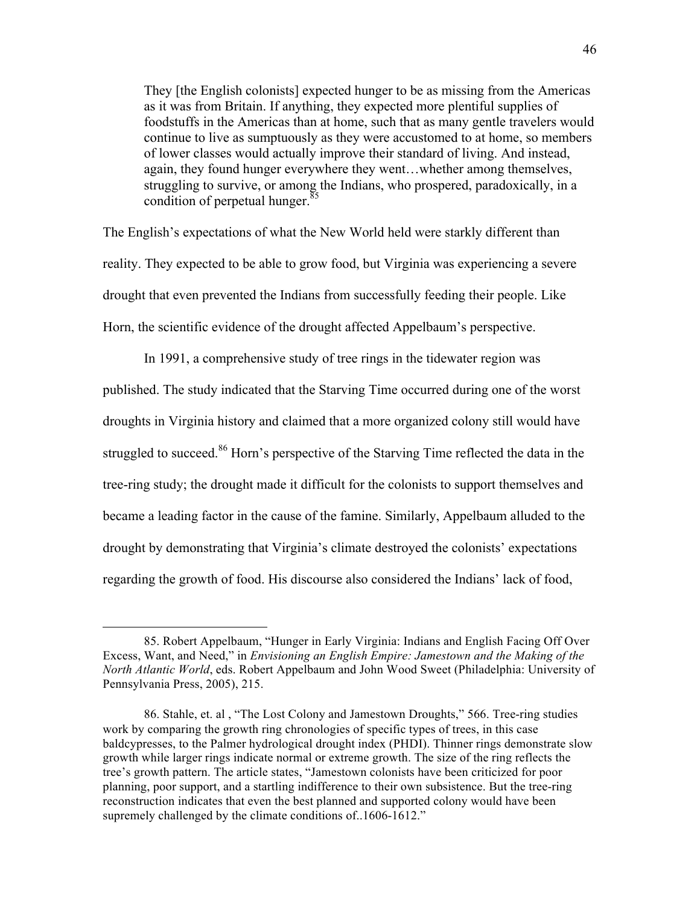> They [the English colonists] expected hunger to be as missing from the Americas as it was from Britain. If anything, they expected more plentiful supplies of foodstuffs in the Americas than at home, such that as many gentle travelers would continue to live as sumptuously as they were accustomed to at home, so members of lower classes would actually improve their standard of living. And instead, again, they found hunger everywhere they went…whether among themselves, struggling to survive, or among the Indians, who prospered, paradoxically, in a condition of perpetual hunger.[85]

The English's expectations of what the New World held were starkly different than reality. They expected to be able to grow food, but Virginia was experiencing a severe drought that even prevented the Indians from successfully feeding their people. Like Horn, the scientific evidence of the drought affected Appelbaum's perspective.

In 1991, a comprehensive study of tree rings in the tidewater region was published. The study indicated that the Starving Time occurred during one of the worst droughts in Virginia history and claimed that a more organized colony still would have struggled to succeed.[86] Horn's perspective of the Starving Time reflected the data in the tree-ring study; the drought made it difficult for the colonists to support themselves and became a leading factor in the cause of the famine. Similarly, Appelbaum alluded to the drought by demonstrating that Virginia's climate destroyed the colonists' expectations regarding the growth of food. His discourse also considered the Indians' lack of food,

---

85. Robert Appelbaum, "Hunger in Early Virginia: Indians and English Facing Off Over Excess, Want, and Need," in *Envisioning an English Empire: Jamestown and the Making of the North Atlantic World*, eds. Robert Appelbaum and John Wood Sweet (Philadelphia: University of Pennsylvania Press, 2005), 215.

86. Stahle, et. al , "The Lost Colony and Jamestown Droughts," 566. Tree-ring studies work by comparing the growth ring chronologies of specific types of trees, in this case baldcypresses, to the Palmer hydrological drought index (PHDI). Thinner rings demonstrate slow growth while larger rings indicate normal or extreme growth. The size of the ring reflects the tree's growth pattern. The article states, "Jamestown colonists have been criticized for poor planning, poor support, and a startling indifference to their own subsistence. But the tree-ring reconstruction indicates that even the best planned and supported colony would have been supremely challenged by the climate conditions of..1606-1612."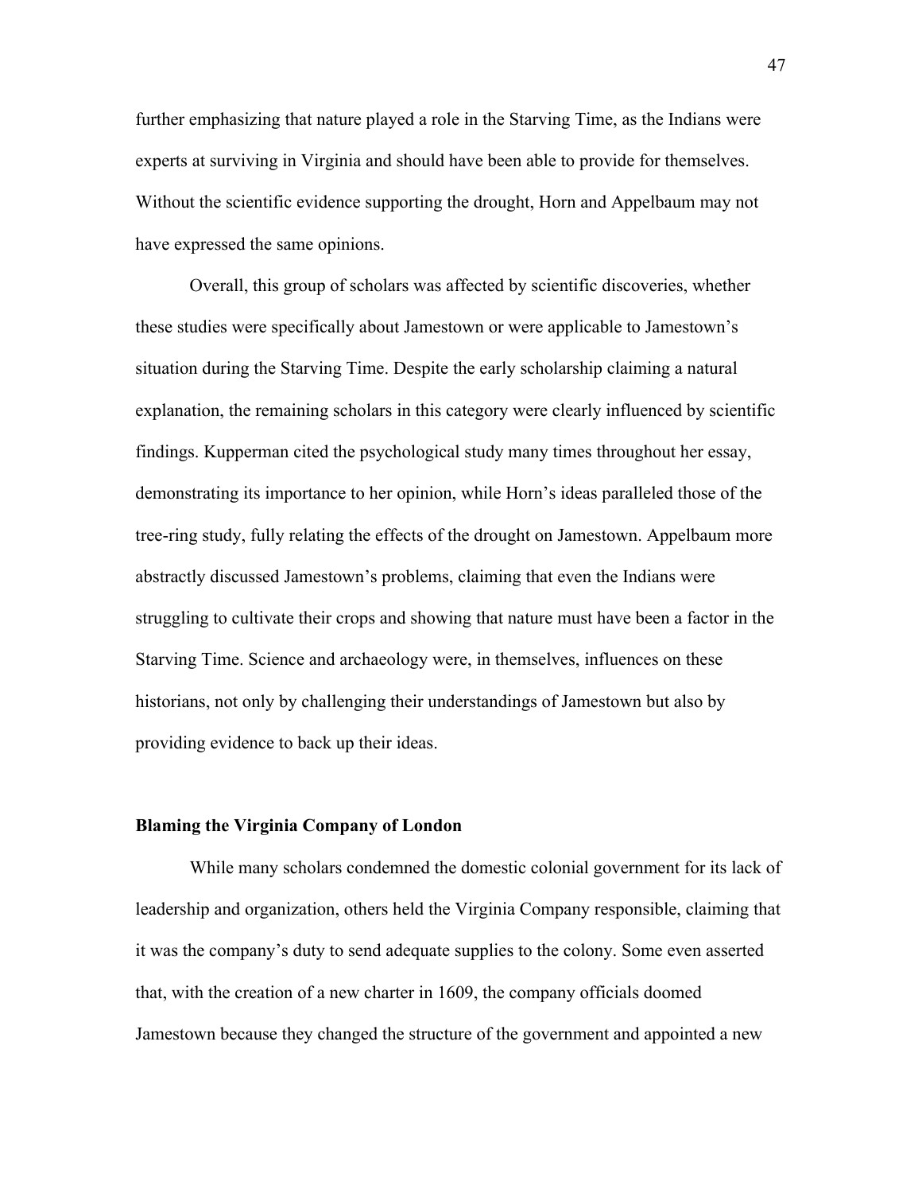further emphasizing that nature played a role in the Starving Time, as the Indians were experts at surviving in Virginia and should have been able to provide for themselves. Without the scientific evidence supporting the drought, Horn and Appelbaum may not have expressed the same opinions.

Overall, this group of scholars was affected by scientific discoveries, whether these studies were specifically about Jamestown or were applicable to Jamestown's situation during the Starving Time. Despite the early scholarship claiming a natural explanation, the remaining scholars in this category were clearly influenced by scientific findings. Kupperman cited the psychological study many times throughout her essay, demonstrating its importance to her opinion, while Horn's ideas paralleled those of the tree-ring study, fully relating the effects of the drought on Jamestown. Appelbaum more abstractly discussed Jamestown's problems, claiming that even the Indians were struggling to cultivate their crops and showing that nature must have been a factor in the Starving Time. Science and archaeology were, in themselves, influences on these historians, not only by challenging their understandings of Jamestown but also by providing evidence to back up their ideas.

### Blaming the Virginia Company of London

While many scholars condemned the domestic colonial government for its lack of leadership and organization, others held the Virginia Company responsible, claiming that it was the company's duty to send adequate supplies to the colony. Some even asserted that, with the creation of a new charter in 1609, the company officials doomed Jamestown because they changed the structure of the government and appointed a new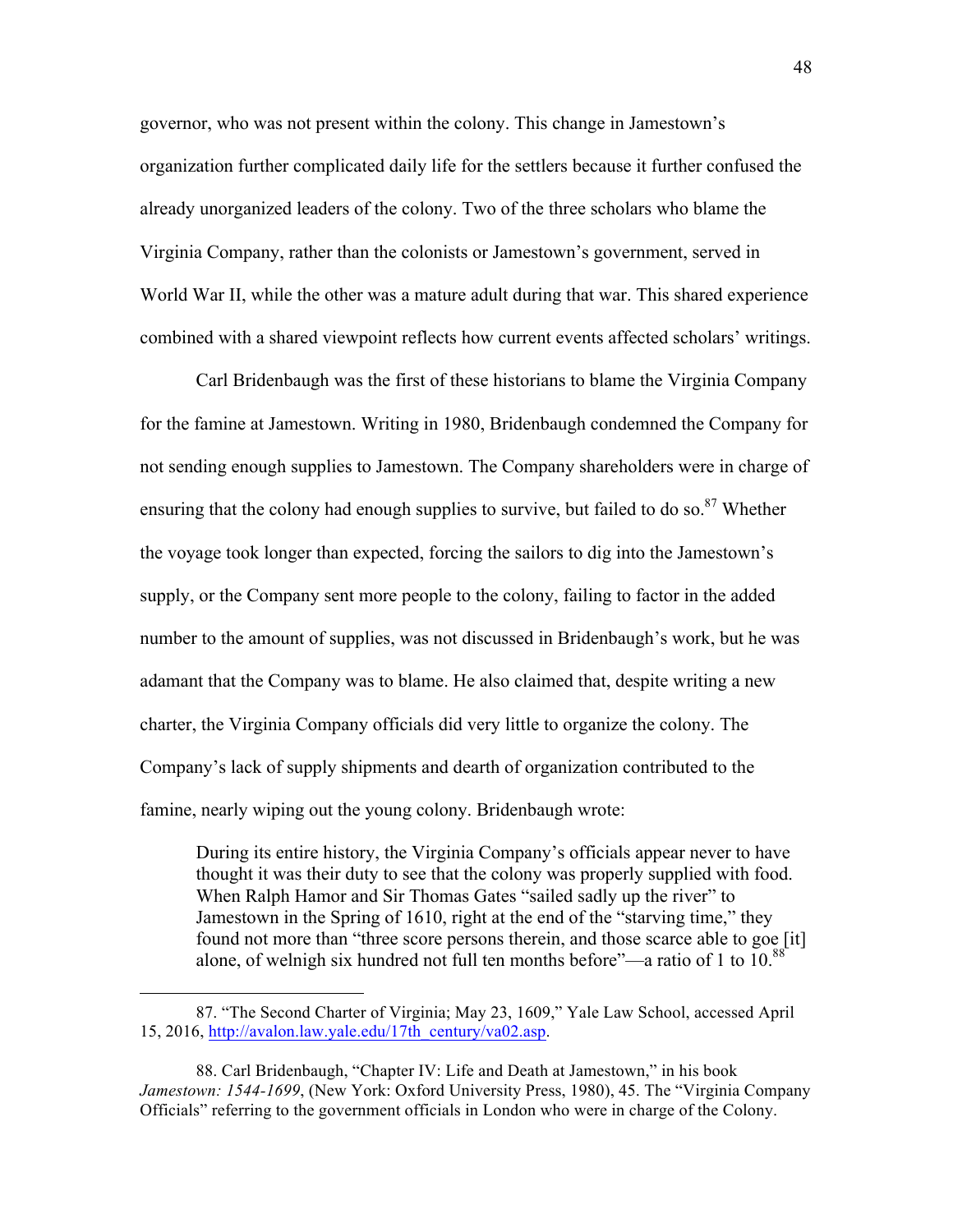governor, who was not present within the colony. This change in Jamestown's organization further complicated daily life for the settlers because it further confused the already unorganized leaders of the colony. Two of the three scholars who blame the Virginia Company, rather than the colonists or Jamestown's government, served in World War II, while the other was a mature adult during that war. This shared experience combined with a shared viewpoint reflects how current events affected scholars' writings.

Carl Bridenbaugh was the first of these historians to blame the Virginia Company for the famine at Jamestown. Writing in 1980, Bridenbaugh condemned the Company for not sending enough supplies to Jamestown. The Company shareholders were in charge of ensuring that the colony had enough supplies to survive, but failed to do so.[87] Whether the voyage took longer than expected, forcing the sailors to dig into the Jamestown's supply, or the Company sent more people to the colony, failing to factor in the added number to the amount of supplies, was not discussed in Bridenbaugh's work, but he was adamant that the Company was to blame. He also claimed that, despite writing a new charter, the Virginia Company officials did very little to organize the colony. The Company's lack of supply shipments and dearth of organization contributed to the famine, nearly wiping out the young colony. Bridenbaugh wrote:

> During its entire history, the Virginia Company's officials appear never to have thought it was their duty to see that the colony was properly supplied with food. When Ralph Hamor and Sir Thomas Gates "sailed sadly up the river" to Jamestown in the Spring of 1610, right at the end of the "starving time," they found not more than "three score persons therein, and those scarce able to goe [it] alone, of welnigh six hundred not full ten months before"—a ratio of 1 to 10.[88]

---

87. "The Second Charter of Virginia; May 23, 1609," Yale Law School, accessed April 15, 2016, http://avalon.law.yale.edu/17th_century/va02.asp.

88. Carl Bridenbaugh, "Chapter IV: Life and Death at Jamestown," in his book *Jamestown: 1544-1699*, (New York: Oxford University Press, 1980), 45. The "Virginia Company Officials" referring to the government officials in London who were in charge of the Colony.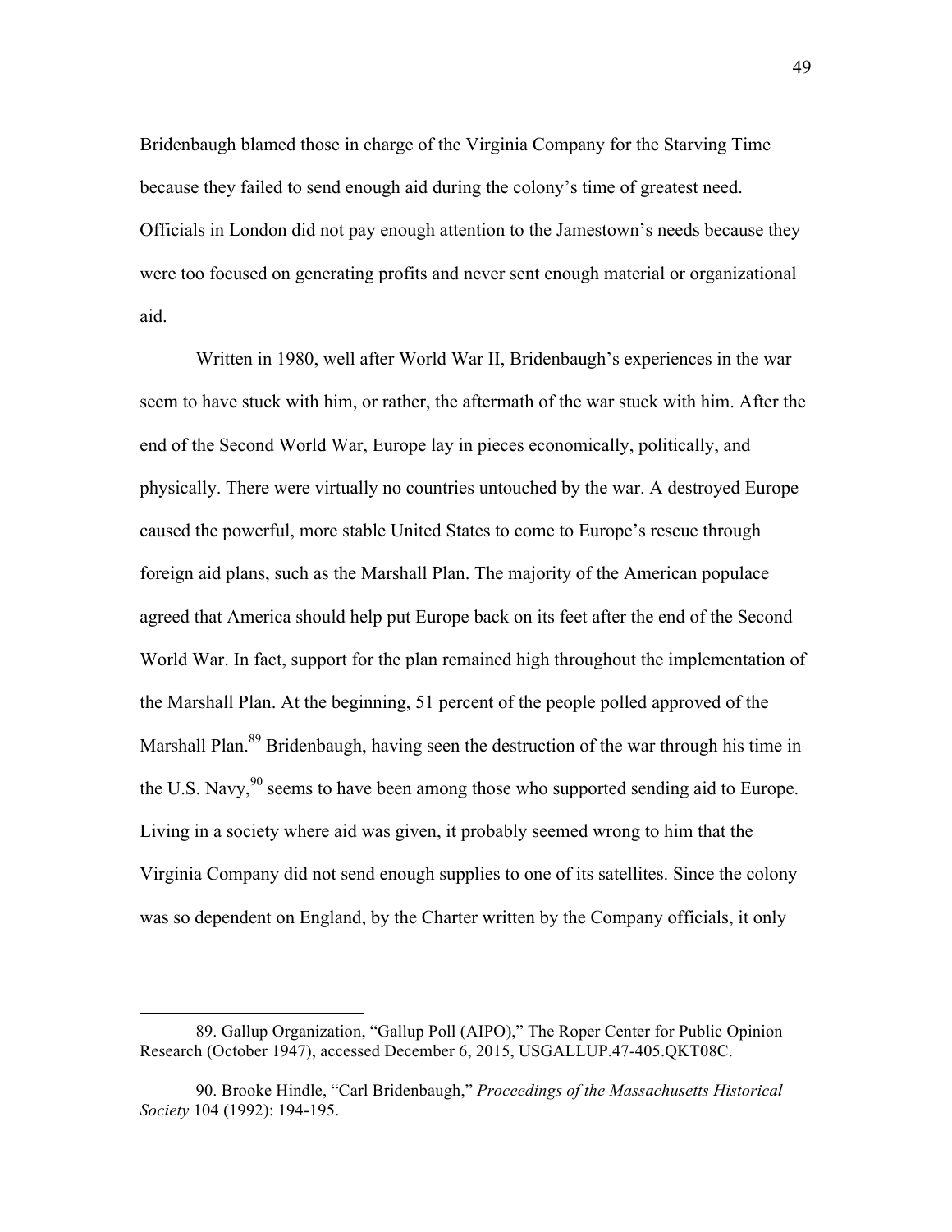Bridenbaugh blamed those in charge of the Virginia Company for the Starving Time because they failed to send enough aid during the colony's time of greatest need. Officials in London did not pay enough attention to the Jamestown's needs because they were too focused on generating profits and never sent enough material or organizational aid.

Written in 1980, well after World War II, Bridenbaugh's experiences in the war seem to have stuck with him, or rather, the aftermath of the war stuck with him. After the end of the Second World War, Europe lay in pieces economically, politically, and physically. There were virtually no countries untouched by the war. A destroyed Europe caused the powerful, more stable United States to come to Europe's rescue through foreign aid plans, such as the Marshall Plan. The majority of the American populace agreed that America should help put Europe back on its feet after the end of the Second World War. In fact, support for the plan remained high throughout the implementation of the Marshall Plan. At the beginning, 51 percent of the people polled approved of the Marshall Plan.[89] Bridenbaugh, having seen the destruction of the war through his time in the U.S. Navy,[90] seems to have been among those who supported sending aid to Europe. Living in a society where aid was given, it probably seemed wrong to him that the Virginia Company did not send enough supplies to one of its satellites. Since the colony was so dependent on England, by the Charter written by the Company officials, it only

---

89. Gallup Organization, "Gallup Poll (AIPO)," The Roper Center for Public Opinion Research (October 1947), accessed December 6, 2015, USGALLUP.47-405.QKT08C.

90. Brooke Hindle, "Carl Bridenbaugh," *Proceedings of the Massachusetts Historical Society* 104 (1992): 194-195.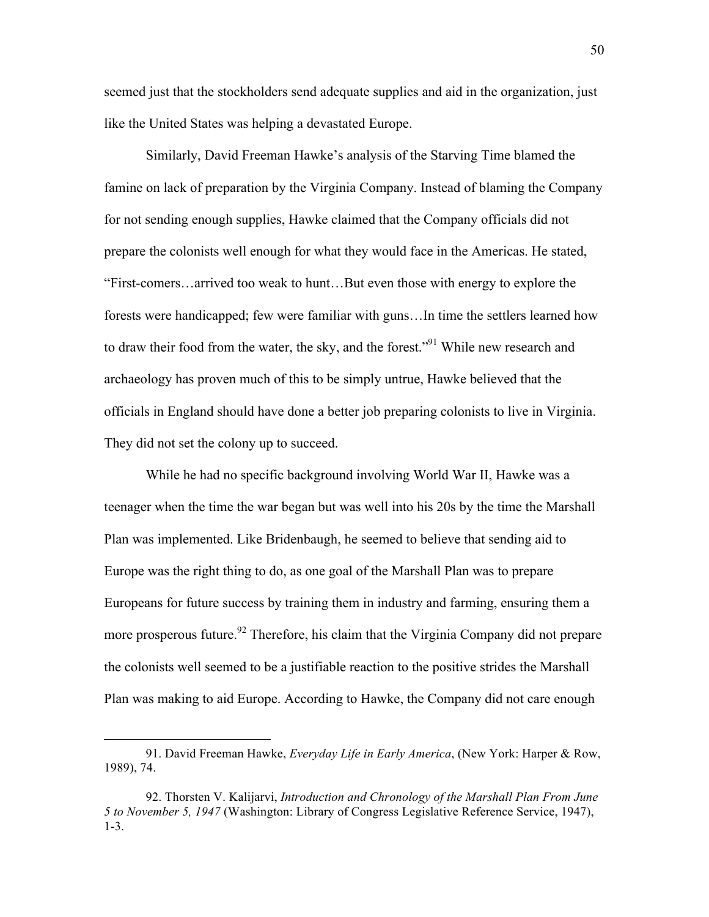seemed just that the stockholders send adequate supplies and aid in the organization, just like the United States was helping a devastated Europe.

Similarly, David Freeman Hawke's analysis of the Starving Time blamed the famine on lack of preparation by the Virginia Company. Instead of blaming the Company for not sending enough supplies, Hawke claimed that the Company officials did not prepare the colonists well enough for what they would face in the Americas. He stated, "First-comers…arrived too weak to hunt…But even those with energy to explore the forests were handicapped; few were familiar with guns…In time the settlers learned how to draw their food from the water, the sky, and the forest."[91] While new research and archaeology has proven much of this to be simply untrue, Hawke believed that the officials in England should have done a better job preparing colonists to live in Virginia. They did not set the colony up to succeed.

While he had no specific background involving World War II, Hawke was a teenager when the time the war began but was well into his 20s by the time the Marshall Plan was implemented. Like Bridenbaugh, he seemed to believe that sending aid to Europe was the right thing to do, as one goal of the Marshall Plan was to prepare Europeans for future success by training them in industry and farming, ensuring them a more prosperous future.[92] Therefore, his claim that the Virginia Company did not prepare the colonists well seemed to be a justifiable reaction to the positive strides the Marshall Plan was making to aid Europe. According to Hawke, the Company did not care enough

---

91. David Freeman Hawke, *Everyday Life in Early America*, (New York: Harper & Row, 1989), 74.

92. Thorsten V. Kalijarvi, *Introduction and Chronology of the Marshall Plan From June 5 to November 5, 1947* (Washington: Library of Congress Legislative Reference Service, 1947), 1-3.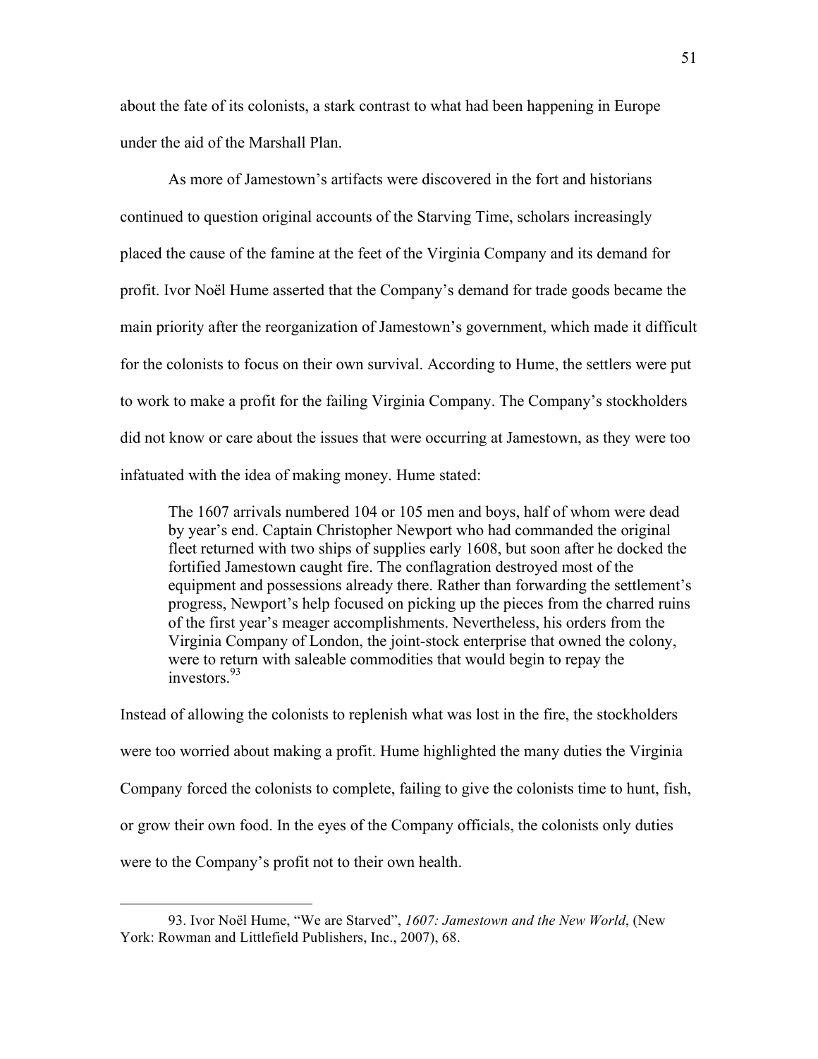about the fate of its colonists, a stark contrast to what had been happening in Europe under the aid of the Marshall Plan.

As more of Jamestown's artifacts were discovered in the fort and historians continued to question original accounts of the Starving Time, scholars increasingly placed the cause of the famine at the feet of the Virginia Company and its demand for profit. Ivor Noël Hume asserted that the Company's demand for trade goods became the main priority after the reorganization of Jamestown's government, which made it difficult for the colonists to focus on their own survival. According to Hume, the settlers were put to work to make a profit for the failing Virginia Company. The Company's stockholders did not know or care about the issues that were occurring at Jamestown, as they were too infatuated with the idea of making money. Hume stated:

> The 1607 arrivals numbered 104 or 105 men and boys, half of whom were dead by year's end. Captain Christopher Newport who had commanded the original fleet returned with two ships of supplies early 1608, but soon after he docked the fortified Jamestown caught fire. The conflagration destroyed most of the equipment and possessions already there. Rather than forwarding the settlement's progress, Newport's help focused on picking up the pieces from the charred ruins of the first year's meager accomplishments. Nevertheless, his orders from the Virginia Company of London, the joint-stock enterprise that owned the colony, were to return with saleable commodities that would begin to repay the investors.[93]

Instead of allowing the colonists to replenish what was lost in the fire, the stockholders were too worried about making a profit. Hume highlighted the many duties the Virginia Company forced the colonists to complete, failing to give the colonists time to hunt, fish, or grow their own food. In the eyes of the Company officials, the colonists only duties were to the Company's profit not to their own health.

---

93. Ivor Noël Hume, "We are Starved", *1607: Jamestown and the New World*, (New York: Rowman and Littlefield Publishers, Inc., 2007), 68.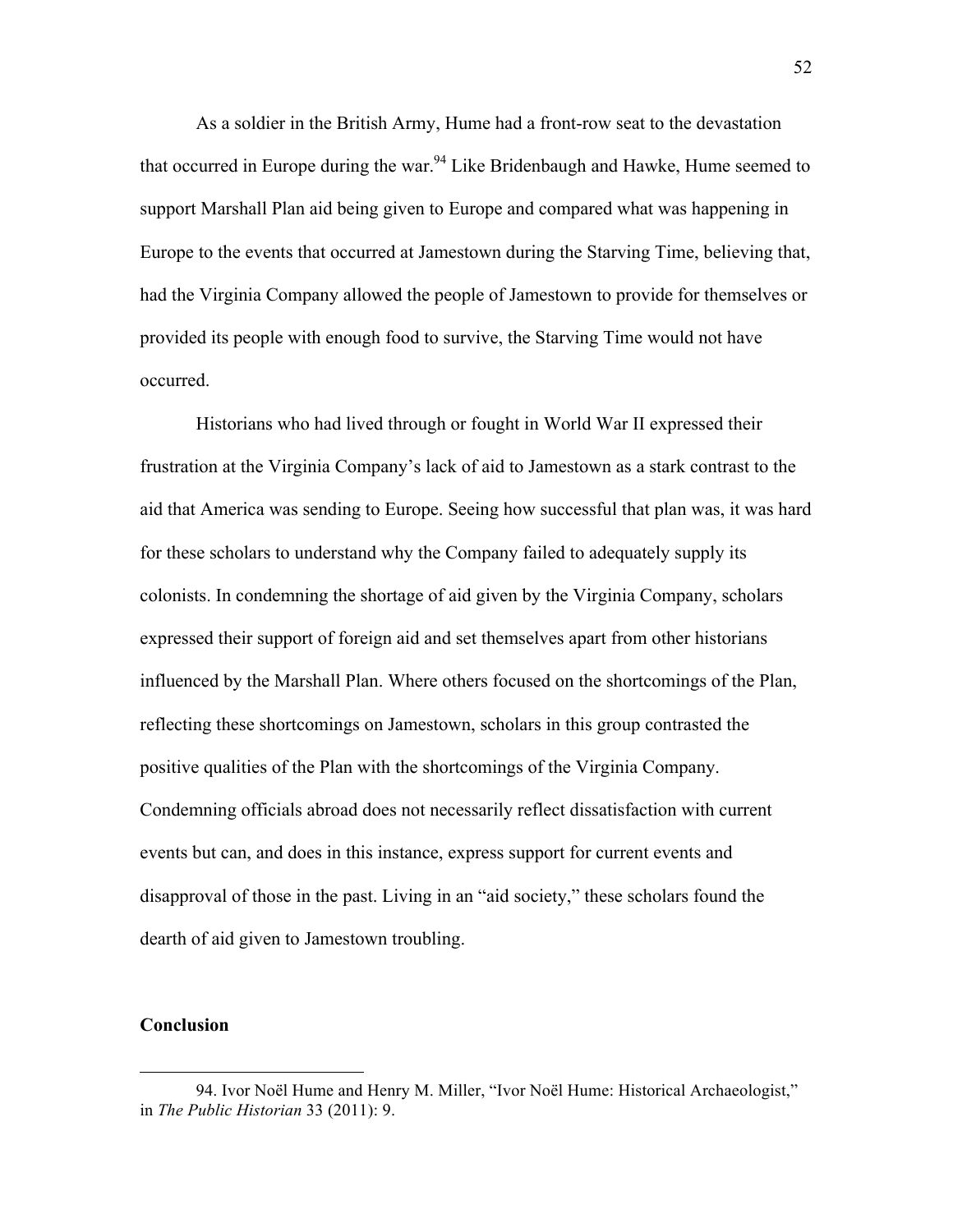As a soldier in the British Army, Hume had a front-row seat to the devastation that occurred in Europe during the war.[94] Like Bridenbaugh and Hawke, Hume seemed to support Marshall Plan aid being given to Europe and compared what was happening in Europe to the events that occurred at Jamestown during the Starving Time, believing that, had the Virginia Company allowed the people of Jamestown to provide for themselves or provided its people with enough food to survive, the Starving Time would not have occurred.

Historians who had lived through or fought in World War II expressed their frustration at the Virginia Company's lack of aid to Jamestown as a stark contrast to the aid that America was sending to Europe. Seeing how successful that plan was, it was hard for these scholars to understand why the Company failed to adequately supply its colonists. In condemning the shortage of aid given by the Virginia Company, scholars expressed their support of foreign aid and set themselves apart from other historians influenced by the Marshall Plan. Where others focused on the shortcomings of the Plan, reflecting these shortcomings on Jamestown, scholars in this group contrasted the positive qualities of the Plan with the shortcomings of the Virginia Company. Condemning officials abroad does not necessarily reflect dissatisfaction with current events but can, and does in this instance, express support for current events and disapproval of those in the past. Living in an "aid society," these scholars found the dearth of aid given to Jamestown troubling.

## Conclusion

---

94. Ivor Noël Hume and Henry M. Miller, "Ivor Noël Hume: Historical Archaeologist," in *The Public Historian* 33 (2011): 9.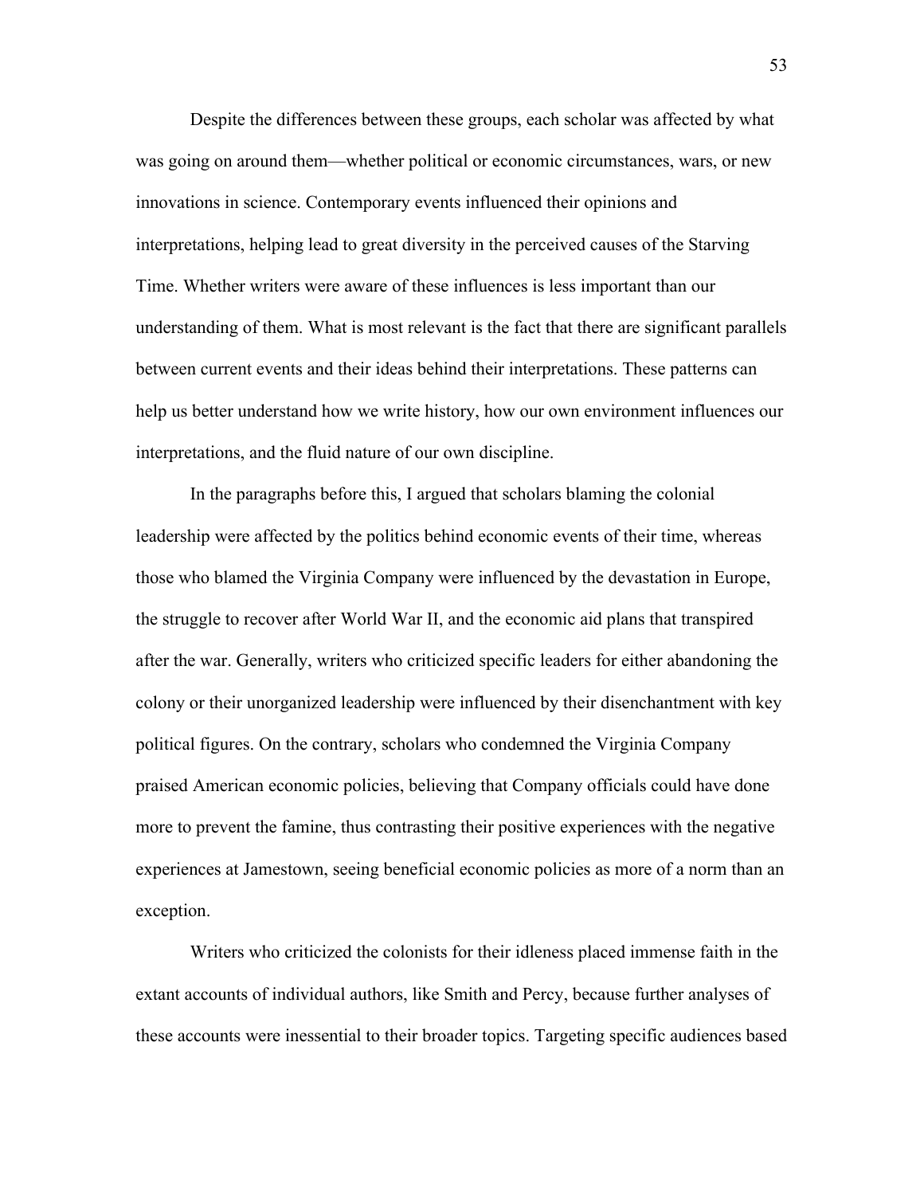Despite the differences between these groups, each scholar was affected by what was going on around them—whether political or economic circumstances, wars, or new innovations in science. Contemporary events influenced their opinions and interpretations, helping lead to great diversity in the perceived causes of the Starving Time. Whether writers were aware of these influences is less important than our understanding of them. What is most relevant is the fact that there are significant parallels between current events and their ideas behind their interpretations. These patterns can help us better understand how we write history, how our own environment influences our interpretations, and the fluid nature of our own discipline.

In the paragraphs before this, I argued that scholars blaming the colonial leadership were affected by the politics behind economic events of their time, whereas those who blamed the Virginia Company were influenced by the devastation in Europe, the struggle to recover after World War II, and the economic aid plans that transpired after the war. Generally, writers who criticized specific leaders for either abandoning the colony or their unorganized leadership were influenced by their disenchantment with key political figures. On the contrary, scholars who condemned the Virginia Company praised American economic policies, believing that Company officials could have done more to prevent the famine, thus contrasting their positive experiences with the negative experiences at Jamestown, seeing beneficial economic policies as more of a norm than an exception.

Writers who criticized the colonists for their idleness placed immense faith in the extant accounts of individual authors, like Smith and Percy, because further analyses of these accounts were inessential to their broader topics. Targeting specific audiences based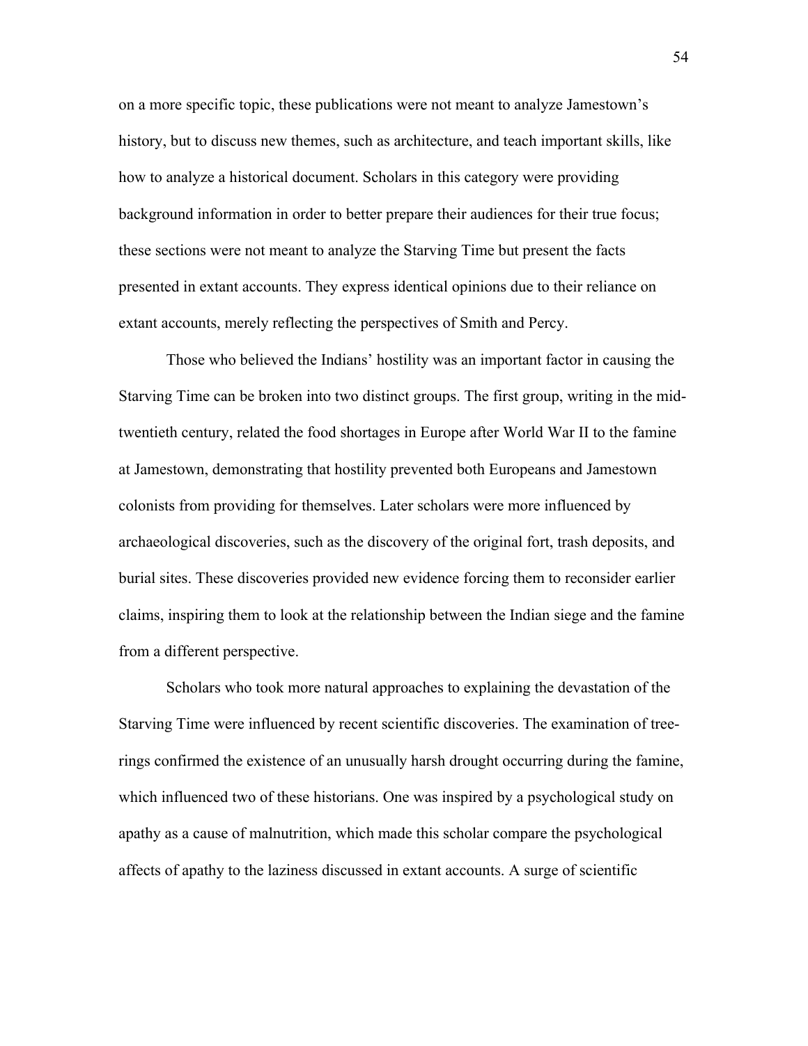on a more specific topic, these publications were not meant to analyze Jamestown's history, but to discuss new themes, such as architecture, and teach important skills, like how to analyze a historical document. Scholars in this category were providing background information in order to better prepare their audiences for their true focus; these sections were not meant to analyze the Starving Time but present the facts presented in extant accounts. They express identical opinions due to their reliance on extant accounts, merely reflecting the perspectives of Smith and Percy.

Those who believed the Indians' hostility was an important factor in causing the Starving Time can be broken into two distinct groups. The first group, writing in the mid-twentieth century, related the food shortages in Europe after World War II to the famine at Jamestown, demonstrating that hostility prevented both Europeans and Jamestown colonists from providing for themselves. Later scholars were more influenced by archaeological discoveries, such as the discovery of the original fort, trash deposits, and burial sites. These discoveries provided new evidence forcing them to reconsider earlier claims, inspiring them to look at the relationship between the Indian siege and the famine from a different perspective.

Scholars who took more natural approaches to explaining the devastation of the Starving Time were influenced by recent scientific discoveries. The examination of tree-rings confirmed the existence of an unusually harsh drought occurring during the famine, which influenced two of these historians. One was inspired by a psychological study on apathy as a cause of malnutrition, which made this scholar compare the psychological affects of apathy to the laziness discussed in extant accounts. A surge of scientific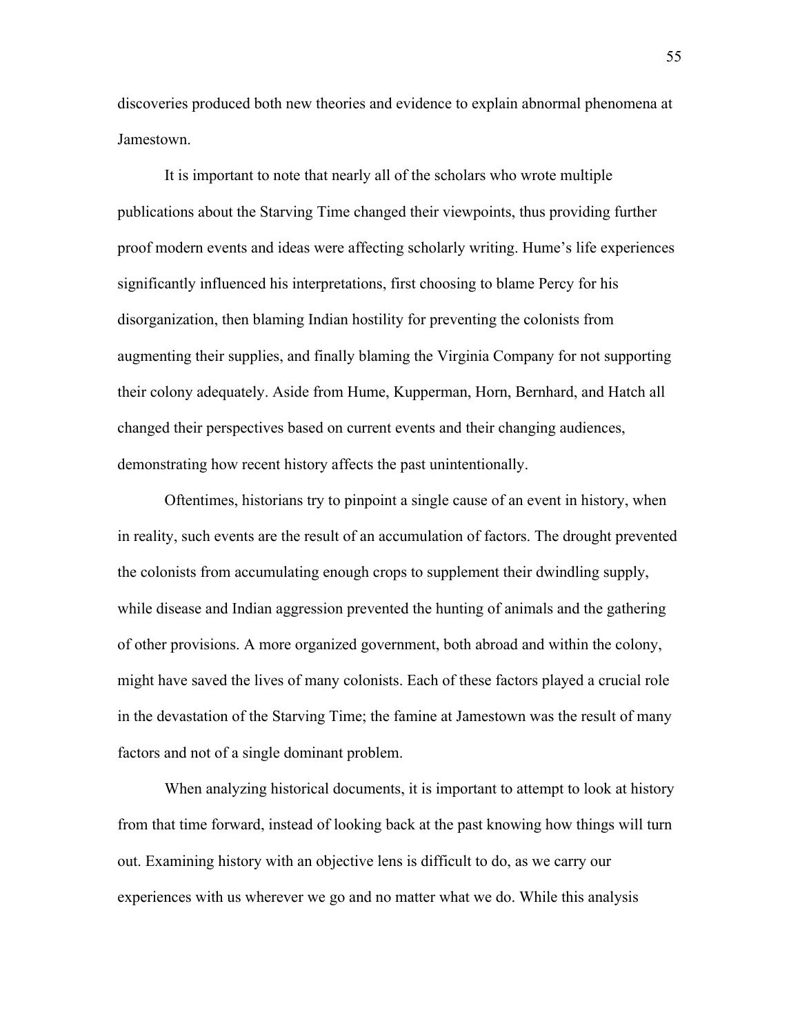discoveries produced both new theories and evidence to explain abnormal phenomena at Jamestown.

It is important to note that nearly all of the scholars who wrote multiple publications about the Starving Time changed their viewpoints, thus providing further proof modern events and ideas were affecting scholarly writing. Hume's life experiences significantly influenced his interpretations, first choosing to blame Percy for his disorganization, then blaming Indian hostility for preventing the colonists from augmenting their supplies, and finally blaming the Virginia Company for not supporting their colony adequately. Aside from Hume, Kupperman, Horn, Bernhard, and Hatch all changed their perspectives based on current events and their changing audiences, demonstrating how recent history affects the past unintentionally.

Oftentimes, historians try to pinpoint a single cause of an event in history, when in reality, such events are the result of an accumulation of factors. The drought prevented the colonists from accumulating enough crops to supplement their dwindling supply, while disease and Indian aggression prevented the hunting of animals and the gathering of other provisions. A more organized government, both abroad and within the colony, might have saved the lives of many colonists. Each of these factors played a crucial role in the devastation of the Starving Time; the famine at Jamestown was the result of many factors and not of a single dominant problem.

When analyzing historical documents, it is important to attempt to look at history from that time forward, instead of looking back at the past knowing how things will turn out. Examining history with an objective lens is difficult to do, as we carry our experiences with us wherever we go and no matter what we do. While this analysis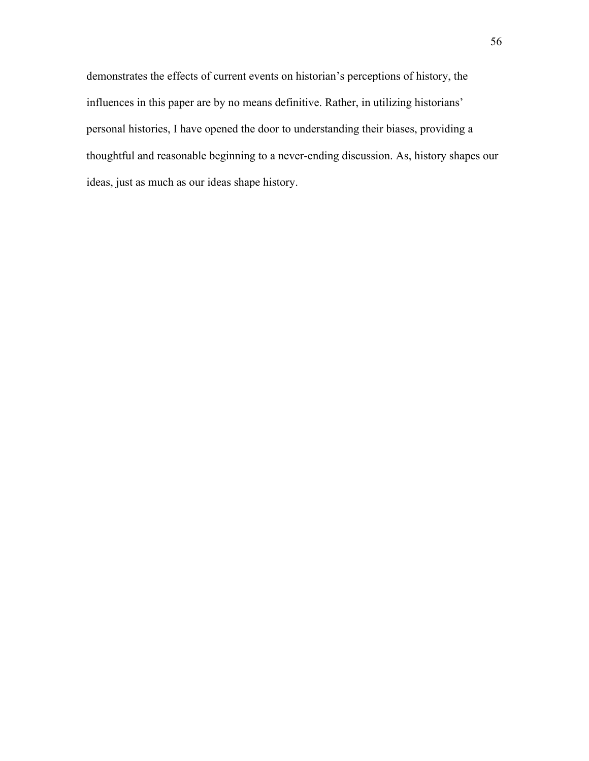demonstrates the effects of current events on historian's perceptions of history, the influences in this paper are by no means definitive. Rather, in utilizing historians' personal histories, I have opened the door to understanding their biases, providing a thoughtful and reasonable beginning to a never-ending discussion. As, history shapes our ideas, just as much as our ideas shape history.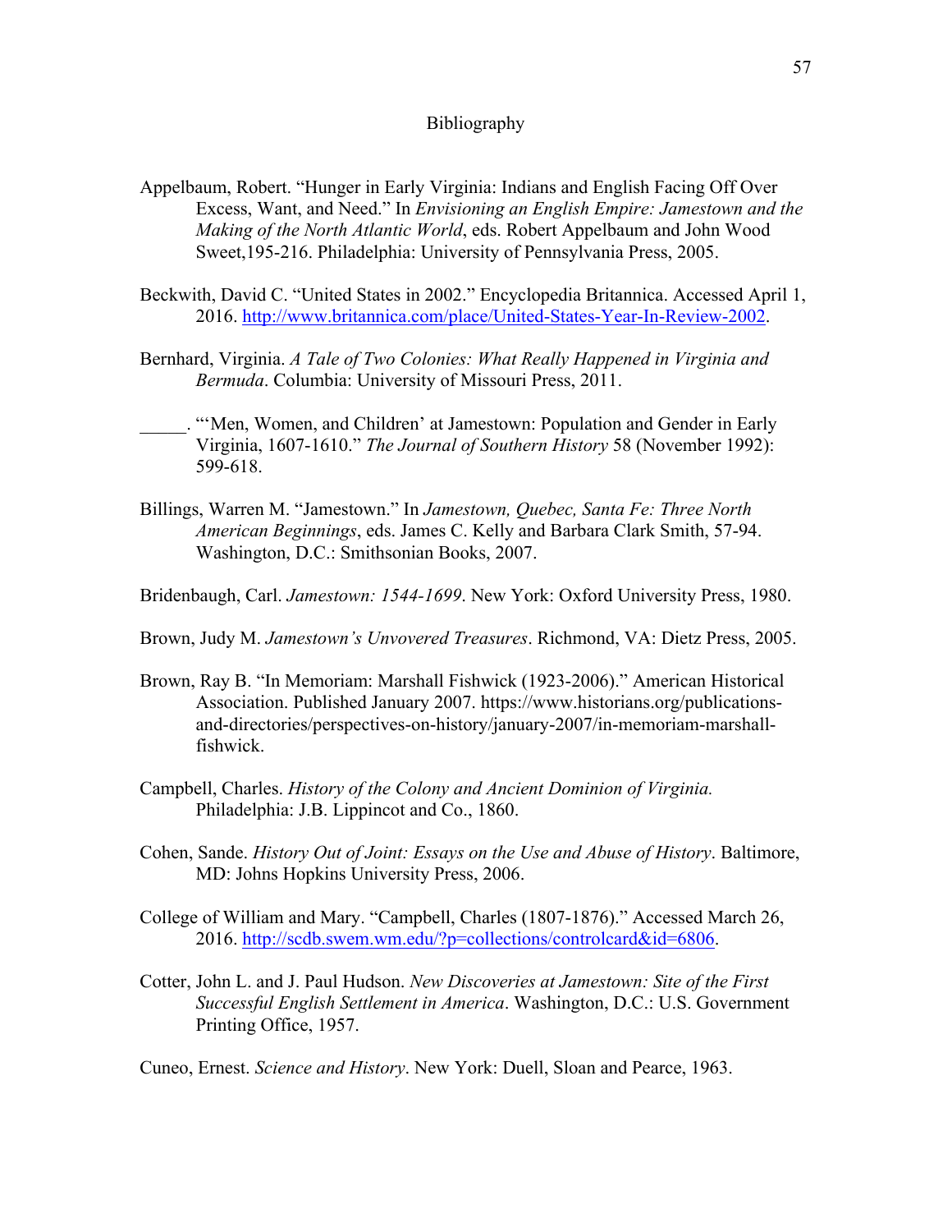# Bibliography

Appelbaum, Robert. "Hunger in Early Virginia: Indians and English Facing Off Over Excess, Want, and Need." In *Envisioning an English Empire: Jamestown and the Making of the North Atlantic World*, eds. Robert Appelbaum and John Wood Sweet,195-216. Philadelphia: University of Pennsylvania Press, 2005.

Beckwith, David C. "United States in 2002." Encyclopedia Britannica. Accessed April 1, 2016. http://www.britannica.com/place/United-States-Year-In-Review-2002.

Bernhard, Virginia. *A Tale of Two Colonies: What Really Happened in Virginia and Bermuda*. Columbia: University of Missouri Press, 2011.

_____. "'Men, Women, and Children' at Jamestown: Population and Gender in Early Virginia, 1607-1610." *The Journal of Southern History* 58 (November 1992): 599-618.

Billings, Warren M. "Jamestown." In *Jamestown, Quebec, Santa Fe: Three North American Beginnings*, eds. James C. Kelly and Barbara Clark Smith, 57-94. Washington, D.C.: Smithsonian Books, 2007.

Bridenbaugh, Carl. *Jamestown: 1544-1699*. New York: Oxford University Press, 1980.

Brown, Judy M. *Jamestown's Unvovered Treasures*. Richmond, VA: Dietz Press, 2005.

Brown, Ray B. "In Memoriam: Marshall Fishwick (1923-2006)." American Historical Association. Published January 2007. https://www.historians.org/publications-and-directories/perspectives-on-history/january-2007/in-memoriam-marshall-fishwick.

Campbell, Charles. *History of the Colony and Ancient Dominion of Virginia.* Philadelphia: J.B. Lippincot and Co., 1860.

Cohen, Sande. *History Out of Joint: Essays on the Use and Abuse of History*. Baltimore, MD: Johns Hopkins University Press, 2006.

College of William and Mary. "Campbell, Charles (1807-1876)." Accessed March 26, 2016. http://scdb.swem.wm.edu/?p=collections/controlcard&id=6806.

Cotter, John L. and J. Paul Hudson. *New Discoveries at Jamestown: Site of the First Successful English Settlement in America*. Washington, D.C.: U.S. Government Printing Office, 1957.

Cuneo, Ernest. *Science and History*. New York: Duell, Sloan and Pearce, 1963.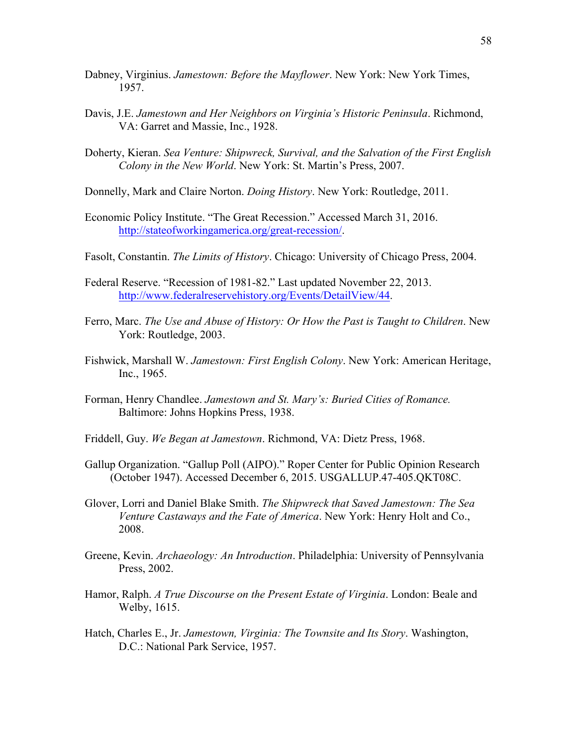Dabney, Virginius. *Jamestown: Before the Mayflower*. New York: New York Times, 1957.

Davis, J.E. *Jamestown and Her Neighbors on Virginia's Historic Peninsula*. Richmond, VA: Garret and Massie, Inc., 1928.

Doherty, Kieran. *Sea Venture: Shipwreck, Survival, and the Salvation of the First English Colony in the New World*. New York: St. Martin's Press, 2007.

Donnelly, Mark and Claire Norton. *Doing History*. New York: Routledge, 2011.

Economic Policy Institute. "The Great Recession." Accessed March 31, 2016. http://stateofworkingamerica.org/great-recession/.

Fasolt, Constantin. *The Limits of History*. Chicago: University of Chicago Press, 2004.

Federal Reserve. "Recession of 1981-82." Last updated November 22, 2013. http://www.federalreservehistory.org/Events/DetailView/44.

Ferro, Marc. *The Use and Abuse of History: Or How the Past is Taught to Children*. New York: Routledge, 2003.

Fishwick, Marshall W. *Jamestown: First English Colony*. New York: American Heritage, Inc., 1965.

Forman, Henry Chandlee. *Jamestown and St. Mary's: Buried Cities of Romance.* Baltimore: Johns Hopkins Press, 1938.

Friddell, Guy. *We Began at Jamestown*. Richmond, VA: Dietz Press, 1968.

Gallup Organization. "Gallup Poll (AIPO)." Roper Center for Public Opinion Research (October 1947). Accessed December 6, 2015. USGALLUP.47-405.QKT08C.

Glover, Lorri and Daniel Blake Smith. *The Shipwreck that Saved Jamestown: The Sea Venture Castaways and the Fate of America*. New York: Henry Holt and Co., 2008.

Greene, Kevin. *Archaeology: An Introduction*. Philadelphia: University of Pennsylvania Press, 2002.

Hamor, Ralph. *A True Discourse on the Present Estate of Virginia*. London: Beale and Welby, 1615.

Hatch, Charles E., Jr. *Jamestown, Virginia: The Townsite and Its Story*. Washington, D.C.: National Park Service, 1957.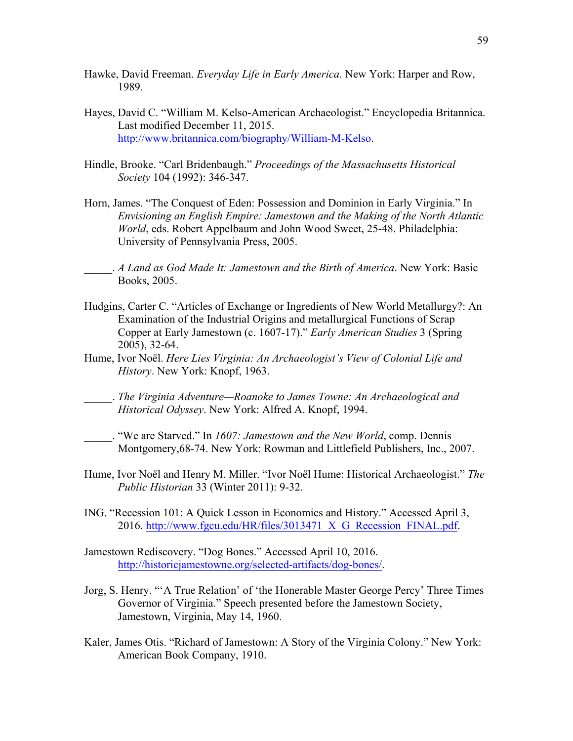Hawke, David Freeman. *Everyday Life in Early America.* New York: Harper and Row, 1989.

Hayes, David C. "William M. Kelso-American Archaeologist." Encyclopedia Britannica. Last modified December 11, 2015. http://www.britannica.com/biography/William-M-Kelso.

Hindle, Brooke. "Carl Bridenbaugh." *Proceedings of the Massachusetts Historical Society* 104 (1992): 346-347.

Horn, James. "The Conquest of Eden: Possession and Dominion in Early Virginia." In *Envisioning an English Empire: Jamestown and the Making of the North Atlantic World*, eds. Robert Appelbaum and John Wood Sweet, 25-48. Philadelphia: University of Pennsylvania Press, 2005.

_____. *A Land as God Made It: Jamestown and the Birth of America*. New York: Basic Books, 2005.

Hudgins, Carter C. "Articles of Exchange or Ingredients of New World Metallurgy?: An Examination of the Industrial Origins and metallurgical Functions of Scrap Copper at Early Jamestown (c. 1607-17)." *Early American Studies* 3 (Spring 2005), 32-64.

Hume, Ivor Noël. *Here Lies Virginia: An Archaeologist's View of Colonial Life and History*. New York: Knopf, 1963.

_____. *The Virginia Adventure—Roanoke to James Towne: An Archaeological and Historical Odyssey*. New York: Alfred A. Knopf, 1994.

_____. "We are Starved." In *1607: Jamestown and the New World*, comp. Dennis Montgomery,68-74. New York: Rowman and Littlefield Publishers, Inc., 2007.

Hume, Ivor Noël and Henry M. Miller. "Ivor Noël Hume: Historical Archaeologist." *The Public Historian* 33 (Winter 2011): 9-32.

ING. "Recession 101: A Quick Lesson in Economics and History." Accessed April 3, 2016. http://www.fgcu.edu/HR/files/3013471_X_G_Recession_FINAL.pdf.

Jamestown Rediscovery. "Dog Bones." Accessed April 10, 2016. http://historicjamestowne.org/selected-artifacts/dog-bones/.

Jorg, S. Henry. "'A True Relation' of 'the Honerable Master George Percy' Three Times Governor of Virginia." Speech presented before the Jamestown Society, Jamestown, Virginia, May 14, 1960.

Kaler, James Otis. "Richard of Jamestown: A Story of the Virginia Colony." New York: American Book Company, 1910.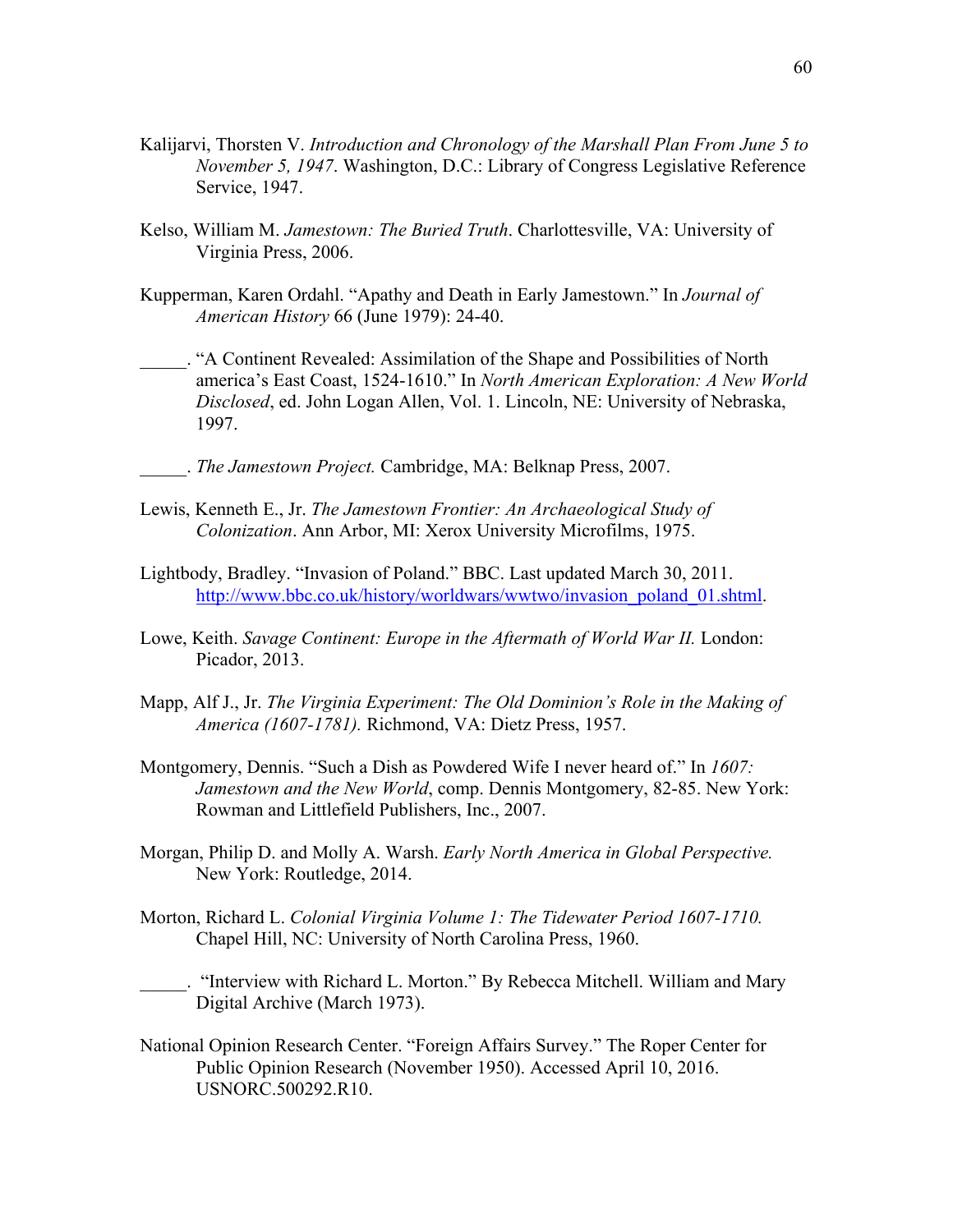Kalijarvi, Thorsten V. *Introduction and Chronology of the Marshall Plan From June 5 to November 5, 1947*. Washington, D.C.: Library of Congress Legislative Reference Service, 1947.

Kelso, William M. *Jamestown: The Buried Truth*. Charlottesville, VA: University of Virginia Press, 2006.

Kupperman, Karen Ordahl. "Apathy and Death in Early Jamestown." In *Journal of American History* 66 (June 1979): 24-40.

_____. "A Continent Revealed: Assimilation of the Shape and Possibilities of North america's East Coast, 1524-1610." In *North American Exploration: A New World Disclosed*, ed. John Logan Allen, Vol. 1. Lincoln, NE: University of Nebraska, 1997.

_____. *The Jamestown Project.* Cambridge, MA: Belknap Press, 2007.

Lewis, Kenneth E., Jr. *The Jamestown Frontier: An Archaeological Study of Colonization*. Ann Arbor, MI: Xerox University Microfilms, 1975.

Lightbody, Bradley. "Invasion of Poland." BBC. Last updated March 30, 2011. http://www.bbc.co.uk/history/worldwars/wwtwo/invasion_poland_01.shtml.

Lowe, Keith. *Savage Continent: Europe in the Aftermath of World War II.* London: Picador, 2013.

Mapp, Alf J., Jr. *The Virginia Experiment: The Old Dominion's Role in the Making of America (1607-1781).* Richmond, VA: Dietz Press, 1957.

Montgomery, Dennis. "Such a Dish as Powdered Wife I never heard of." In *1607: Jamestown and the New World*, comp. Dennis Montgomery, 82-85. New York: Rowman and Littlefield Publishers, Inc., 2007.

Morgan, Philip D. and Molly A. Warsh. *Early North America in Global Perspective.* New York: Routledge, 2014.

Morton, Richard L. *Colonial Virginia Volume 1: The Tidewater Period 1607-1710.* Chapel Hill, NC: University of North Carolina Press, 1960.

_____. "Interview with Richard L. Morton." By Rebecca Mitchell. William and Mary Digital Archive (March 1973).

National Opinion Research Center. "Foreign Affairs Survey." The Roper Center for Public Opinion Research (November 1950). Accessed April 10, 2016. USNORC.500292.R10.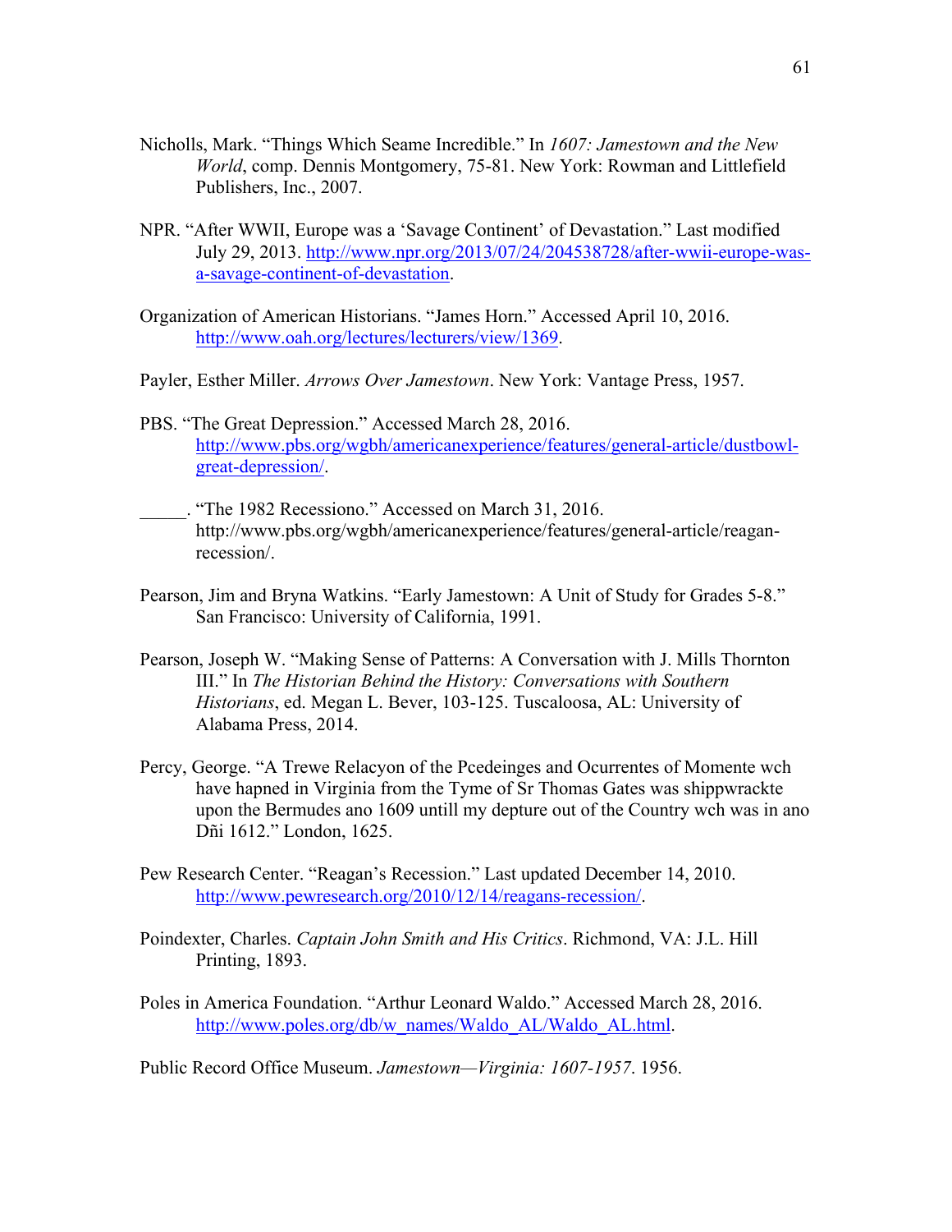Nicholls, Mark. "Things Which Seame Incredible." In *1607: Jamestown and the New World*, comp. Dennis Montgomery, 75-81. New York: Rowman and Littlefield Publishers, Inc., 2007.

NPR. "After WWII, Europe was a 'Savage Continent' of Devastation." Last modified July 29, 2013. http://www.npr.org/2013/07/24/204538728/after-wwii-europe-was-a-savage-continent-of-devastation.

Organization of American Historians. "James Horn." Accessed April 10, 2016. http://www.oah.org/lectures/lecturers/view/1369.

Payler, Esther Miller. *Arrows Over Jamestown*. New York: Vantage Press, 1957.

PBS. "The Great Depression." Accessed March 28, 2016. http://www.pbs.org/wgbh/americanexperience/features/general-article/dustbowl-great-depression/.

_____. "The 1982 Recessiono." Accessed on March 31, 2016. http://www.pbs.org/wgbh/americanexperience/features/general-article/reagan-recession/.

Pearson, Jim and Bryna Watkins. "Early Jamestown: A Unit of Study for Grades 5-8." San Francisco: University of California, 1991.

Pearson, Joseph W. "Making Sense of Patterns: A Conversation with J. Mills Thornton III." In *The Historian Behind the History: Conversations with Southern Historians*, ed. Megan L. Bever, 103-125. Tuscaloosa, AL: University of Alabama Press, 2014.

Percy, George. "A Trewe Relacyon of the Pcedeinges and Ocurrentes of Momente wch have hapned in Virginia from the Tyme of Sr Thomas Gates was shippwrackte upon the Bermudes ano 1609 untill my depture out of the Country wch was in ano Dñi 1612." London, 1625.

Pew Research Center. "Reagan's Recession." Last updated December 14, 2010. http://www.pewresearch.org/2010/12/14/reagans-recession/.

Poindexter, Charles. *Captain John Smith and His Critics*. Richmond, VA: J.L. Hill Printing, 1893.

Poles in America Foundation. "Arthur Leonard Waldo." Accessed March 28, 2016. http://www.poles.org/db/w_names/Waldo_AL/Waldo_AL.html.

Public Record Office Museum. *Jamestown—Virginia: 1607-1957*. 1956.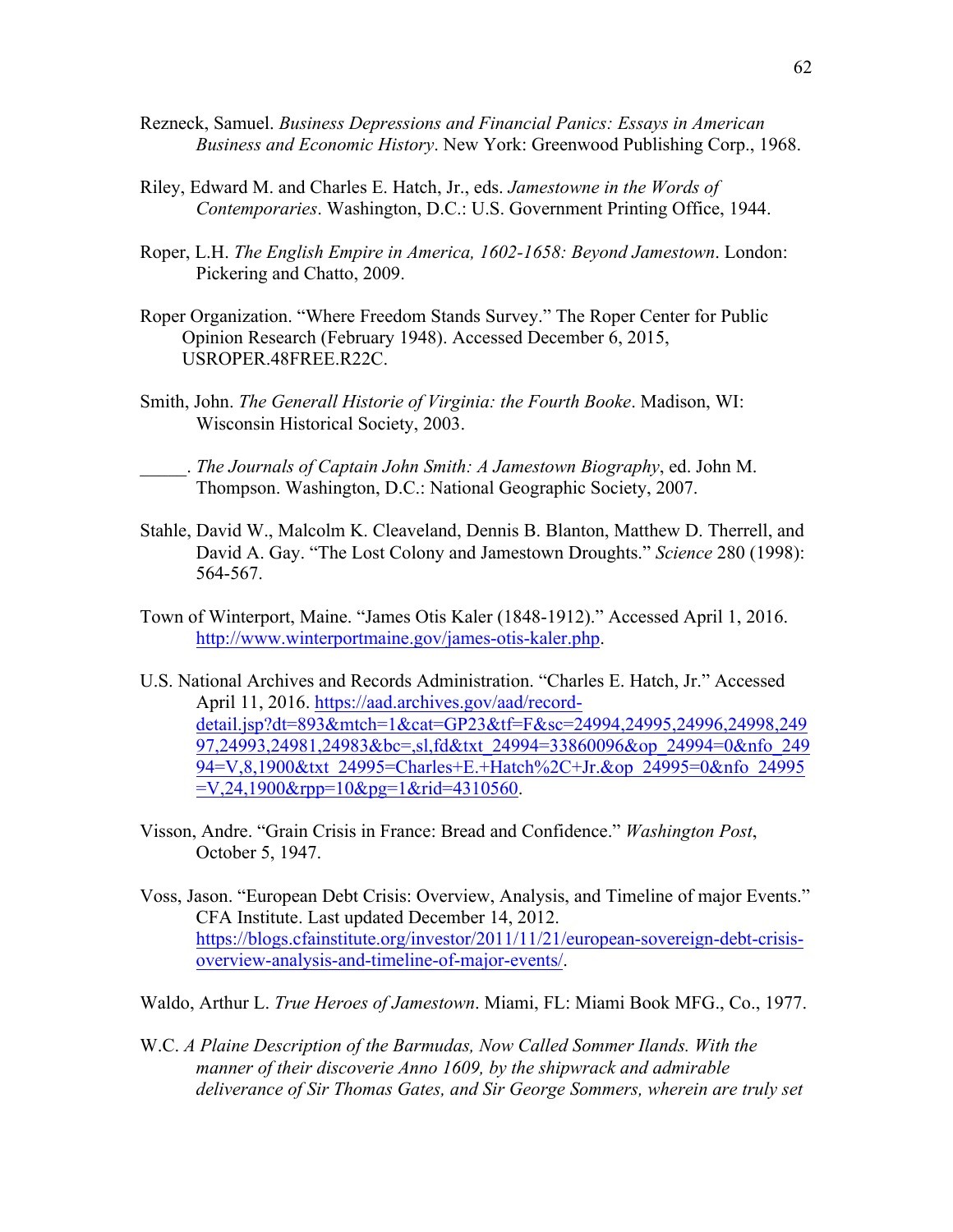Rezneck, Samuel. *Business Depressions and Financial Panics: Essays in American Business and Economic History*. New York: Greenwood Publishing Corp., 1968.

Riley, Edward M. and Charles E. Hatch, Jr., eds. *Jamestowne in the Words of Contemporaries*. Washington, D.C.: U.S. Government Printing Office, 1944.

Roper, L.H. *The English Empire in America, 1602-1658: Beyond Jamestown*. London: Pickering and Chatto, 2009.

Roper Organization. "Where Freedom Stands Survey." The Roper Center for Public Opinion Research (February 1948). Accessed December 6, 2015, USROPER.48FREE.R22C.

Smith, John. *The Generall Historie of Virginia: the Fourth Booke*. Madison, WI: Wisconsin Historical Society, 2003.

_____. *The Journals of Captain John Smith: A Jamestown Biography*, ed. John M. Thompson. Washington, D.C.: National Geographic Society, 2007.

Stahle, David W., Malcolm K. Cleaveland, Dennis B. Blanton, Matthew D. Therrell, and David A. Gay. "The Lost Colony and Jamestown Droughts." *Science* 280 (1998): 564-567.

Town of Winterport, Maine. "James Otis Kaler (1848-1912)." Accessed April 1, 2016. http://www.winterportmaine.gov/james-otis-kaler.php.

U.S. National Archives and Records Administration. "Charles E. Hatch, Jr." Accessed April 11, 2016. https://aad.archives.gov/aad/record-detail.jsp?dt=893&mtch=1&cat=GP23&tf=F&sc=24994,24995,24996,24998,24997,24993,24981,24983&bc=,sl,fd&txt_24994=33860096&op_24994=0&nfo_24994=V,8,1900&txt_24995=Charles+E.+Hatch%2C+Jr.&op_24995=0&nfo_24995=V,24,1900&rpp=10&pg=1&rid=4310560.

Visson, Andre. "Grain Crisis in France: Bread and Confidence." *Washington Post*, October 5, 1947.

Voss, Jason. "European Debt Crisis: Overview, Analysis, and Timeline of major Events." CFA Institute. Last updated December 14, 2012. https://blogs.cfainstitute.org/investor/2011/11/21/european-sovereign-debt-crisis-overview-analysis-and-timeline-of-major-events/.

Waldo, Arthur L. *True Heroes of Jamestown*. Miami, FL: Miami Book MFG., Co., 1977.

W.C. *A Plaine Description of the Barmudas, Now Called Sommer Ilands. With the manner of their discoverie Anno 1609, by the shipwrack and admirable deliverance of Sir Thomas Gates, and Sir George Sommers, wherein are truly set*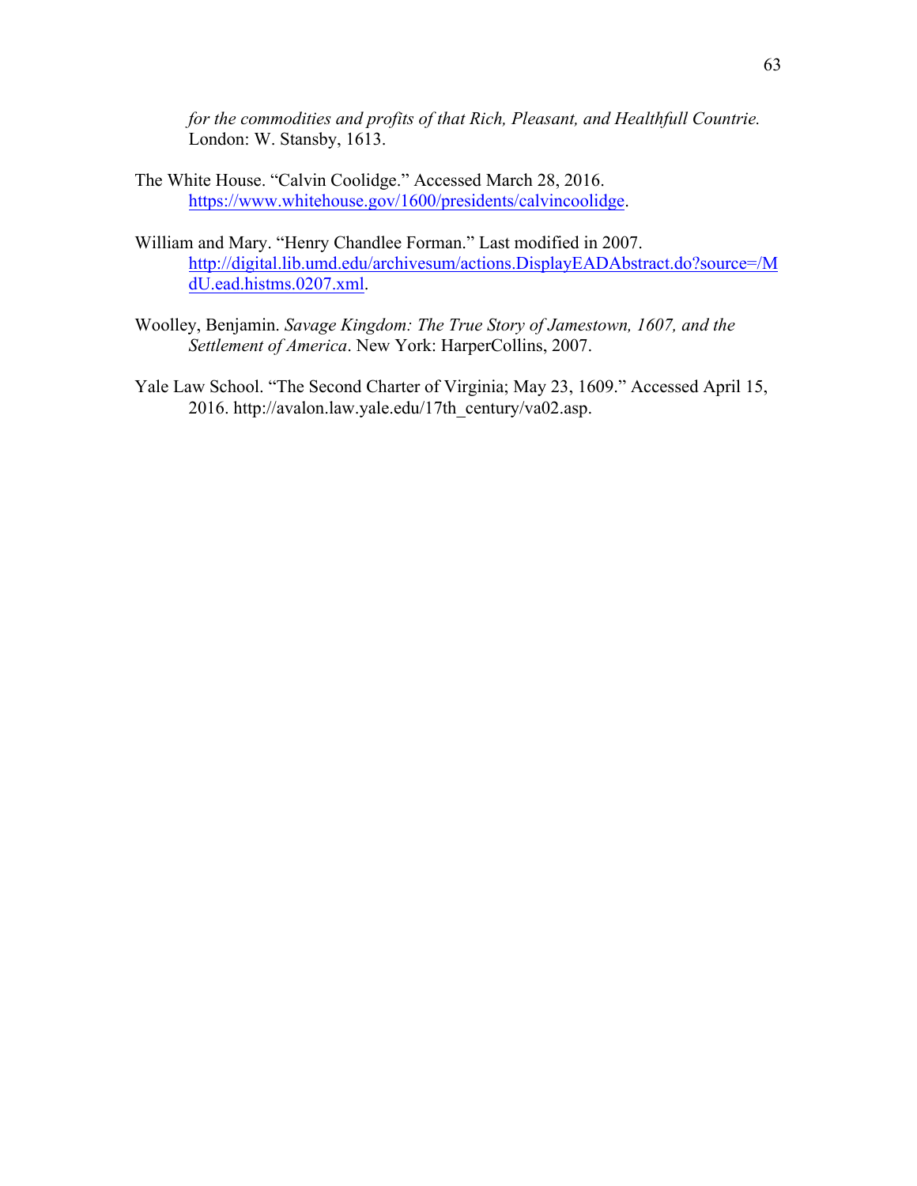*for the commodities and profits of that Rich, Pleasant, and Healthfull Countrie.* London: W. Stansby, 1613.

The White House. "Calvin Coolidge." Accessed March 28, 2016. https://www.whitehouse.gov/1600/presidents/calvincoolidge.

William and Mary. "Henry Chandlee Forman." Last modified in 2007. http://digital.lib.umd.edu/archivesum/actions.DisplayEADAbstract.do?source=/MdU.ead.histms.0207.xml.

Woolley, Benjamin. *Savage Kingdom: The True Story of Jamestown, 1607, and the Settlement of America*. New York: HarperCollins, 2007.

Yale Law School. "The Second Charter of Virginia; May 23, 1609." Accessed April 15, 2016. http://avalon.law.yale.edu/17th_century/va02.asp.